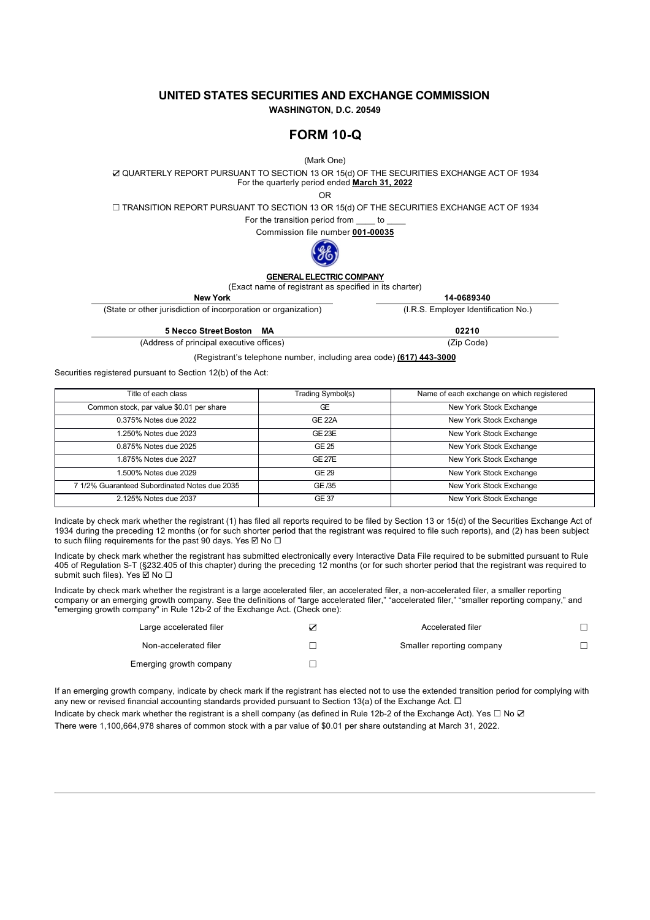# UNITED STATES SECURITIES AND EXCHANGE COMMISSION

**WASHINGTON, D.C. 20549**

# FORM 10-Q

(Mark One)

☑ QUARTERLY REPORT PURSUANT TO SECTION 13 OR 15(d) OF THE SECURITIES EXCHANGE ACT OF 1934
For the quarterly period ended **March 31, 2022**

OR

☐ TRANSITION REPORT PURSUANT TO SECTION 13 OR 15(d) OF THE SECURITIES EXCHANGE ACT OF 1934

For the transition period from ____ to ____

Commission file number **001-00035**

**GENERAL ELECTRIC COMPANY**

(Exact name of registrant as specified in its charter)

| **New York** | **14-0689340** |
|---|---|
| (State or other jurisdiction of incorporation or organization) | (I.R.S. Employer Identification No.) |
| **5 Necco Street Boston MA** | **02210** |
| (Address of principal executive offices) | (Zip Code) |

(Registrant's telephone number, including area code) **(617) 443-3000**

Securities registered pursuant to Section 12(b) of the Act:

| Title of each class | Trading Symbol(s) | Name of each exchange on which registered |
|---|---|---|
| Common stock, par value $0.01 per share | GE | New York Stock Exchange |
| 0.375% Notes due 2022 | GE 22A | New York Stock Exchange |
| 1.250% Notes due 2023 | GE 23E | New York Stock Exchange |
| 0.875% Notes due 2025 | GE 25 | New York Stock Exchange |
| 1.875% Notes due 2027 | GE 27E | New York Stock Exchange |
| 1.500% Notes due 2029 | GE 29 | New York Stock Exchange |
| 7 1/2% Guaranteed Subordinated Notes due 2035 | GE /35 | New York Stock Exchange |
| 2.125% Notes due 2037 | GE 37 | New York Stock Exchange |

Indicate by check mark whether the registrant (1) has filed all reports required to be filed by Section 13 or 15(d) of the Securities Exchange Act of 1934 during the preceding 12 months (or for such shorter period that the registrant was required to file such reports), and (2) has been subject to such filing requirements for the past 90 days. Yes ☑ No ☐

Indicate by check mark whether the registrant has submitted electronically every Interactive Data File required to be submitted pursuant to Rule 405 of Regulation S-T (§232.405 of this chapter) during the preceding 12 months (or for such shorter period that the registrant was required to submit such files). Yes ☑ No ☐

Indicate by check mark whether the registrant is a large accelerated filer, an accelerated filer, a non-accelerated filer, a smaller reporting company or an emerging growth company. See the definitions of "large accelerated filer," "accelerated filer," "smaller reporting company," and "emerging growth company" in Rule 12b-2 of the Exchange Act. (Check one):

| | | | |
|---|---|---|---|
| Large accelerated filer | ☑ | Accelerated filer | ☐ |
| Non-accelerated filer | ☐ | Smaller reporting company | ☐ |
| Emerging growth company | ☐ | | |

If an emerging growth company, indicate by check mark if the registrant has elected not to use the extended transition period for complying with any new or revised financial accounting standards provided pursuant to Section 13(a) of the Exchange Act. ☐

Indicate by check mark whether the registrant is a shell company (as defined in Rule 12b-2 of the Exchange Act). Yes ☐ No ☑

There were 1,100,664,978 shares of common stock with a par value of $0.01 per share outstanding at March 31, 2022.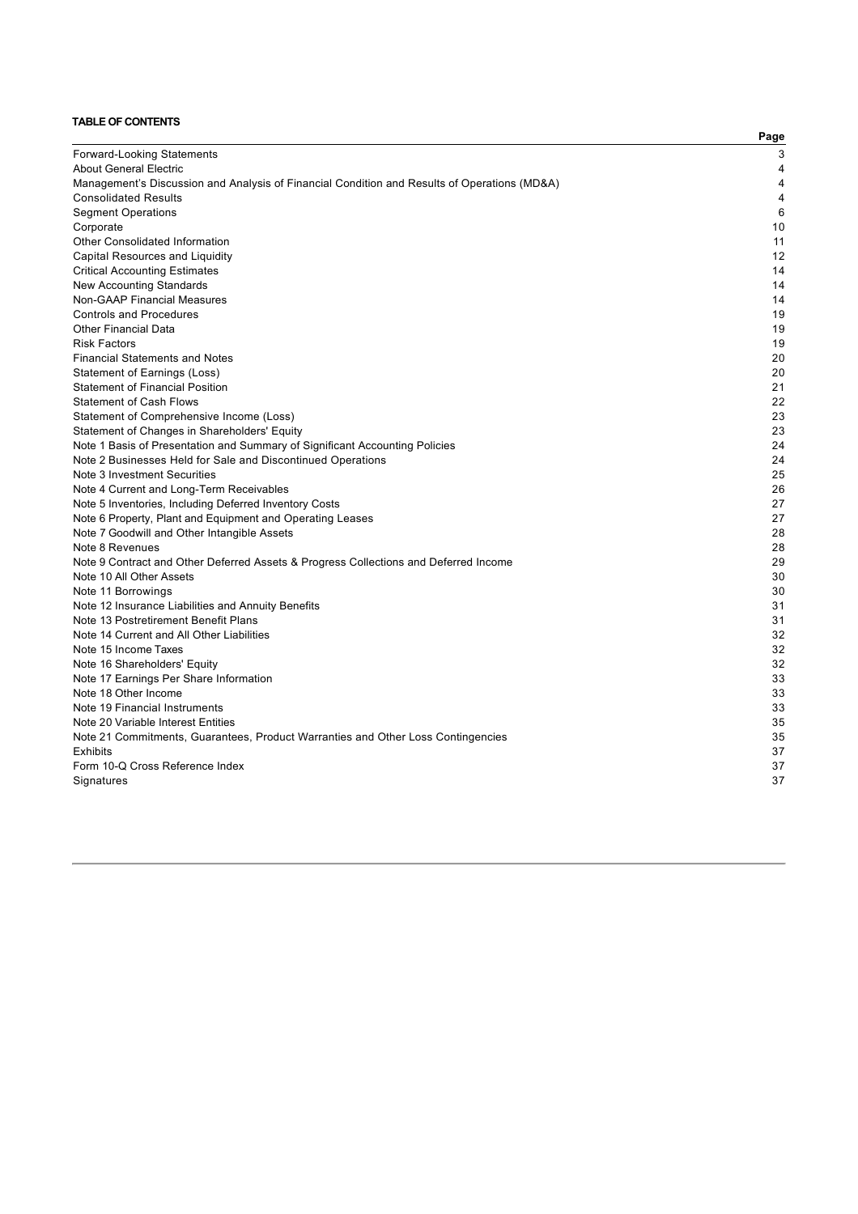**TABLE OF CONTENTS**

| | Page |
|---|---|
| Forward-Looking Statements | 3 |
| About General Electric | 4 |
| Management's Discussion and Analysis of Financial Condition and Results of Operations (MD&A) | 4 |
| Consolidated Results | 4 |
| Segment Operations | 6 |
| Corporate | 10 |
| Other Consolidated Information | 11 |
| Capital Resources and Liquidity | 12 |
| Critical Accounting Estimates | 14 |
| New Accounting Standards | 14 |
| Non-GAAP Financial Measures | 14 |
| Controls and Procedures | 19 |
| Other Financial Data | 19 |
| Risk Factors | 19 |
| Financial Statements and Notes | 20 |
| Statement of Earnings (Loss) | 20 |
| Statement of Financial Position | 21 |
| Statement of Cash Flows | 22 |
| Statement of Comprehensive Income (Loss) | 23 |
| Statement of Changes in Shareholders' Equity | 23 |
| Note 1 Basis of Presentation and Summary of Significant Accounting Policies | 24 |
| Note 2 Businesses Held for Sale and Discontinued Operations | 24 |
| Note 3 Investment Securities | 25 |
| Note 4 Current and Long-Term Receivables | 26 |
| Note 5 Inventories, Including Deferred Inventory Costs | 27 |
| Note 6 Property, Plant and Equipment and Operating Leases | 27 |
| Note 7 Goodwill and Other Intangible Assets | 28 |
| Note 8 Revenues | 28 |
| Note 9 Contract and Other Deferred Assets & Progress Collections and Deferred Income | 29 |
| Note 10 All Other Assets | 30 |
| Note 11 Borrowings | 30 |
| Note 12 Insurance Liabilities and Annuity Benefits | 31 |
| Note 13 Postretirement Benefit Plans | 31 |
| Note 14 Current and All Other Liabilities | 32 |
| Note 15 Income Taxes | 32 |
| Note 16 Shareholders' Equity | 32 |
| Note 17 Earnings Per Share Information | 33 |
| Note 18 Other Income | 33 |
| Note 19 Financial Instruments | 33 |
| Note 20 Variable Interest Entities | 35 |
| Note 21 Commitments, Guarantees, Product Warranties and Other Loss Contingencies | 35 |
| Exhibits | 37 |
| Form 10-Q Cross Reference Index | 37 |
| Signatures | 37 |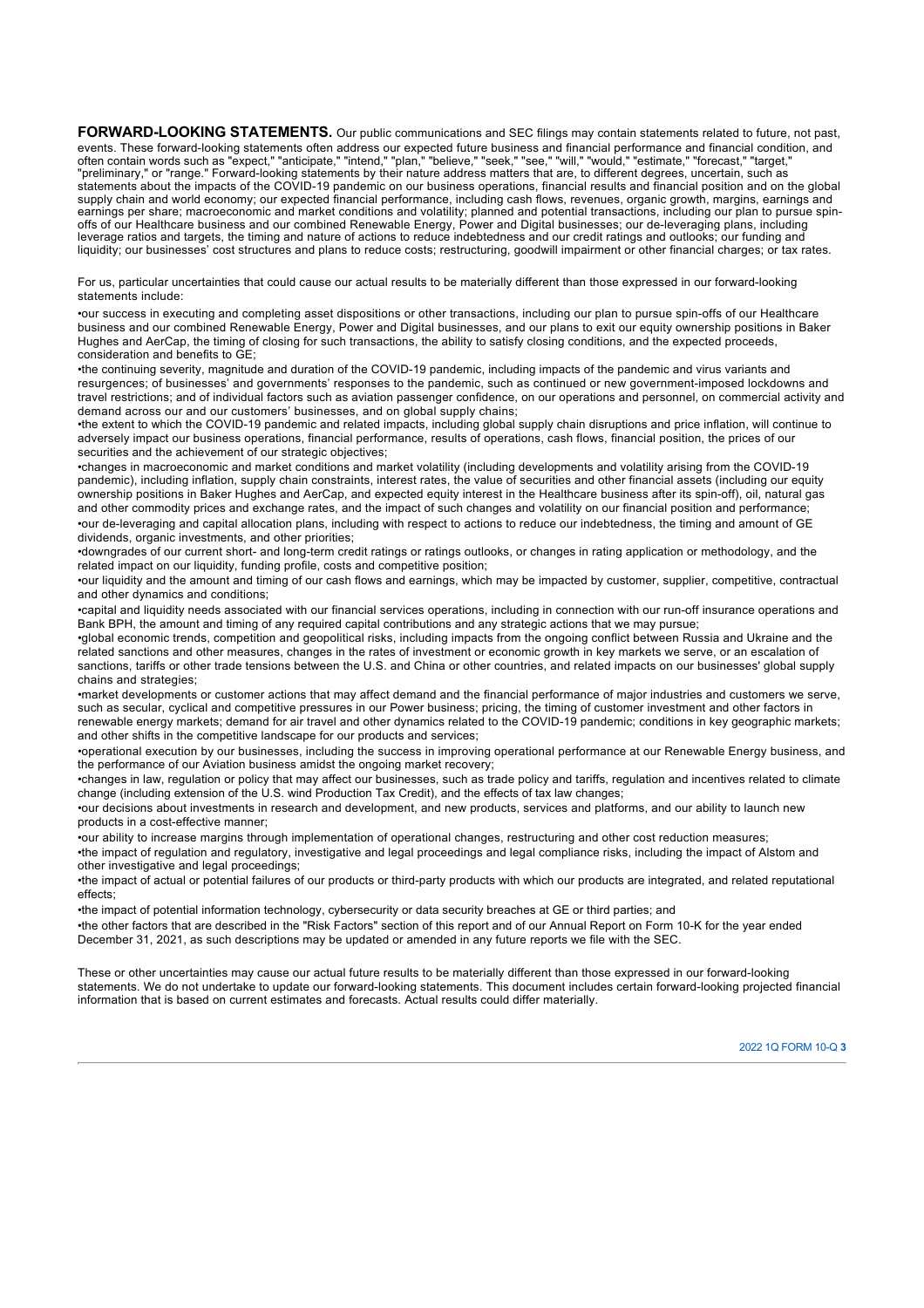**FORWARD-LOOKING STATEMENTS.** Our public communications and SEC filings may contain statements related to future, not past, events. These forward-looking statements often address our expected future business and financial performance and financial condition, and often contain words such as "expect," "anticipate," "intend," "plan," "believe," "seek," "see," "will," "would," "estimate," "forecast," "target," "preliminary," or "range." Forward-looking statements by their nature address matters that are, to different degrees, uncertain, such as statements about the impacts of the COVID-19 pandemic on our business operations, financial results and financial position and on the global supply chain and world economy; our expected financial performance, including cash flows, revenues, organic growth, margins, earnings and earnings per share; macroeconomic and market conditions and volatility; planned and potential transactions, including our plan to pursue spin-offs of our Healthcare business and our combined Renewable Energy, Power and Digital businesses; our de-leveraging plans, including leverage ratios and targets, the timing and nature of actions to reduce indebtedness and our credit ratings and outlooks; our funding and liquidity; our businesses' cost structures and plans to reduce costs; restructuring, goodwill impairment or other financial charges; or tax rates.

For us, particular uncertainties that could cause our actual results to be materially different than those expressed in our forward-looking statements include:

- our success in executing and completing asset dispositions or other transactions, including our plan to pursue spin-offs of our Healthcare business and our combined Renewable Energy, Power and Digital businesses, and our plans to exit our equity ownership positions in Baker Hughes and AerCap, the timing of closing for such transactions, the ability to satisfy closing conditions, and the expected proceeds, consideration and benefits to GE;
- the continuing severity, magnitude and duration of the COVID-19 pandemic, including impacts of the pandemic and virus variants and resurgences; of businesses' and governments' responses to the pandemic, such as continued or new government-imposed lockdowns and travel restrictions; and of individual factors such as aviation passenger confidence, on our operations and personnel, on commercial activity and demand across our and our customers' businesses, and on global supply chains;
- the extent to which the COVID-19 pandemic and related impacts, including global supply chain disruptions and price inflation, will continue to adversely impact our business operations, financial performance, results of operations, cash flows, financial position, the prices of our securities and the achievement of our strategic objectives;
- changes in macroeconomic and market conditions and market volatility (including developments and volatility arising from the COVID-19 pandemic), including inflation, supply chain constraints, interest rates, the value of securities and other financial assets (including our equity ownership positions in Baker Hughes and AerCap, and expected equity interest in the Healthcare business after its spin-off), oil, natural gas and other commodity prices and exchange rates, and the impact of such changes and volatility on our financial position and performance;
- our de-leveraging and capital allocation plans, including with respect to actions to reduce our indebtedness, the timing and amount of GE dividends, organic investments, and other priorities;
- downgrades of our current short- and long-term credit ratings or ratings outlooks, or changes in rating application or methodology, and the related impact on our liquidity, funding profile, costs and competitive position;
- our liquidity and the amount and timing of our cash flows and earnings, which may be impacted by customer, supplier, competitive, contractual and other dynamics and conditions;
- capital and liquidity needs associated with our financial services operations, including in connection with our run-off insurance operations and Bank BPH, the amount and timing of any required capital contributions and any strategic actions that we may pursue;
- global economic trends, competition and geopolitical risks, including impacts from the ongoing conflict between Russia and Ukraine and the related sanctions and other measures, changes in the rates of investment or economic growth in key markets we serve, or an escalation of sanctions, tariffs or other trade tensions between the U.S. and China or other countries, and related impacts on our businesses' global supply chains and strategies;
- market developments or customer actions that may affect demand and the financial performance of major industries and customers we serve, such as secular, cyclical and competitive pressures in our Power business; pricing, the timing of customer investment and other factors in renewable energy markets; demand for air travel and other dynamics related to the COVID-19 pandemic; conditions in key geographic markets; and other shifts in the competitive landscape for our products and services;
- operational execution by our businesses, including the success in improving operational performance at our Renewable Energy business, and the performance of our Aviation business amidst the ongoing market recovery;
- changes in law, regulation or policy that may affect our businesses, such as trade policy and tariffs, regulation and incentives related to climate change (including extension of the U.S. wind Production Tax Credit), and the effects of tax law changes;
- our decisions about investments in research and development, and new products, services and platforms, and our ability to launch new products in a cost-effective manner;
- our ability to increase margins through implementation of operational changes, restructuring and other cost reduction measures;
- the impact of regulation and regulatory, investigative and legal proceedings and legal compliance risks, including the impact of Alstom and other investigative and legal proceedings;
- the impact of actual or potential failures of our products or third-party products with which our products are integrated, and related reputational effects;
- the impact of potential information technology, cybersecurity or data security breaches at GE or third parties; and
- the other factors that are described in the "Risk Factors" section of this report and of our Annual Report on Form 10-K for the year ended December 31, 2021, as such descriptions may be updated or amended in any future reports we file with the SEC.

These or other uncertainties may cause our actual future results to be materially different than those expressed in our forward-looking statements. We do not undertake to update our forward-looking statements. This document includes certain forward-looking projected financial information that is based on current estimates and forecasts. Actual results could differ materially.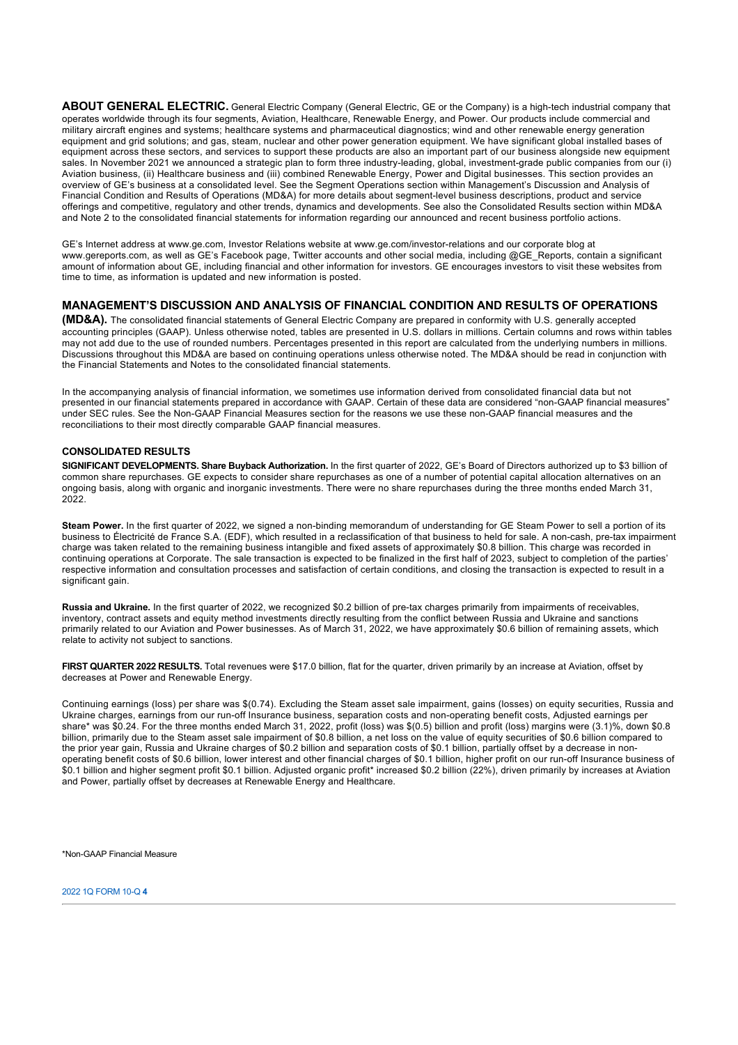**ABOUT GENERAL ELECTRIC.** General Electric Company (General Electric, GE or the Company) is a high-tech industrial company that operates worldwide through its four segments, Aviation, Healthcare, Renewable Energy, and Power. Our products include commercial and military aircraft engines and systems; healthcare systems and pharmaceutical diagnostics; wind and other renewable energy generation equipment and grid solutions; and gas, steam, nuclear and other power generation equipment. We have significant global installed bases of equipment across these sectors, and services to support these products are also an important part of our business alongside new equipment sales. In November 2021 we announced a strategic plan to form three industry-leading, global, investment-grade public companies from our (i) Aviation business, (ii) Healthcare business and (iii) combined Renewable Energy, Power and Digital businesses. This section provides an overview of GE's business at a consolidated level. See the Segment Operations section within Management's Discussion and Analysis of Financial Condition and Results of Operations (MD&A) for more details about segment-level business descriptions, product and service offerings and competitive, regulatory and other trends, dynamics and developments. See also the Consolidated Results section within MD&A and Note 2 to the consolidated financial statements for information regarding our announced and recent business portfolio actions.

GE's Internet address at www.ge.com, Investor Relations website at www.ge.com/investor-relations and our corporate blog at www.gereports.com, as well as GE's Facebook page, Twitter accounts and other social media, including @GE_Reports, contain a significant amount of information about GE, including financial and other information for investors. GE encourages investors to visit these websites from time to time, as information is updated and new information is posted.

## MANAGEMENT'S DISCUSSION AND ANALYSIS OF FINANCIAL CONDITION AND RESULTS OF OPERATIONS

**(MD&A).** The consolidated financial statements of General Electric Company are prepared in conformity with U.S. generally accepted accounting principles (GAAP). Unless otherwise noted, tables are presented in U.S. dollars in millions. Certain columns and rows within tables may not add due to the use of rounded numbers. Percentages presented in this report are calculated from the underlying numbers in millions. Discussions throughout this MD&A are based on continuing operations unless otherwise noted. The MD&A should be read in conjunction with the Financial Statements and Notes to the consolidated financial statements.

In the accompanying analysis of financial information, we sometimes use information derived from consolidated financial data but not presented in our financial statements prepared in accordance with GAAP. Certain of these data are considered "non-GAAP financial measures" under SEC rules. See the Non-GAAP Financial Measures section for the reasons we use these non-GAAP financial measures and the reconciliations to their most directly comparable GAAP financial measures.

### CONSOLIDATED RESULTS

**SIGNIFICANT DEVELOPMENTS. Share Buyback Authorization.** In the first quarter of 2022, GE's Board of Directors authorized up to $3 billion of common share repurchases. GE expects to consider share repurchases as one of a number of potential capital allocation alternatives on an ongoing basis, along with organic and inorganic investments. There were no share repurchases during the three months ended March 31, 2022.

**Steam Power.** In the first quarter of 2022, we signed a non-binding memorandum of understanding for GE Steam Power to sell a portion of its business to Électricité de France S.A. (EDF), which resulted in a reclassification of that business to held for sale. A non-cash, pre-tax impairment charge was taken related to the remaining business intangible and fixed assets of approximately $0.8 billion. This charge was recorded in continuing operations at Corporate. The sale transaction is expected to be finalized in the first half of 2023, subject to completion of the parties' respective information and consultation processes and satisfaction of certain conditions, and closing the transaction is expected to result in a significant gain.

**Russia and Ukraine.** In the first quarter of 2022, we recognized $0.2 billion of pre-tax charges primarily from impairments of receivables, inventory, contract assets and equity method investments directly resulting from the conflict between Russia and Ukraine and sanctions primarily related to our Aviation and Power businesses. As of March 31, 2022, we have approximately $0.6 billion of remaining assets, which relate to activity not subject to sanctions.

**FIRST QUARTER 2022 RESULTS.** Total revenues were $17.0 billion, flat for the quarter, driven primarily by an increase at Aviation, offset by decreases at Power and Renewable Energy.

Continuing earnings (loss) per share was $(0.74). Excluding the Steam asset sale impairment, gains (losses) on equity securities, Russia and Ukraine charges, earnings from our run-off Insurance business, separation costs and non-operating benefit costs, Adjusted earnings per share* was $0.24. For the three months ended March 31, 2022, profit (loss) was $(0.5) billion and profit (loss) margins were (3.1)%, down $0.8 billion, primarily due to the Steam asset sale impairment of $0.8 billion, a net loss on the value of equity securities of $0.6 billion compared to the prior year gain, Russia and Ukraine charges of $0.2 billion and separation costs of $0.1 billion, partially offset by a decrease in non-operating benefit costs of $0.6 billion, lower interest and other financial charges of $0.1 billion, higher profit on our run-off Insurance business of $0.1 billion and higher segment profit $0.1 billion. Adjusted organic profit* increased $0.2 billion (22%), driven primarily by increases at Aviation and Power, partially offset by decreases at Renewable Energy and Healthcare.

*Non-GAAP Financial Measure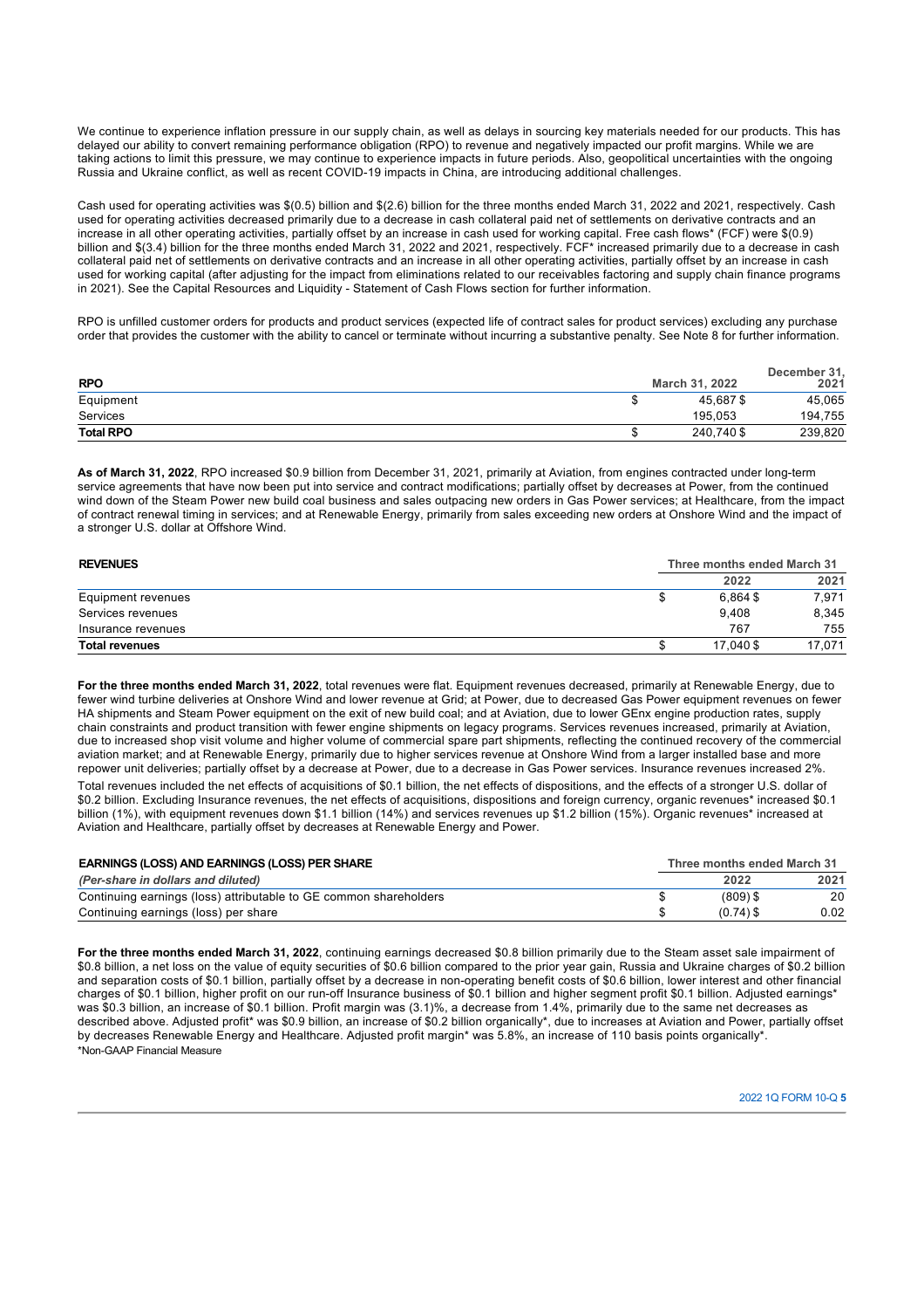We continue to experience inflation pressure in our supply chain, as well as delays in sourcing key materials needed for our products. This has delayed our ability to convert remaining performance obligation (RPO) to revenue and negatively impacted our profit margins. While we are taking actions to limit this pressure, we may continue to experience impacts in future periods. Also, geopolitical uncertainties with the ongoing Russia and Ukraine conflict, as well as recent COVID-19 impacts in China, are introducing additional challenges.

Cash used for operating activities was $(0.5) billion and $(2.6) billion for the three months ended March 31, 2022 and 2021, respectively. Cash used for operating activities decreased primarily due to a decrease in cash collateral paid net of settlements on derivative contracts and an increase in all other operating activities, partially offset by an increase in cash used for working capital. Free cash flows* (FCF) were $(0.9) billion and $(3.4) billion for the three months ended March 31, 2022 and 2021, respectively. FCF* increased primarily due to a decrease in cash collateral paid net of settlements on derivative contracts and an increase in all other operating activities, partially offset by an increase in cash used for working capital (after adjusting for the impact from eliminations related to our receivables factoring and supply chain finance programs in 2021). See the Capital Resources and Liquidity - Statement of Cash Flows section for further information.

RPO is unfilled customer orders for products and product services (expected life of contract sales for product services) excluding any purchase order that provides the customer with the ability to cancel or terminate without incurring a substantive penalty. See Note 8 for further information.

| RPO | March 31, 2022 | December 31, 2021 |
|---|---|---|
| Equipment | $ 45,687 | $ 45,065 |
| Services | 195,053 | 194,755 |
| **Total RPO** | $ 240,740 | $ 239,820 |

**As of March 31, 2022**, RPO increased $0.9 billion from December 31, 2021, primarily at Aviation, from engines contracted under long-term service agreements that have now been put into service and contract modifications; partially offset by decreases at Power, from the continued wind down of the Steam Power new build coal business and sales outpacing new orders in Gas Power services; at Healthcare, from the impact of contract renewal timing in services; and at Renewable Energy, primarily from sales exceeding new orders at Onshore Wind and the impact of a stronger U.S. dollar at Offshore Wind.

| REVENUES | Three months ended March 31 2022 | 2021 |
|---|---|---|
| Equipment revenues | $ 6,864 | $ 7,971 |
| Services revenues | 9,408 | 8,345 |
| Insurance revenues | 767 | 755 |
| **Total revenues** | $ 17,040 | $ 17,071 |

**For the three months ended March 31, 2022**, total revenues were flat. Equipment revenues decreased, primarily at Renewable Energy, due to fewer wind turbine deliveries at Onshore Wind and lower revenue at Grid; at Power, due to decreased Gas Power equipment revenues on fewer HA shipments and Steam Power equipment on the exit of new build coal; and at Aviation, due to lower GEnx engine production rates, supply chain constraints and product transition with fewer engine shipments on legacy programs. Services revenues increased, primarily at Aviation, due to increased shop visit volume and higher volume of commercial spare part shipments, reflecting the continued recovery of the commercial aviation market; and at Renewable Energy, primarily due to higher services revenue at Onshore Wind from a larger installed base and more repower unit deliveries; partially offset by a decrease at Power, due to a decrease in Gas Power services. Insurance revenues increased 2%.

Total revenues included the net effects of acquisitions of $0.1 billion, the net effects of dispositions, and the effects of a stronger U.S. dollar of $0.2 billion. Excluding Insurance revenues, the net effects of acquisitions, dispositions and foreign currency, organic revenues* increased $0.1 billion (1%), with equipment revenues down $1.1 billion (14%) and services revenues up $1.2 billion (15%). Organic revenues* increased at Aviation and Healthcare, partially offset by decreases at Renewable Energy and Power.

| EARNINGS (LOSS) AND EARNINGS (LOSS) PER SHARE | Three months ended March 31 | |
|---|---|---|
| *(Per-share in dollars and diluted)* | 2022 | 2021 |
| Continuing earnings (loss) attributable to GE common shareholders | $ (809) | $ 20 |
| Continuing earnings (loss) per share | $ (0.74) | $ 0.02 |

**For the three months ended March 31, 2022**, continuing earnings decreased $0.8 billion primarily due to the Steam asset sale impairment of $0.8 billion, a net loss on the value of equity securities of $0.6 billion compared to the prior year gain, Russia and Ukraine charges of $0.2 billion and separation costs of $0.1 billion, partially offset by a decrease in non-operating benefit costs of $0.6 billion, lower interest and other financial charges of $0.1 billion, higher profit on our run-off Insurance business of $0.1 billion and higher segment profit $0.1 billion. Adjusted earnings* was $0.3 billion, an increase of $0.1 billion. Profit margin was (3.1)%, a decrease from 1.4%, primarily due to the same net decreases as described above. Adjusted profit* was $0.9 billion, an increase of $0.2 billion organically*, due to increases at Aviation and Power, partially offset by decreases Renewable Energy and Healthcare. Adjusted profit margin* was 5.8%, an increase of 110 basis points organically*.

*Non-GAAP Financial Measure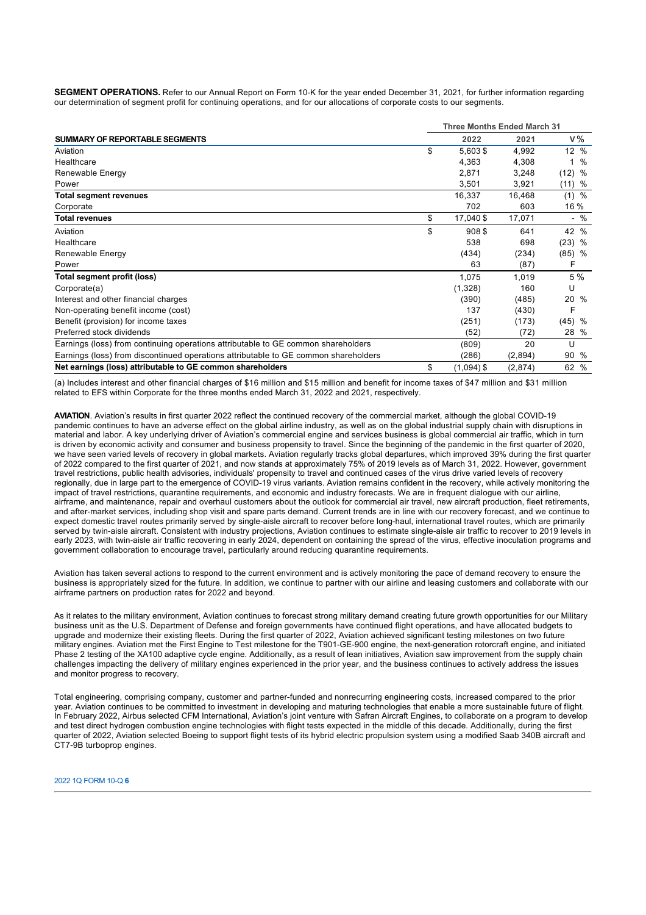**SEGMENT OPERATIONS.** Refer to our Annual Report on Form 10-K for the year ended December 31, 2021, for further information regarding our determination of segment profit for continuing operations, and for our allocations of corporate costs to our segments.

| | Three Months Ended March 31 | | |
|---|---|---|---|
| **SUMMARY OF REPORTABLE SEGMENTS** | 2022 | 2021 | V% |
| Aviation | $ 5,603 | $ 4,992 | 12 % |
| Healthcare | 4,363 | 4,308 | 1 % |
| Renewable Energy | 2,871 | 3,248 | (12) % |
| Power | 3,501 | 3,921 | (11) % |
| **Total segment revenues** | 16,337 | 16,468 | (1) % |
| Corporate | 702 | 603 | 16 % |
| **Total revenues** | $ 17,040 | $ 17,071 | - % |
| Aviation | $ 908 | $ 641 | 42 % |
| Healthcare | 538 | 698 | (23) % |
| Renewable Energy | (434) | (234) | (85) % |
| Power | 63 | (87) | F |
| **Total segment profit (loss)** | 1,075 | 1,019 | 5 % |
| Corporate(a) | (1,328) | 160 | U |
| Interest and other financial charges | (390) | (485) | 20 % |
| Non-operating benefit income (cost) | 137 | (430) | F |
| Benefit (provision) for income taxes | (251) | (173) | (45) % |
| Preferred stock dividends | (52) | (72) | 28 % |
| Earnings (loss) from continuing operations attributable to GE common shareholders | (809) | 20 | U |
| Earnings (loss) from discontinued operations attributable to GE common shareholders | (286) | (2,894) | 90 % |
| **Net earnings (loss) attributable to GE common shareholders** | $ (1,094) | $ (2,874) | 62 % |

(a) Includes interest and other financial charges of $16 million and $15 million and benefit for income taxes of $47 million and $31 million related to EFS within Corporate for the three months ended March 31, 2022 and 2021, respectively.

**AVIATION**. Aviation's results in first quarter 2022 reflect the continued recovery of the commercial market, although the global COVID-19 pandemic continues to have an adverse effect on the global airline industry, as well as on the global industrial supply chain with disruptions in material and labor. A key underlying driver of Aviation's commercial engine and services business is global commercial air traffic, which in turn is driven by economic activity and consumer and business propensity to travel. Since the beginning of the pandemic in the first quarter of 2020, we have seen varied levels of recovery in global markets. Aviation regularly tracks global departures, which improved 39% during the first quarter of 2022 compared to the first quarter of 2021, and now stands at approximately 75% of 2019 levels as of March 31, 2022. However, government travel restrictions, public health advisories, individuals' propensity to travel and continued cases of the virus drive varied levels of recovery regionally, due in large part to the emergence of COVID-19 virus variants. Aviation remains confident in the recovery, while actively monitoring the impact of travel restrictions, quarantine requirements, and economic and industry forecasts. We are in frequent dialogue with our airline, airframe, and maintenance, repair and overhaul customers about the outlook for commercial air travel, new aircraft production, fleet retirements, and after-market services, including shop visit and spare parts demand. Current trends are in line with our recovery forecast, and we continue to expect domestic travel routes primarily served by single-aisle aircraft to recover before long-haul, international travel routes, which are primarily served by twin-aisle aircraft. Consistent with industry projections, Aviation continues to estimate single-aisle air traffic to recover to 2019 levels in early 2023, with twin-aisle air traffic recovering in early 2024, dependent on containing the spread of the virus, effective inoculation programs and government collaboration to encourage travel, particularly around reducing quarantine requirements.

Aviation has taken several actions to respond to the current environment and is actively monitoring the pace of demand recovery to ensure the business is appropriately sized for the future. In addition, we continue to partner with our airline and leasing customers and collaborate with our airframe partners on production rates for 2022 and beyond.

As it relates to the military environment, Aviation continues to forecast strong military demand creating future growth opportunities for our Military business unit as the U.S. Department of Defense and foreign governments have continued flight operations, and have allocated budgets to upgrade and modernize their existing fleets. During the first quarter of 2022, Aviation achieved significant testing milestones on two future military engines. Aviation met the First Engine to Test milestone for the T901-GE-900 engine, the next-generation rotorcraft engine, and initiated Phase 2 testing of the XA100 adaptive cycle engine. Additionally, as a result of lean initiatives, Aviation saw improvement from the supply chain challenges impacting the delivery of military engines experienced in the prior year, and the business continues to actively address the issues and monitor progress to recovery.

Total engineering, comprising company, customer and partner-funded and nonrecurring engineering costs, increased compared to the prior year. Aviation continues to be committed to investment in developing and maturing technologies that enable a more sustainable future of flight. In February 2022, Airbus selected CFM International, Aviation's joint venture with Safran Aircraft Engines, to collaborate on a program to develop and test direct hydrogen combustion engine technologies with flight tests expected in the middle of this decade. Additionally, during the first quarter of 2022, Aviation selected Boeing to support flight tests of its hybrid electric propulsion system using a modified Saab 340B aircraft and CT7-9B turboprop engines.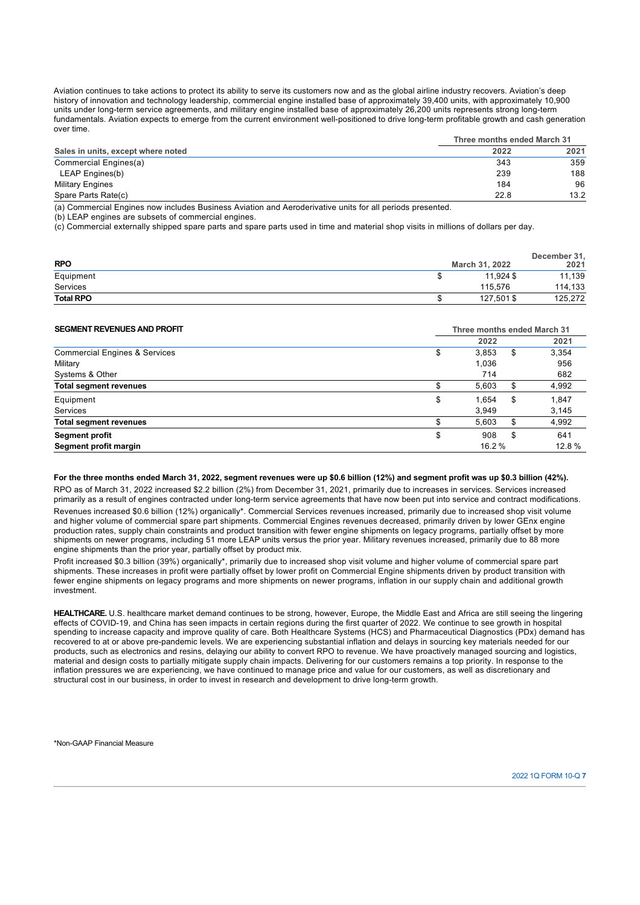Aviation continues to take actions to protect its ability to serve its customers now and as the global airline industry recovers. Aviation's deep history of innovation and technology leadership, commercial engine installed base of approximately 39,400 units, with approximately 10,900 units under long-term service agreements, and military engine installed base of approximately 26,200 units represents strong long-term fundamentals. Aviation expects to emerge from the current environment well-positioned to drive long-term profitable growth and cash generation over time.

| Sales in units, except where noted | Three months ended March 31 | |
|---|---|---|
| | 2022 | 2021 |
| Commercial Engines(a) | 343 | 359 |
| LEAP Engines(b) | 239 | 188 |
| Military Engines | 184 | 96 |
| Spare Parts Rate(c) | 22.8 | 13.2 |

(a) Commercial Engines now includes Business Aviation and Aeroderivative units for all periods presented.
(b) LEAP engines are subsets of commercial engines.
(c) Commercial externally shipped spare parts and spare parts used in time and material shop visits in millions of dollars per day.

| RPO | March 31, 2022 | December 31, 2021 |
|---|---|---|
| Equipment | $ 11,924 | $ 11,139 |
| Services | 115,576 | 114,133 |
| **Total RPO** | $ 127,501 | $ 125,272 |

| SEGMENT REVENUES AND PROFIT | Three months ended March 31 | |
|---|---|---|
| | 2022 | 2021 |
| Commercial Engines & Services | $ 3,853 | $ 3,354 |
| Military | 1,036 | 956 |
| Systems & Other | 714 | 682 |
| **Total segment revenues** | $ 5,603 | $ 4,992 |
| Equipment | $ 1,654 | $ 1,847 |
| Services | 3,949 | 3,145 |
| **Total segment revenues** | $ 5,603 | $ 4,992 |
| **Segment profit** | $ 908 | $ 641 |
| **Segment profit margin** | 16.2 % | 12.8 % |

**For the three months ended March 31, 2022, segment revenues were up $0.6 billion (12%) and segment profit was up $0.3 billion (42%).**

RPO as of March 31, 2022 increased $2.2 billion (2%) from December 31, 2021, primarily due to increases in services. Services increased primarily as a result of engines contracted under long-term service agreements that have now been put into service and contract modifications.

Revenues increased $0.6 billion (12%) organically*. Commercial Services revenues increased, primarily due to increased shop visit volume and higher volume of commercial spare part shipments. Commercial Engines revenues decreased, primarily driven by lower GEnx engine production rates, supply chain constraints and product transition with fewer engine shipments on legacy programs, partially offset by more shipments on newer programs, including 51 more LEAP units versus the prior year. Military revenues increased, primarily due to 88 more engine shipments than the prior year, partially offset by product mix.

Profit increased $0.3 billion (39%) organically*, primarily due to increased shop visit volume and higher volume of commercial spare part shipments. These increases in profit were partially offset by lower profit on Commercial Engine shipments driven by product transition with fewer engine shipments on legacy programs and more shipments on newer programs, inflation in our supply chain and additional growth investment.

**HEALTHCARE.** U.S. healthcare market demand continues to be strong, however, Europe, the Middle East and Africa are still seeing the lingering effects of COVID-19, and China has seen impacts in certain regions during the first quarter of 2022. We continue to see growth in hospital spending to increase capacity and improve quality of care. Both Healthcare Systems (HCS) and Pharmaceutical Diagnostics (PDx) demand has recovered to at or above pre-pandemic levels. We are experiencing substantial inflation and delays in sourcing key materials needed for our products, such as electronics and resins, delaying our ability to convert RPO to revenue. We have proactively managed sourcing and logistics, material and design costs to partially mitigate supply chain impacts. Delivering for our customers remains a top priority. In response to the inflation pressures we are experiencing, we have continued to manage price and value for our customers, as well as discretionary and structural cost in our business, in order to invest in research and development to drive long-term growth.

*Non-GAAP Financial Measure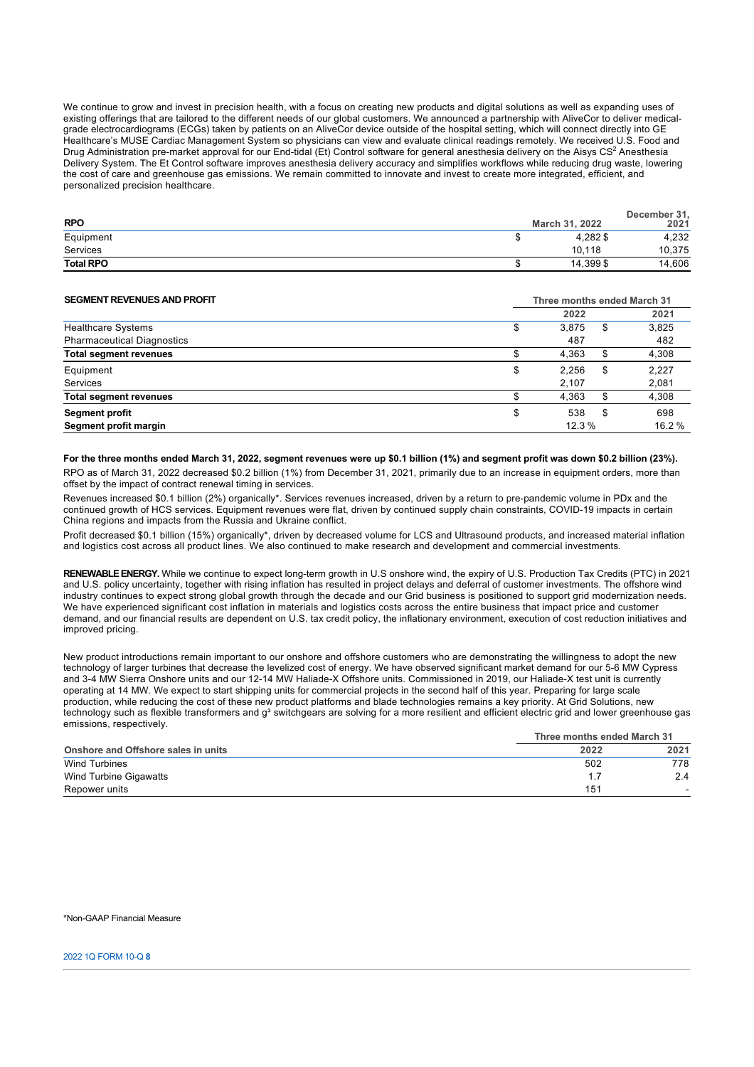We continue to grow and invest in precision health, with a focus on creating new products and digital solutions as well as expanding uses of existing offerings that are tailored to the different needs of our global customers. We announced a partnership with AliveCor to deliver medical-grade electrocardiograms (ECGs) taken by patients on an AliveCor device outside of the hospital setting, which will connect directly into GE Healthcare's MUSE Cardiac Management System so physicians can view and evaluate clinical readings remotely. We received U.S. Food and Drug Administration pre-market approval for our End-tidal (Et) Control software for general anesthesia delivery on the Aisys CS[2] Anesthesia Delivery System. The Et Control software improves anesthesia delivery accuracy and simplifies workflows while reducing drug waste, lowering the cost of care and greenhouse gas emissions. We remain committed to innovate and invest to create more integrated, efficient, and personalized precision healthcare.

| RPO | March 31, 2022 | December 31, 2021 |
|---|---|---|
| Equipment | $ 4,282 | $ 4,232 |
| Services | 10,118 | 10,375 |
| **Total RPO** | $ 14,399 | $ 14,606 |

| SEGMENT REVENUES AND PROFIT | Three months ended March 31 | |
|---|---|---|
| | 2022 | 2021 |
| Healthcare Systems | $ 3,875 | $ 3,825 |
| Pharmaceutical Diagnostics | 487 | 482 |
| **Total segment revenues** | $ 4,363 | $ 4,308 |
| Equipment | $ 2,256 | $ 2,227 |
| Services | 2,107 | 2,081 |
| **Total segment revenues** | $ 4,363 | $ 4,308 |
| **Segment profit** | $ 538 | $ 698 |
| **Segment profit margin** | 12.3 % | 16.2 % |

**For the three months ended March 31, 2022, segment revenues were up $0.1 billion (1%) and segment profit was down $0.2 billion (23%).**

RPO as of March 31, 2022 decreased $0.2 billion (1%) from December 31, 2021, primarily due to an increase in equipment orders, more than offset by the impact of contract renewal timing in services.

Revenues increased $0.1 billion (2%) organically*. Services revenues increased, driven by a return to pre-pandemic volume in PDx and the continued growth of HCS services. Equipment revenues were flat, driven by continued supply chain constraints, COVID-19 impacts in certain China regions and impacts from the Russia and Ukraine conflict.

Profit decreased $0.1 billion (15%) organically*, driven by decreased volume for LCS and Ultrasound products, and increased material inflation and logistics cost across all product lines. We also continued to make research and development and commercial investments.

**RENEWABLE ENERGY.** While we continue to expect long-term growth in U.S onshore wind, the expiry of U.S. Production Tax Credits (PTC) in 2021 and U.S. policy uncertainty, together with rising inflation has resulted in project delays and deferral of customer investments. The offshore wind industry continues to expect strong global growth through the decade and our Grid business is positioned to support grid modernization needs. We have experienced significant cost inflation in materials and logistics costs across the entire business that impact price and customer demand, and our financial results are dependent on U.S. tax credit policy, the inflationary environment, execution of cost reduction initiatives and improved pricing.

New product introductions remain important to our onshore and offshore customers who are demonstrating the willingness to adopt the new technology of larger turbines that decrease the levelized cost of energy. We have observed significant market demand for our 5-6 MW Cypress and 3-4 MW Sierra Onshore units and our 12-14 MW Haliade-X Offshore units. Commissioned in 2019, our Haliade-X test unit is currently operating at 14 MW. We expect to start shipping units for commercial projects in the second half of this year. Preparing for large scale production, while reducing the cost of these new product platforms and blade technologies remains a key priority. At Grid Solutions, new technology such as flexible transformers and g³ switchgears are solving for a more resilient and efficient electric grid and lower greenhouse gas emissions, respectively.

| Onshore and Offshore sales in units | Three months ended March 31 | |
|---|---|---|
| | 2022 | 2021 |
| Wind Turbines | 502 | 778 |
| Wind Turbine Gigawatts | 1.7 | 2.4 |
| Repower units | 151 | - |

*Non-GAAP Financial Measure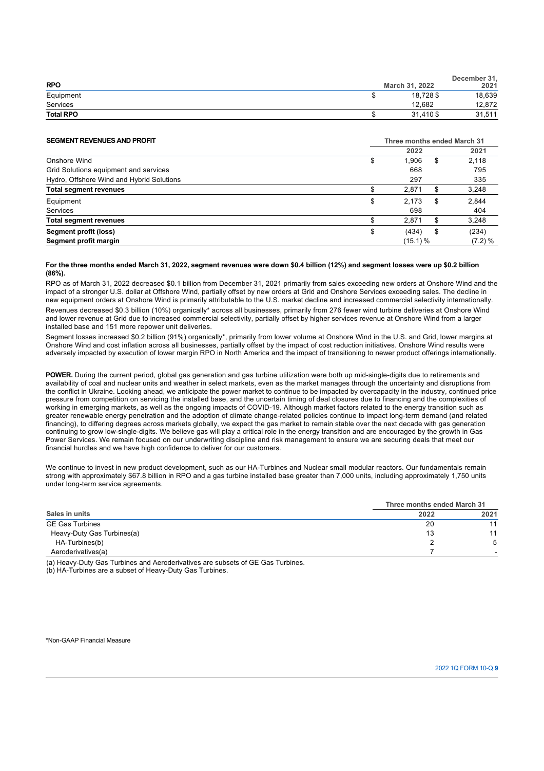| RPO | March 31, 2022 | December 31, 2021 |
|---|---|---|
| Equipment | $ 18,728 | $ 18,639 |
| Services | 12,682 | 12,872 |
| **Total RPO** | $ 31,410 | $ 31,511 |

| SEGMENT REVENUES AND PROFIT | Three months ended March 31 | |
|---|---|---|
| | 2022 | 2021 |
| Onshore Wind | $ 1,906 | $ 2,118 |
| Grid Solutions equipment and services | 668 | 795 |
| Hydro, Offshore Wind and Hybrid Solutions | 297 | 335 |
| **Total segment revenues** | $ 2,871 | $ 3,248 |
| Equipment | $ 2,173 | $ 2,844 |
| Services | 698 | 404 |
| **Total segment revenues** | $ 2,871 | $ 3,248 |
| **Segment profit (loss)** | $ (434) | $ (234) |
| **Segment profit margin** | (15.1) % | (7.2) % |

**For the three months ended March 31, 2022, segment revenues were down $0.4 billion (12%) and segment losses were up $0.2 billion (86%).**

RPO as of March 31, 2022 decreased $0.1 billion from December 31, 2021 primarily from sales exceeding new orders at Onshore Wind and the impact of a stronger U.S. dollar at Offshore Wind, partially offset by new orders at Grid and Onshore Services exceeding sales. The decline in new equipment orders at Onshore Wind is primarily attributable to the U.S. market decline and increased commercial selectivity internationally.

Revenues decreased $0.3 billion (10%) organically* across all businesses, primarily from 276 fewer wind turbine deliveries at Onshore Wind and lower revenue at Grid due to increased commercial selectivity, partially offset by higher services revenue at Onshore Wind from a larger installed base and 151 more repower unit deliveries.

Segment losses increased $0.2 billion (91%) organically*, primarily from lower volume at Onshore Wind in the U.S. and Grid, lower margins at Onshore Wind and cost inflation across all businesses, partially offset by the impact of cost reduction initiatives. Onshore Wind results were adversely impacted by execution of lower margin RPO in North America and the impact of transitioning to newer product offerings internationally.

**POWER.** During the current period, global gas generation and gas turbine utilization were both up mid-single-digits due to retirements and availability of coal and nuclear units and weather in select markets, even as the market manages through the uncertainty and disruptions from the conflict in Ukraine. Looking ahead, we anticipate the power market to continue to be impacted by overcapacity in the industry, continued price pressure from competition on servicing the installed base, and the uncertain timing of deal closures due to financing and the complexities of working in emerging markets, as well as the ongoing impacts of COVID-19. Although market factors related to the energy transition such as greater renewable energy penetration and the adoption of climate change-related policies continue to impact long-term demand (and related financing), to differing degrees across markets globally, we expect the gas market to remain stable over the next decade with gas generation continuing to grow low-single-digits. We believe gas will play a critical role in the energy transition and are encouraged by the growth in Gas Power Services. We remain focused on our underwriting discipline and risk management to ensure we are securing deals that meet our financial hurdles and we have high confidence to deliver for our customers.

We continue to invest in new product development, such as our HA-Turbines and Nuclear small modular reactors. Our fundamentals remain strong with approximately $67.8 billion in RPO and a gas turbine installed base greater than 7,000 units, including approximately 1,750 units under long-term service agreements.

| Sales in units | Three months ended March 31 | |
|---|---|---|
| | 2022 | 2021 |
| GE Gas Turbines | 20 | 11 |
| Heavy-Duty Gas Turbines(a) | 13 | 11 |
| HA-Turbines(b) | 2 | 5 |
| Aeroderivatives(a) | 7 | - |

(a) Heavy-Duty Gas Turbines and Aeroderivatives are subsets of GE Gas Turbines.
(b) HA-Turbines are a subset of Heavy-Duty Gas Turbines.

*Non-GAAP Financial Measure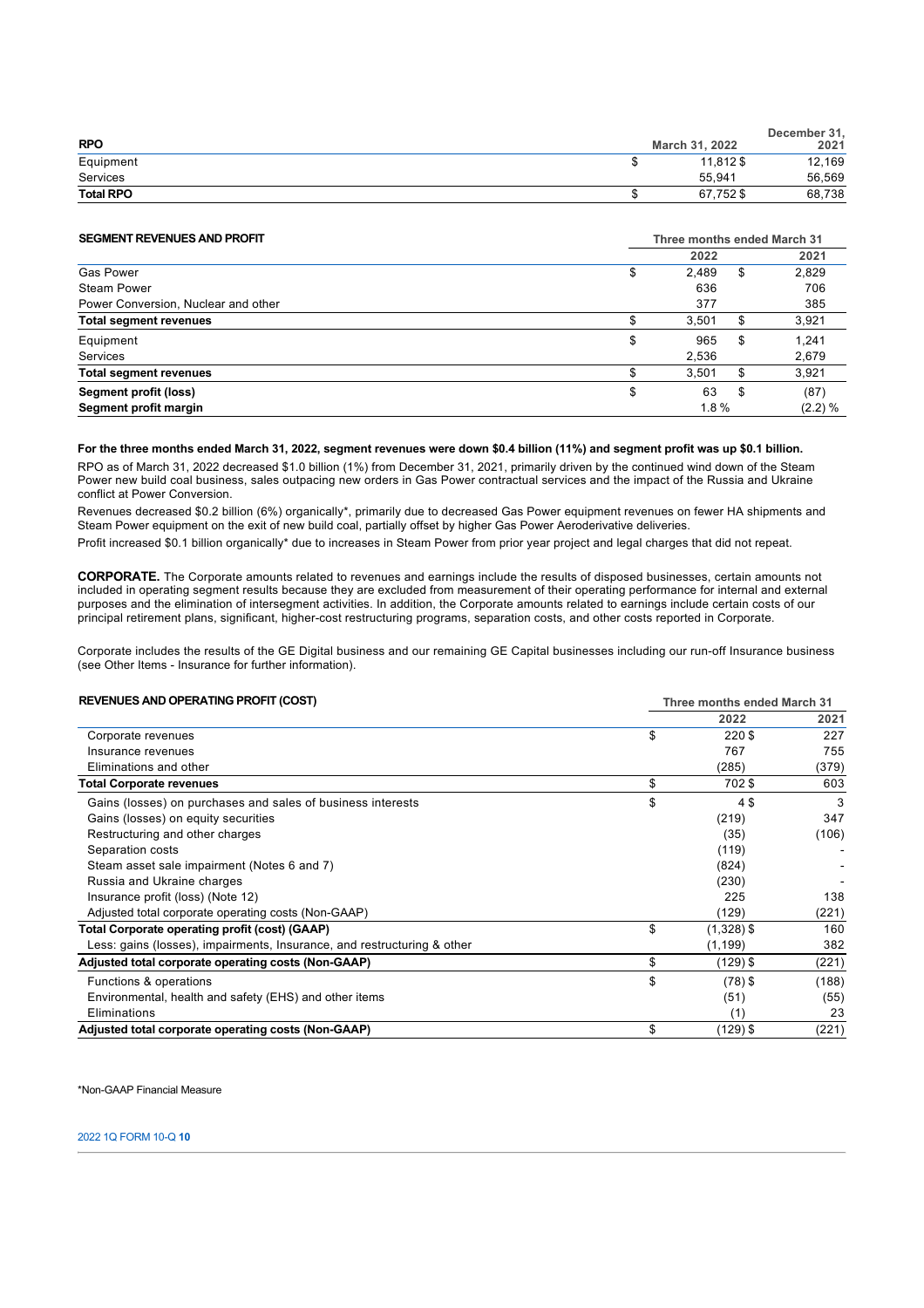| RPO | March 31, 2022 | December 31, 2021 |
|---|---|---|
| Equipment | $ 11,812 | $ 12,169 |
| Services | 55,941 | 56,569 |
| **Total RPO** | $ 67,752 | $ 68,738 |

| SEGMENT REVENUES AND PROFIT | Three months ended March 31 | |
|---|---|---|
| | 2022 | 2021 |
| Gas Power | $ 2,489 | $ 2,829 |
| Steam Power | 636 | 706 |
| Power Conversion, Nuclear and other | 377 | 385 |
| **Total segment revenues** | $ 3,501 | $ 3,921 |
| Equipment | $ 965 | $ 1,241 |
| Services | 2,536 | 2,679 |
| **Total segment revenues** | $ 3,501 | $ 3,921 |
| **Segment profit (loss)** | $ 63 | $ (87) |
| **Segment profit margin** | 1.8 % | (2.2) % |

**For the three months ended March 31, 2022, segment revenues were down $0.4 billion (11%) and segment profit was up $0.1 billion.**

RPO as of March 31, 2022 decreased $1.0 billion (1%) from December 31, 2021, primarily driven by the continued wind down of the Steam Power new build coal business, sales outpacing new orders in Gas Power contractual services and the impact of the Russia and Ukraine conflict at Power Conversion.

Revenues decreased $0.2 billion (6%) organically*, primarily due to decreased Gas Power equipment revenues on fewer HA shipments and Steam Power equipment on the exit of new build coal, partially offset by higher Gas Power Aeroderivative deliveries.

Profit increased $0.1 billion organically* due to increases in Steam Power from prior year project and legal charges that did not repeat.

**CORPORATE.** The Corporate amounts related to revenues and earnings include the results of disposed businesses, certain amounts not included in operating segment results because they are excluded from measurement of their operating performance for internal and external purposes and the elimination of intersegment activities. In addition, the Corporate amounts related to earnings include certain costs of our principal retirement plans, significant, higher-cost restructuring programs, separation costs, and other costs reported in Corporate.

Corporate includes the results of the GE Digital business and our remaining GE Capital businesses including our run-off Insurance business (see Other Items - Insurance for further information).

| REVENUES AND OPERATING PROFIT (COST) | Three months ended March 31 | |
|---|---|---|
| | 2022 | 2021 |
| Corporate revenues | $ 220 | $ 227 |
| Insurance revenues | 767 | 755 |
| Eliminations and other | (285) | (379) |
| **Total Corporate revenues** | $ 702 | $ 603 |
| Gains (losses) on purchases and sales of business interests | $ 4 | $ 3 |
| Gains (losses) on equity securities | (219) | 347 |
| Restructuring and other charges | (35) | (106) |
| Separation costs | (119) | - |
| Steam asset sale impairment (Notes 6 and 7) | (824) | - |
| Russia and Ukraine charges | (230) | - |
| Insurance profit (loss) (Note 12) | 225 | 138 |
| Adjusted total corporate operating costs (Non-GAAP) | (129) | (221) |
| **Total Corporate operating profit (cost) (GAAP)** | $ (1,328) | $ 160 |
| Less: gains (losses), impairments, Insurance, and restructuring & other | (1,199) | 382 |
| **Adjusted total corporate operating costs (Non-GAAP)** | $ (129) | $ (221) |
| Functions & operations | $ (78) | $ (188) |
| Environmental, health and safety (EHS) and other items | (51) | (55) |
| Eliminations | (1) | 23 |
| **Adjusted total corporate operating costs (Non-GAAP)** | $ (129) | $ (221) |

*Non-GAAP Financial Measure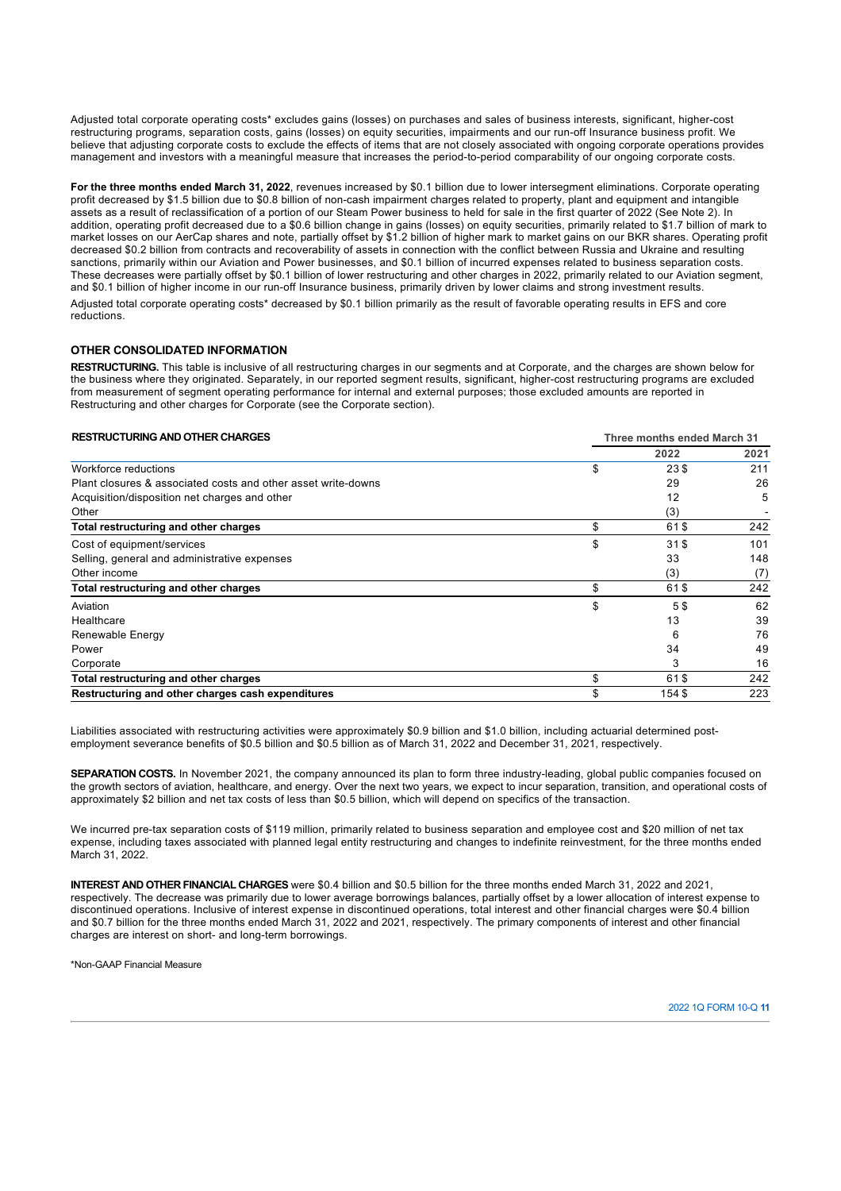Adjusted total corporate operating costs* excludes gains (losses) on purchases and sales of business interests, significant, higher-cost restructuring programs, separation costs, gains (losses) on equity securities, impairments and our run-off Insurance business profit. We believe that adjusting corporate costs to exclude the effects of items that are not closely associated with ongoing corporate operations provides management and investors with a meaningful measure that increases the period-to-period comparability of our ongoing corporate costs.

**For the three months ended March 31, 2022**, revenues increased by $0.1 billion due to lower intersegment eliminations. Corporate operating profit decreased by $1.5 billion due to $0.8 billion of non-cash impairment charges related to property, plant and equipment and intangible assets as a result of reclassification of a portion of our Steam Power business to held for sale in the first quarter of 2022 (See Note 2). In addition, operating profit decreased due to a $0.6 billion change in gains (losses) on equity securities, primarily related to $1.7 billion of mark to market losses on our AerCap shares and note, partially offset by $1.2 billion of higher mark to market gains on our BKR shares. Operating profit decreased $0.2 billion from contracts and recoverability of assets in connection with the conflict between Russia and Ukraine and resulting sanctions, primarily within our Aviation and Power businesses, and $0.1 billion of incurred expenses related to business separation costs. These decreases were partially offset by $0.1 billion of lower restructuring and other charges in 2022, primarily related to our Aviation segment, and $0.1 billion of higher income in our run-off Insurance business, primarily driven by lower claims and strong investment results.

Adjusted total corporate operating costs* decreased by $0.1 billion primarily as the result of favorable operating results in EFS and core reductions.

## OTHER CONSOLIDATED INFORMATION

**RESTRUCTURING.** This table is inclusive of all restructuring charges in our segments and at Corporate, and the charges are shown below for the business where they originated. Separately, in our reported segment results, significant, higher-cost restructuring programs are excluded from measurement of segment operating performance for internal and external purposes; those excluded amounts are reported in Restructuring and other charges for Corporate (see the Corporate section).

| RESTRUCTURING AND OTHER CHARGES | Three months ended March 31 | |
|---|---|---|
| | 2022 | 2021 |
| Workforce reductions | $ 23 | $ 211 |
| Plant closures & associated costs and other asset write-downs | 29 | 26 |
| Acquisition/disposition net charges and other | 12 | 5 |
| Other | (3) | - |
| **Total restructuring and other charges** | $ 61 | $ 242 |
| Cost of equipment/services | $ 31 | $ 101 |
| Selling, general and administrative expenses | 33 | 148 |
| Other income | (3) | (7) |
| **Total restructuring and other charges** | $ 61 | $ 242 |
| Aviation | $ 5 | $ 62 |
| Healthcare | 13 | 39 |
| Renewable Energy | 6 | 76 |
| Power | 34 | 49 |
| Corporate | 3 | 16 |
| **Total restructuring and other charges** | $ 61 | $ 242 |
| **Restructuring and other charges cash expenditures** | $ 154 | $ 223 |

Liabilities associated with restructuring activities were approximately $0.9 billion and $1.0 billion, including actuarial determined post-employment severance benefits of $0.5 billion and $0.5 billion as of March 31, 2022 and December 31, 2021, respectively.

**SEPARATION COSTS.** In November 2021, the company announced its plan to form three industry-leading, global public companies focused on the growth sectors of aviation, healthcare, and energy. Over the next two years, we expect to incur separation, transition, and operational costs of approximately $2 billion and net tax costs of less than $0.5 billion, which will depend on specifics of the transaction.

We incurred pre-tax separation costs of $119 million, primarily related to business separation and employee cost and $20 million of net tax expense, including taxes associated with planned legal entity restructuring and changes to indefinite reinvestment, for the three months ended March 31, 2022.

**INTEREST AND OTHER FINANCIAL CHARGES** were $0.4 billion and $0.5 billion for the three months ended March 31, 2022 and 2021, respectively. The decrease was primarily due to lower average borrowings balances, partially offset by a lower allocation of interest expense to discontinued operations. Inclusive of interest expense in discontinued operations, total interest and other financial charges were $0.4 billion and $0.7 billion for the three months ended March 31, 2022 and 2021, respectively. The primary components of interest and other financial charges are interest on short- and long-term borrowings.

*Non-GAAP Financial Measure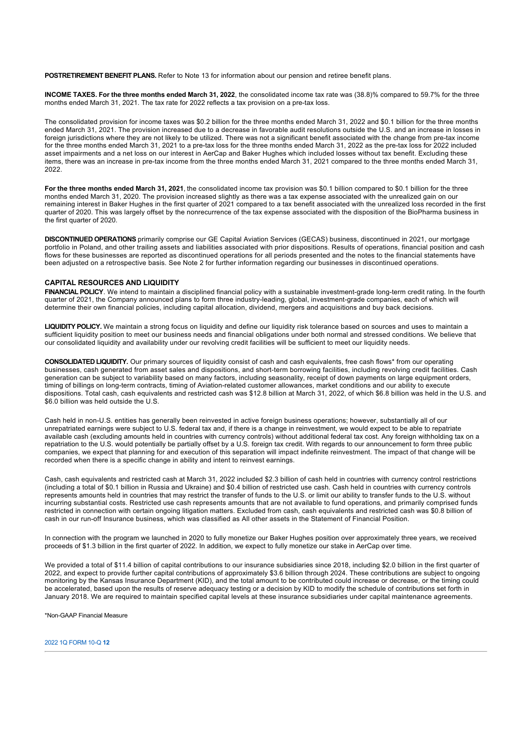**POSTRETIREMENT BENEFIT PLANS.** Refer to Note 13 for information about our pension and retiree benefit plans.

**INCOME TAXES. For the three months ended March 31, 2022**, the consolidated income tax rate was (38.8)% compared to 59.7% for the three months ended March 31, 2021. The tax rate for 2022 reflects a tax provision on a pre-tax loss.

The consolidated provision for income taxes was $0.2 billion for the three months ended March 31, 2022 and $0.1 billion for the three months ended March 31, 2021. The provision increased due to a decrease in favorable audit resolutions outside the U.S. and an increase in losses in foreign jurisdictions where they are not likely to be utilized. There was not a significant benefit associated with the change from pre-tax income for the three months ended March 31, 2021 to a pre-tax loss for the three months ended March 31, 2022 as the pre-tax loss for 2022 included asset impairments and a net loss on our interest in AerCap and Baker Hughes which included losses without tax benefit. Excluding these items, there was an increase in pre-tax income from the three months ended March 31, 2021 compared to the three months ended March 31, 2022.

**For the three months ended March 31, 2021**, the consolidated income tax provision was $0.1 billion compared to $0.1 billion for the three months ended March 31, 2020. The provision increased slightly as there was a tax expense associated with the unrealized gain on our remaining interest in Baker Hughes in the first quarter of 2021 compared to a tax benefit associated with the unrealized loss recorded in the first quarter of 2020. This was largely offset by the nonrecurrence of the tax expense associated with the disposition of the BioPharma business in the first quarter of 2020.

**DISCONTINUED OPERATIONS** primarily comprise our GE Capital Aviation Services (GECAS) business, discontinued in 2021, our mortgage portfolio in Poland, and other trailing assets and liabilities associated with prior dispositions. Results of operations, financial position and cash flows for these businesses are reported as discontinued operations for all periods presented and the notes to the financial statements have been adjusted on a retrospective basis. See Note 2 for further information regarding our businesses in discontinued operations.

## CAPITAL RESOURCES AND LIQUIDITY

**FINANCIAL POLICY**. We intend to maintain a disciplined financial policy with a sustainable investment-grade long-term credit rating. In the fourth quarter of 2021, the Company announced plans to form three industry-leading, global, investment-grade companies, each of which will determine their own financial policies, including capital allocation, dividend, mergers and acquisitions and buy back decisions.

**LIQUIDITY POLICY.** We maintain a strong focus on liquidity and define our liquidity risk tolerance based on sources and uses to maintain a sufficient liquidity position to meet our business needs and financial obligations under both normal and stressed conditions. We believe that our consolidated liquidity and availability under our revolving credit facilities will be sufficient to meet our liquidity needs.

**CONSOLIDATED LIQUIDITY.** Our primary sources of liquidity consist of cash and cash equivalents, free cash flows* from our operating businesses, cash generated from asset sales and dispositions, and short-term borrowing facilities, including revolving credit facilities. Cash generation can be subject to variability based on many factors, including seasonality, receipt of down payments on large equipment orders, timing of billings on long-term contracts, timing of Aviation-related customer allowances, market conditions and our ability to execute dispositions. Total cash, cash equivalents and restricted cash was $12.8 billion at March 31, 2022, of which $6.8 billion was held in the U.S. and $6.0 billion was held outside the U.S.

Cash held in non-U.S. entities has generally been reinvested in active foreign business operations; however, substantially all of our unrepatriated earnings were subject to U.S. federal tax and, if there is a change in reinvestment, we would expect to be able to repatriate available cash (excluding amounts held in countries with currency controls) without additional federal tax cost. Any foreign withholding tax on a repatriation to the U.S. would potentially be partially offset by a U.S. foreign tax credit. With regards to our announcement to form three public companies, we expect that planning for and execution of this separation will impact indefinite reinvestment. The impact of that change will be recorded when there is a specific change in ability and intent to reinvest earnings.

Cash, cash equivalents and restricted cash at March 31, 2022 included $2.3 billion of cash held in countries with currency control restrictions (including a total of $0.1 billion in Russia and Ukraine) and $0.4 billion of restricted use cash. Cash held in countries with currency controls represents amounts held in countries that may restrict the transfer of funds to the U.S. or limit our ability to transfer funds to the U.S. without incurring substantial costs. Restricted use cash represents amounts that are not available to fund operations, and primarily comprised funds restricted in connection with certain ongoing litigation matters. Excluded from cash, cash equivalents and restricted cash was $0.8 billion of cash in our run-off Insurance business, which was classified as All other assets in the Statement of Financial Position.

In connection with the program we launched in 2020 to fully monetize our Baker Hughes position over approximately three years, we received proceeds of $1.3 billion in the first quarter of 2022. In addition, we expect to fully monetize our stake in AerCap over time.

We provided a total of $11.4 billion of capital contributions to our insurance subsidiaries since 2018, including $2.0 billion in the first quarter of 2022, and expect to provide further capital contributions of approximately $3.6 billion through 2024. These contributions are subject to ongoing monitoring by the Kansas Insurance Department (KID), and the total amount to be contributed could increase or decrease, or the timing could be accelerated, based upon the results of reserve adequacy testing or a decision by KID to modify the schedule of contributions set forth in January 2018. We are required to maintain specified capital levels at these insurance subsidiaries under capital maintenance agreements.

*Non-GAAP Financial Measure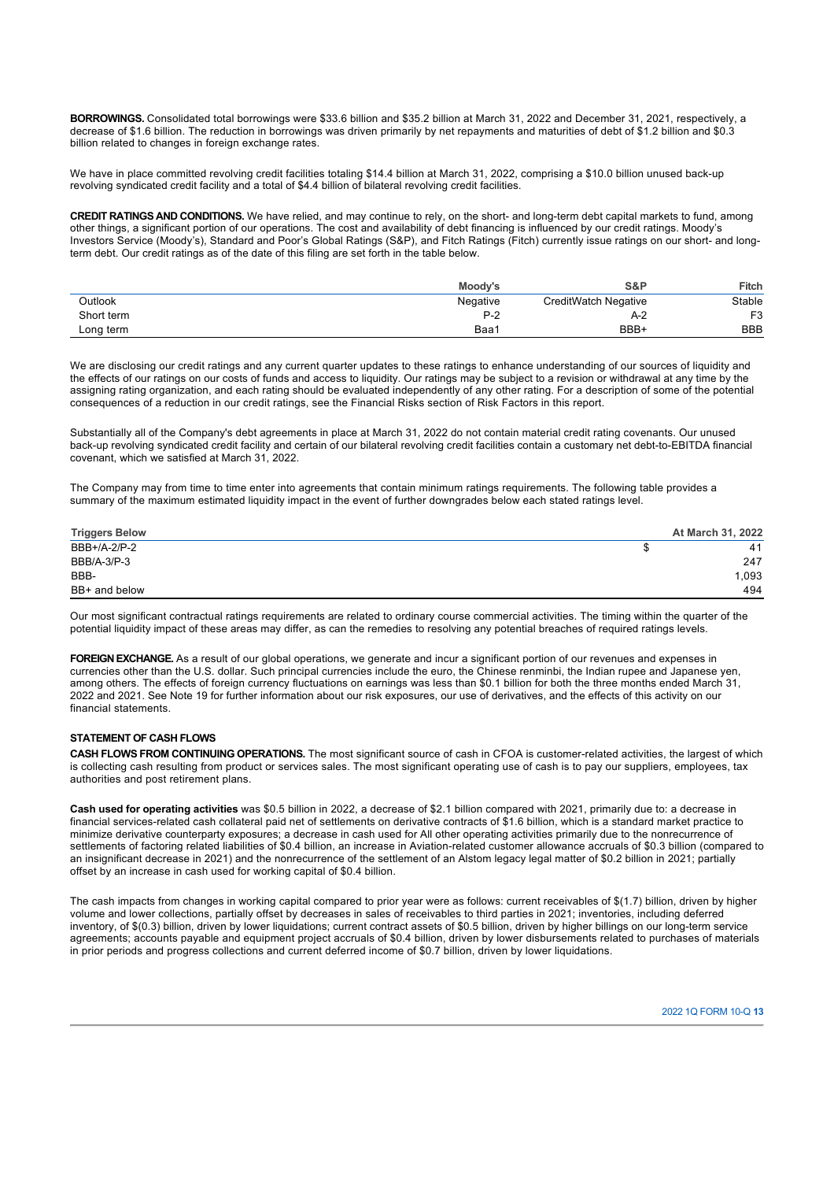**BORROWINGS.** Consolidated total borrowings were $33.6 billion and $35.2 billion at March 31, 2022 and December 31, 2021, respectively, a decrease of $1.6 billion. The reduction in borrowings was driven primarily by net repayments and maturities of debt of $1.2 billion and $0.3 billion related to changes in foreign exchange rates.

We have in place committed revolving credit facilities totaling $14.4 billion at March 31, 2022, comprising a $10.0 billion unused back-up revolving syndicated credit facility and a total of $4.4 billion of bilateral revolving credit facilities.

**CREDIT RATINGS AND CONDITIONS.** We have relied, and may continue to rely, on the short- and long-term debt capital markets to fund, among other things, a significant portion of our operations. The cost and availability of debt financing is influenced by our credit ratings. Moody's Investors Service (Moody's), Standard and Poor's Global Ratings (S&P), and Fitch Ratings (Fitch) currently issue ratings on our short- and long-term debt. Our credit ratings as of the date of this filing are set forth in the table below.

| | Moody's | S&P | Fitch |
|---|---|---|---|
| Outlook | Negative | CreditWatch Negative | Stable |
| Short term | P-2 | A-2 | F3 |
| Long term | Baa1 | BBB+ | BBB |

We are disclosing our credit ratings and any current quarter updates to these ratings to enhance understanding of our sources of liquidity and the effects of our ratings on our costs of funds and access to liquidity. Our ratings may be subject to a revision or withdrawal at any time by the assigning rating organization, and each rating should be evaluated independently of any other rating. For a description of some of the potential consequences of a reduction in our credit ratings, see the Financial Risks section of Risk Factors in this report.

Substantially all of the Company's debt agreements in place at March 31, 2022 do not contain material credit rating covenants. Our unused back-up revolving syndicated credit facility and certain of our bilateral revolving credit facilities contain a customary net debt-to-EBITDA financial covenant, which we satisfied at March 31, 2022.

The Company may from time to time enter into agreements that contain minimum ratings requirements. The following table provides a summary of the maximum estimated liquidity impact in the event of further downgrades below each stated ratings level.

| Triggers Below | At March 31, 2022 |
|---|---|
| BBB+/A-2/P-2 | $ 41 |
| BBB/A-3/P-3 | 247 |
| BBB- | 1,093 |
| BB+ and below | 494 |

Our most significant contractual ratings requirements are related to ordinary course commercial activities. The timing within the quarter of the potential liquidity impact of these areas may differ, as can the remedies to resolving any potential breaches of required ratings levels.

**FOREIGN EXCHANGE.** As a result of our global operations, we generate and incur a significant portion of our revenues and expenses in currencies other than the U.S. dollar. Such principal currencies include the euro, the Chinese renminbi, the Indian rupee and Japanese yen, among others. The effects of foreign currency fluctuations on earnings was less than $0.1 billion for both the three months ended March 31, 2022 and 2021. See Note 19 for further information about our risk exposures, our use of derivatives, and the effects of this activity on our financial statements.

**STATEMENT OF CASH FLOWS**

**CASH FLOWS FROM CONTINUING OPERATIONS.** The most significant source of cash in CFOA is customer-related activities, the largest of which is collecting cash resulting from product or services sales. The most significant operating use of cash is to pay our suppliers, employees, tax authorities and post retirement plans.

**Cash used for operating activities** was $0.5 billion in 2022, a decrease of $2.1 billion compared with 2021, primarily due to: a decrease in financial services-related cash collateral paid net of settlements on derivative contracts of $1.6 billion, which is a standard market practice to minimize derivative counterparty exposures; a decrease in cash used for All other operating activities primarily due to the nonrecurrence of settlements of factoring related liabilities of $0.4 billion, an increase in Aviation-related customer allowance accruals of $0.3 billion (compared to an insignificant decrease in 2021) and the nonrecurrence of the settlement of an Alstom legacy legal matter of $0.2 billion in 2021; partially offset by an increase in cash used for working capital of $0.4 billion.

The cash impacts from changes in working capital compared to prior year were as follows: current receivables of $(1.7) billion, driven by higher volume and lower collections, partially offset by decreases in sales of receivables to third parties in 2021; inventories, including deferred inventory, of $(0.3) billion, driven by lower liquidations; current contract assets of $0.5 billion, driven by higher billings on our long-term service agreements; accounts payable and equipment project accruals of $0.4 billion, driven by lower disbursements related to purchases of materials in prior periods and progress collections and current deferred income of $0.7 billion, driven by lower liquidations.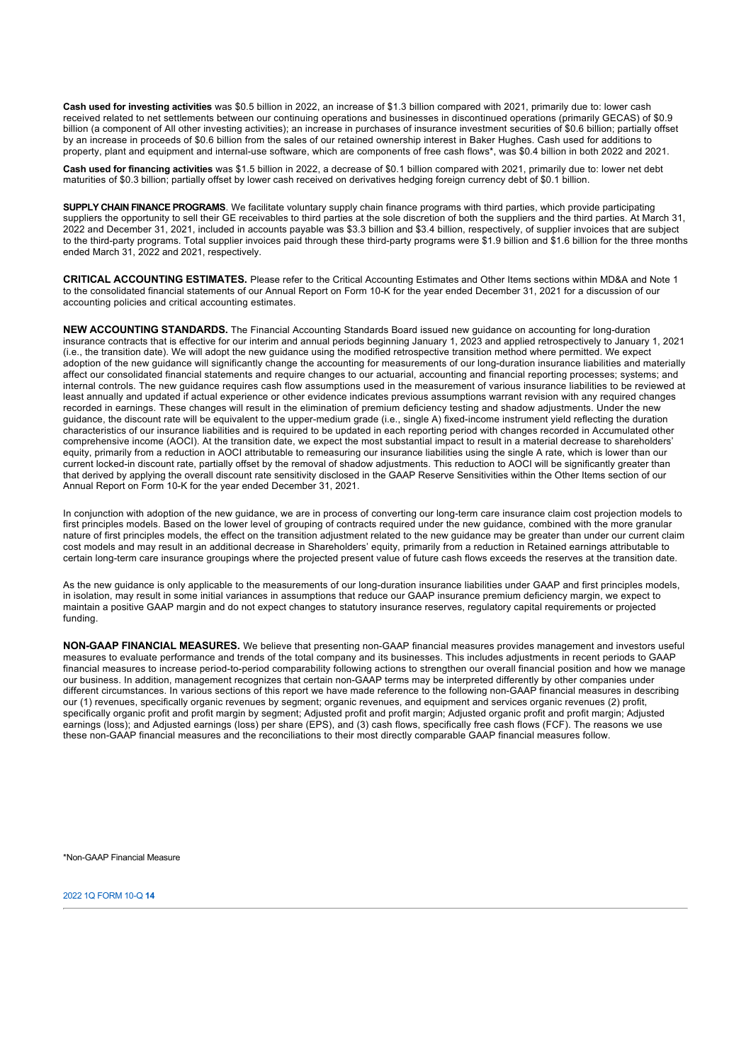**Cash used for investing activities** was $0.5 billion in 2022, an increase of $1.3 billion compared with 2021, primarily due to: lower cash received related to net settlements between our continuing operations and businesses in discontinued operations (primarily GECAS) of $0.9 billion (a component of All other investing activities); an increase in purchases of insurance investment securities of $0.6 billion; partially offset by an increase in proceeds of $0.6 billion from the sales of our retained ownership interest in Baker Hughes. Cash used for additions to property, plant and equipment and internal-use software, which are components of free cash flows*, was $0.4 billion in both 2022 and 2021.

**Cash used for financing activities** was $1.5 billion in 2022, a decrease of $0.1 billion compared with 2021, primarily due to: lower net debt maturities of $0.3 billion; partially offset by lower cash received on derivatives hedging foreign currency debt of $0.1 billion.

**SUPPLY CHAIN FINANCE PROGRAMS**. We facilitate voluntary supply chain finance programs with third parties, which provide participating suppliers the opportunity to sell their GE receivables to third parties at the sole discretion of both the suppliers and the third parties. At March 31, 2022 and December 31, 2021, included in accounts payable was $3.3 billion and $3.4 billion, respectively, of supplier invoices that are subject to the third-party programs. Total supplier invoices paid through these third-party programs were $1.9 billion and $1.6 billion for the three months ended March 31, 2022 and 2021, respectively.

**CRITICAL ACCOUNTING ESTIMATES.** Please refer to the Critical Accounting Estimates and Other Items sections within MD&A and Note 1 to the consolidated financial statements of our Annual Report on Form 10-K for the year ended December 31, 2021 for a discussion of our accounting policies and critical accounting estimates.

**NEW ACCOUNTING STANDARDS.** The Financial Accounting Standards Board issued new guidance on accounting for long-duration insurance contracts that is effective for our interim and annual periods beginning January 1, 2023 and applied retrospectively to January 1, 2021 (i.e., the transition date). We will adopt the new guidance using the modified retrospective transition method where permitted. We expect adoption of the new guidance will significantly change the accounting for measurements of our long-duration insurance liabilities and materially affect our consolidated financial statements and require changes to our actuarial, accounting and financial reporting processes; systems; and internal controls. The new guidance requires cash flow assumptions used in the measurement of various insurance liabilities to be reviewed at least annually and updated if actual experience or other evidence indicates previous assumptions warrant revision with any required changes recorded in earnings. These changes will result in the elimination of premium deficiency testing and shadow adjustments. Under the new guidance, the discount rate will be equivalent to the upper-medium grade (i.e., single A) fixed-income instrument yield reflecting the duration characteristics of our insurance liabilities and is required to be updated in each reporting period with changes recorded in Accumulated other comprehensive income (AOCI). At the transition date, we expect the most substantial impact to result in a material decrease to shareholders' equity, primarily from a reduction in AOCI attributable to remeasuring our insurance liabilities using the single A rate, which is lower than our current locked-in discount rate, partially offset by the removal of shadow adjustments. This reduction to AOCI will be significantly greater than that derived by applying the overall discount rate sensitivity disclosed in the GAAP Reserve Sensitivities within the Other Items section of our Annual Report on Form 10-K for the year ended December 31, 2021.

In conjunction with adoption of the new guidance, we are in process of converting our long-term care insurance claim cost projection models to first principles models. Based on the lower level of grouping of contracts required under the new guidance, combined with the more granular nature of first principles models, the effect on the transition adjustment related to the new guidance may be greater than under our current claim cost models and may result in an additional decrease in Shareholders' equity, primarily from a reduction in Retained earnings attributable to certain long-term care insurance groupings where the projected present value of future cash flows exceeds the reserves at the transition date.

As the new guidance is only applicable to the measurements of our long-duration insurance liabilities under GAAP and first principles models, in isolation, may result in some initial variances in assumptions that reduce our GAAP insurance premium deficiency margin, we expect to maintain a positive GAAP margin and do not expect changes to statutory insurance reserves, regulatory capital requirements or projected funding.

**NON-GAAP FINANCIAL MEASURES.** We believe that presenting non-GAAP financial measures provides management and investors useful measures to evaluate performance and trends of the total company and its businesses. This includes adjustments in recent periods to GAAP financial measures to increase period-to-period comparability following actions to strengthen our overall financial position and how we manage our business. In addition, management recognizes that certain non-GAAP terms may be interpreted differently by other companies under different circumstances. In various sections of this report we have made reference to the following non-GAAP financial measures in describing our (1) revenues, specifically organic revenues by segment; organic revenues, and equipment and services organic revenues (2) profit, specifically organic profit and profit margin by segment; Adjusted profit and profit margin; Adjusted organic profit and profit margin; Adjusted earnings (loss); and Adjusted earnings (loss) per share (EPS), and (3) cash flows, specifically free cash flows (FCF). The reasons we use these non-GAAP financial measures and the reconciliations to their most directly comparable GAAP financial measures follow.

*Non-GAAP Financial Measure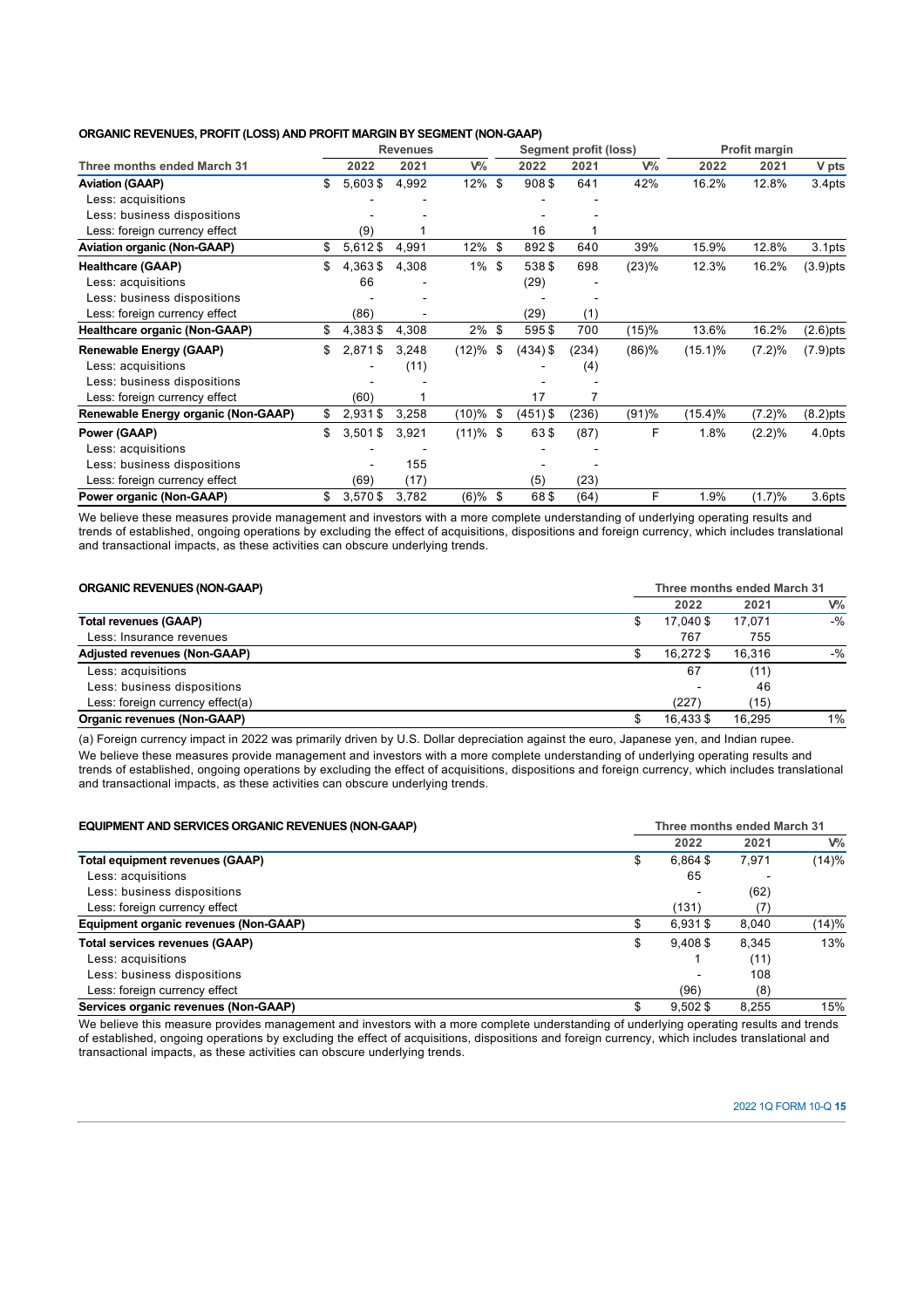**ORGANIC REVENUES, PROFIT (LOSS) AND PROFIT MARGIN BY SEGMENT (NON-GAAP)**

| | Revenues | | | Segment profit (loss) | | | Profit margin | | |
|---|---|---|---|---|---|---|---|---|---|
| **Three months ended March 31** | **2022** | **2021** | **V%** | **2022** | **2021** | **V%** | **2022** | **2021** | **V pts** |
| **Aviation (GAAP)** | $ 5,603 $ | 4,992 | 12% | $ 908 $ | 641 | 42% | 16.2% | 12.8% | 3.4pts |
| Less: acquisitions | - | - | | - | - | | | | |
| Less: business dispositions | - | - | | - | - | | | | |
| Less: foreign currency effect | (9) | 1 | | 16 | 1 | | | | |
| **Aviation organic (Non-GAAP)** | $ 5,612 $ | 4,991 | 12% | $ 892 $ | 640 | 39% | 15.9% | 12.8% | 3.1pts |
| **Healthcare (GAAP)** | $ 4,363 $ | 4,308 | 1% | $ 538 $ | 698 | (23)% | 12.3% | 16.2% | (3.9)pts |
| Less: acquisitions | 66 | - | | (29) | - | | | | |
| Less: business dispositions | - | - | | - | - | | | | |
| Less: foreign currency effect | (86) | - | | (29) | (1) | | | | |
| **Healthcare organic (Non-GAAP)** | $ 4,383 $ | 4,308 | 2% | $ 595 $ | 700 | (15)% | 13.6% | 16.2% | (2.6)pts |
| **Renewable Energy (GAAP)** | $ 2,871 $ | 3,248 | (12)% | $ (434) $ | (234) | (86)% | (15.1)% | (7.2)% | (7.9)pts |
| Less: acquisitions | - | (11) | | - | (4) | | | | |
| Less: business dispositions | - | - | | - | - | | | | |
| Less: foreign currency effect | (60) | 1 | | 17 | 7 | | | | |
| **Renewable Energy organic (Non-GAAP)** | $ 2,931 $ | 3,258 | (10)% | $ (451) $ | (236) | (91)% | (15.4)% | (7.2)% | (8.2)pts |
| **Power (GAAP)** | $ 3,501 $ | 3,921 | (11)% | $ 63 $ | (87) | F | 1.8% | (2.2)% | 4.0pts |
| Less: acquisitions | - | - | | - | - | | | | |
| Less: business dispositions | - | 155 | | - | - | | | | |
| Less: foreign currency effect | (69) | (17) | | (5) | (23) | | | | |
| **Power organic (Non-GAAP)** | $ 3,570 $ | 3,782 | (6)% | $ 68 $ | (64) | F | 1.9% | (1.7)% | 3.6pts |

We believe these measures provide management and investors with a more complete understanding of underlying operating results and trends of established, ongoing operations by excluding the effect of acquisitions, dispositions and foreign currency, which includes translational and transactional impacts, as these activities can obscure underlying trends.

**ORGANIC REVENUES (NON-GAAP)**

| | Three months ended March 31 | | |
|---|---|---|---|
| | **2022** | **2021** | **V%** |
| **Total revenues (GAAP)** | $ 17,040 $ | 17,071 | -% |
| Less: Insurance revenues | 767 | 755 | |
| **Adjusted revenues (Non-GAAP)** | $ 16,272 $ | 16,316 | -% |
| Less: acquisitions | 67 | (11) | |
| Less: business dispositions | - | 46 | |
| Less: foreign currency effect(a) | (227) | (15) | |
| **Organic revenues (Non-GAAP)** | $ 16,433 $ | 16,295 | 1% |

(a) Foreign currency impact in 2022 was primarily driven by U.S. Dollar depreciation against the euro, Japanese yen, and Indian rupee.

We believe these measures provide management and investors with a more complete understanding of underlying operating results and trends of established, ongoing operations by excluding the effect of acquisitions, dispositions and foreign currency, which includes translational and transactional impacts, as these activities can obscure underlying trends.

**EQUIPMENT AND SERVICES ORGANIC REVENUES (NON-GAAP)**

| | Three months ended March 31 | | |
|---|---|---|---|
| | **2022** | **2021** | **V%** |
| **Total equipment revenues (GAAP)** | $ 6,864 $ | 7,971 | (14)% |
| Less: acquisitions | 65 | - | |
| Less: business dispositions | - | (62) | |
| Less: foreign currency effect | (131) | (7) | |
| **Equipment organic revenues (Non-GAAP)** | $ 6,931 $ | 8,040 | (14)% |
| **Total services revenues (GAAP)** | $ 9,408 $ | 8,345 | 13% |
| Less: acquisitions | 1 | (11) | |
| Less: business dispositions | - | 108 | |
| Less: foreign currency effect | (96) | (8) | |
| **Services organic revenues (Non-GAAP)** | $ 9,502 $ | 8,255 | 15% |

We believe this measure provides management and investors with a more complete understanding of underlying operating results and trends of established, ongoing operations by excluding the effect of acquisitions, dispositions and foreign currency, which includes translational and transactional impacts, as these activities can obscure underlying trends.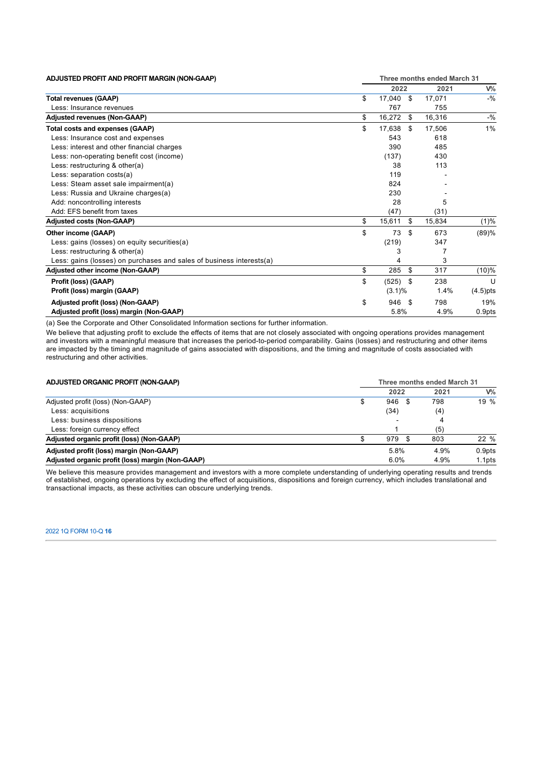| ADJUSTED PROFIT AND PROFIT MARGIN (NON-GAAP) | Three months ended March 31 | | |
|---|---|---|---|
| | 2022 | 2021 | V% |
| **Total revenues (GAAP)** | $ 17,040 | $ 17,071 | -% |
| Less: Insurance revenues | 767 | 755 | |
| **Adjusted revenues (Non-GAAP)** | $ 16,272 | $ 16,316 | -% |
| **Total costs and expenses (GAAP)** | $ 17,638 | $ 17,506 | 1% |
| Less: Insurance cost and expenses | 543 | 618 | |
| Less: interest and other financial charges | 390 | 485 | |
| Less: non-operating benefit cost (income) | (137) | 430 | |
| Less: restructuring & other(a) | 38 | 113 | |
| Less: separation costs(a) | 119 | - | |
| Less: Steam asset sale impairment(a) | 824 | - | |
| Less: Russia and Ukraine charges(a) | 230 | - | |
| Add: noncontrolling interests | 28 | 5 | |
| Add: EFS benefit from taxes | (47) | (31) | |
| **Adjusted costs (Non-GAAP)** | $ 15,611 | $ 15,834 | (1)% |
| **Other income (GAAP)** | $ 73 | $ 673 | (89)% |
| Less: gains (losses) on equity securities(a) | (219) | 347 | |
| Less: restructuring & other(a) | 3 | 7 | |
| Less: gains (losses) on purchases and sales of business interests(a) | 4 | 3 | |
| **Adjusted other income (Non-GAAP)** | $ 285 | $ 317 | (10)% |
| **Profit (loss) (GAAP)** | $ (525) | $ 238 | U |
| **Profit (loss) margin (GAAP)** | (3.1)% | 1.4% | (4.5)pts |
| **Adjusted profit (loss) (Non-GAAP)** | $ 946 | $ 798 | 19% |
| **Adjusted profit (loss) margin (Non-GAAP)** | 5.8% | 4.9% | 0.9pts |

(a) See the Corporate and Other Consolidated Information sections for further information.

We believe that adjusting profit to exclude the effects of items that are not closely associated with ongoing operations provides management and investors with a meaningful measure that increases the period-to-period comparability. Gains (losses) and restructuring and other items are impacted by the timing and magnitude of gains associated with dispositions, and the timing and magnitude of costs associated with restructuring and other activities.

| ADJUSTED ORGANIC PROFIT (NON-GAAP) | Three months ended March 31 | | |
|---|---|---|---|
| | 2022 | 2021 | V% |
| Adjusted profit (loss) (Non-GAAP) | $ 946 | $ 798 | 19 % |
| Less: acquisitions | (34) | (4) | |
| Less: business dispositions | - | 4 | |
| Less: foreign currency effect | 1 | (5) | |
| **Adjusted organic profit (loss) (Non-GAAP)** | $ 979 | $ 803 | 22 % |
| **Adjusted profit (loss) margin (Non-GAAP)** | 5.8% | 4.9% | 0.9pts |
| **Adjusted organic profit (loss) margin (Non-GAAP)** | 6.0% | 4.9% | 1.1pts |

We believe this measure provides management and investors with a more complete understanding of underlying operating results and trends of established, ongoing operations by excluding the effect of acquisitions, dispositions and foreign currency, which includes translational and transactional impacts, as these activities can obscure underlying trends.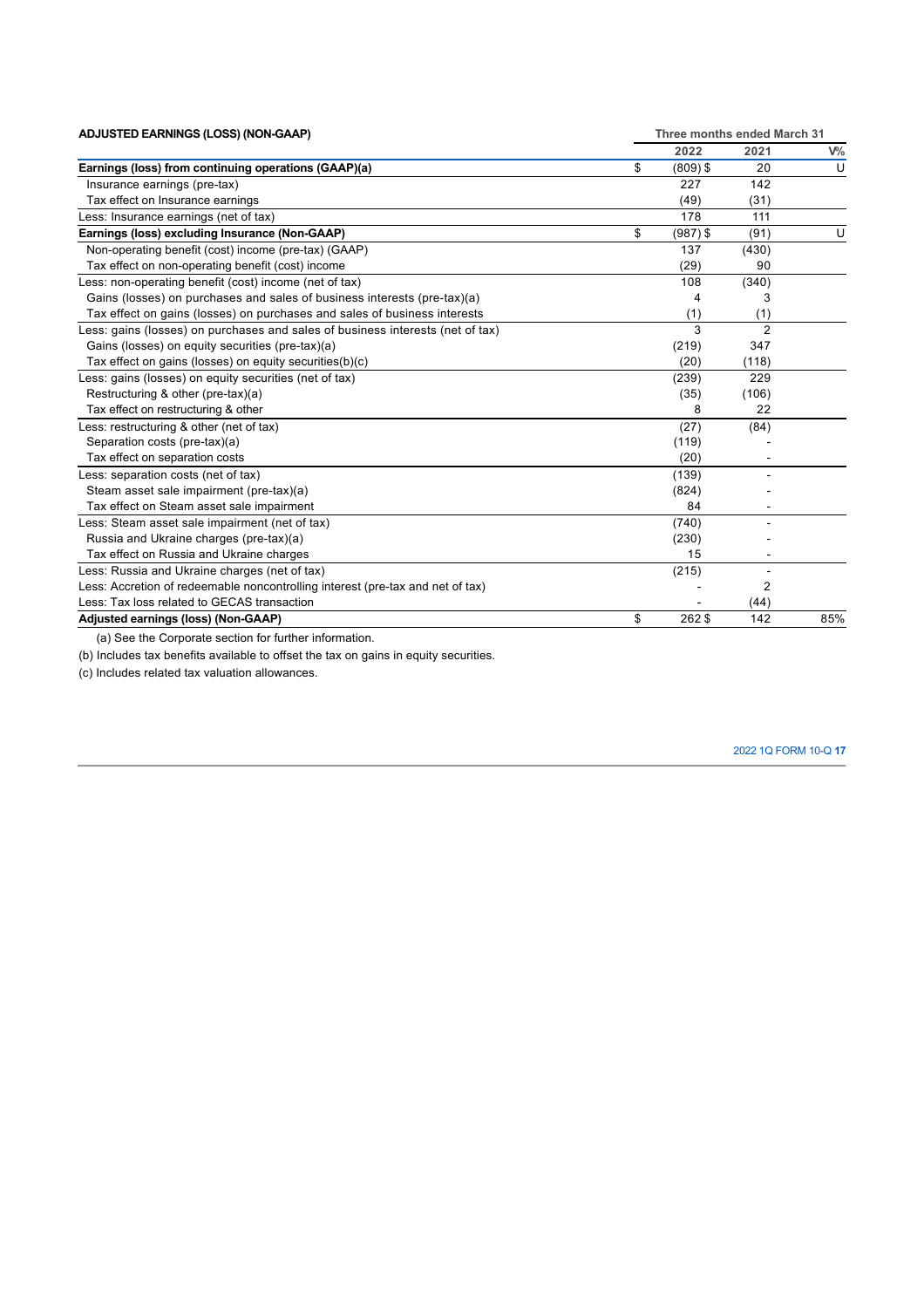| ADJUSTED EARNINGS (LOSS) (NON-GAAP) | Three months ended March 31 | | |
|---|---|---|---|
| | 2022 | 2021 | V% |
| **Earnings (loss) from continuing operations (GAAP)(a)** | $ (809) | $ 20 | U |
| Insurance earnings (pre-tax) | 227 | 142 | |
| Tax effect on Insurance earnings | (49) | (31) | |
| Less: Insurance earnings (net of tax) | 178 | 111 | |
| **Earnings (loss) excluding Insurance (Non-GAAP)** | $ (987) | $ (91) | U |
| Non-operating benefit (cost) income (pre-tax) (GAAP) | 137 | (430) | |
| Tax effect on non-operating benefit (cost) income | (29) | 90 | |
| Less: non-operating benefit (cost) income (net of tax) | 108 | (340) | |
| Gains (losses) on purchases and sales of business interests (pre-tax)(a) | 4 | 3 | |
| Tax effect on gains (losses) on purchases and sales of business interests | (1) | (1) | |
| Less: gains (losses) on purchases and sales of business interests (net of tax) | 3 | 2 | |
| Gains (losses) on equity securities (pre-tax)(a) | (219) | 347 | |
| Tax effect on gains (losses) on equity securities(b)(c) | (20) | (118) | |
| Less: gains (losses) on equity securities (net of tax) | (239) | 229 | |
| Restructuring & other (pre-tax)(a) | (35) | (106) | |
| Tax effect on restructuring & other | 8 | 22 | |
| Less: restructuring & other (net of tax) | (27) | (84) | |
| Separation costs (pre-tax)(a) | (119) | - | |
| Tax effect on separation costs | (20) | - | |
| Less: separation costs (net of tax) | (139) | - | |
| Steam asset sale impairment (pre-tax)(a) | (824) | - | |
| Tax effect on Steam asset sale impairment | 84 | - | |
| Less: Steam asset sale impairment (net of tax) | (740) | - | |
| Russia and Ukraine charges (pre-tax)(a) | (230) | - | |
| Tax effect on Russia and Ukraine charges | 15 | - | |
| Less: Russia and Ukraine charges (net of tax) | (215) | - | |
| Less: Accretion of redeemable noncontrolling interest (pre-tax and net of tax) | - | 2 | |
| Less: Tax loss related to GECAS transaction | - | (44) | |
| **Adjusted earnings (loss) (Non-GAAP)** | $ 262 | $ 142 | 85% |

(a) See the Corporate section for further information.

(b) Includes tax benefits available to offset the tax on gains in equity securities.

(c) Includes related tax valuation allowances.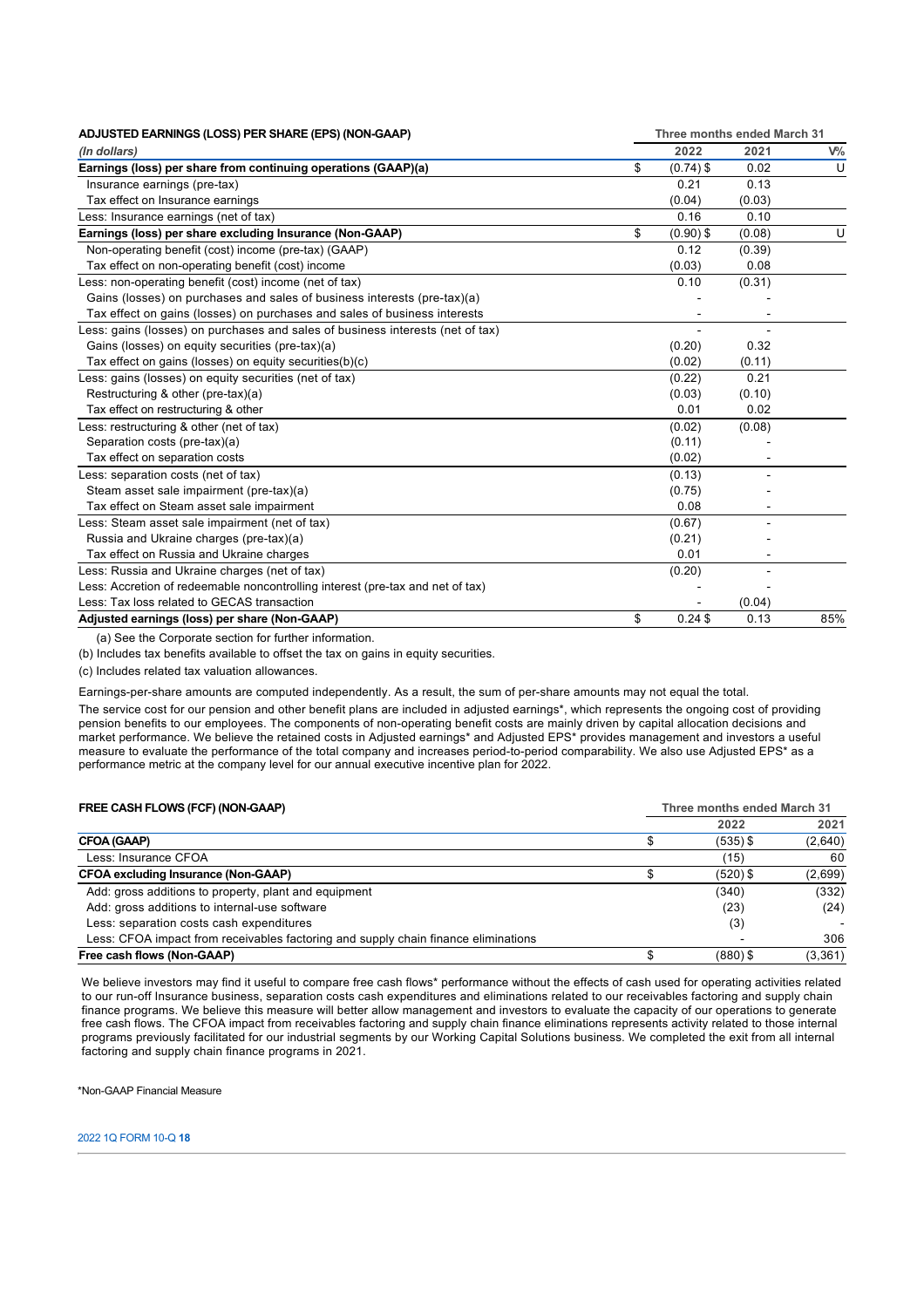| ADJUSTED EARNINGS (LOSS) PER SHARE (EPS) (NON-GAAP) | Three months ended March 31 | | |
|---|---|---|---|
| *(In dollars)* | 2022 | 2021 | V% |
| **Earnings (loss) per share from continuing operations (GAAP)(a)** | $ (0.74) | $ 0.02 | U |
| Insurance earnings (pre-tax) | 0.21 | 0.13 | |
| Tax effect on Insurance earnings | (0.04) | (0.03) | |
| Less: Insurance earnings (net of tax) | 0.16 | 0.10 | |
| **Earnings (loss) per share excluding Insurance (Non-GAAP)** | $ (0.90) | $ (0.08) | U |
| Non-operating benefit (cost) income (pre-tax) (GAAP) | 0.12 | (0.39) | |
| Tax effect on non-operating benefit (cost) income | (0.03) | 0.08 | |
| Less: non-operating benefit (cost) income (net of tax) | 0.10 | (0.31) | |
| Gains (losses) on purchases and sales of business interests (pre-tax)(a) | - | - | |
| Tax effect on gains (losses) on purchases and sales of business interests | - | - | |
| Less: gains (losses) on purchases and sales of business interests (net of tax) | - | - | |
| Gains (losses) on equity securities (pre-tax)(a) | (0.20) | 0.32 | |
| Tax effect on gains (losses) on equity securities(b)(c) | (0.02) | (0.11) | |
| Less: gains (losses) on equity securities (net of tax) | (0.22) | 0.21 | |
| Restructuring & other (pre-tax)(a) | (0.03) | (0.10) | |
| Tax effect on restructuring & other | 0.01 | 0.02 | |
| Less: restructuring & other (net of tax) | (0.02) | (0.08) | |
| Separation costs (pre-tax)(a) | (0.11) | - | |
| Tax effect on separation costs | (0.02) | - | |
| Less: separation costs (net of tax) | (0.13) | - | |
| Steam asset sale impairment (pre-tax)(a) | (0.75) | - | |
| Tax effect on Steam asset sale impairment | 0.08 | - | |
| Less: Steam asset sale impairment (net of tax) | (0.67) | - | |
| Russia and Ukraine charges (pre-tax)(a) | (0.21) | - | |
| Tax effect on Russia and Ukraine charges | 0.01 | - | |
| Less: Russia and Ukraine charges (net of tax) | (0.20) | - | |
| Less: Accretion of redeemable noncontrolling interest (pre-tax and net of tax) | - | - | |
| Less: Tax loss related to GECAS transaction | - | (0.04) | |
| **Adjusted earnings (loss) per share (Non-GAAP)** | $ 0.24 | $ 0.13 | 85% |

(a) See the Corporate section for further information.

(b) Includes tax benefits available to offset the tax on gains in equity securities.

(c) Includes related tax valuation allowances.

Earnings-per-share amounts are computed independently. As a result, the sum of per-share amounts may not equal the total.

The service cost for our pension and other benefit plans are included in adjusted earnings*, which represents the ongoing cost of providing pension benefits to our employees. The components of non-operating benefit costs are mainly driven by capital allocation decisions and market performance. We believe the retained costs in Adjusted earnings* and Adjusted EPS* provides management and investors a useful measure to evaluate the performance of the total company and increases period-to-period comparability. We also use Adjusted EPS* as a performance metric at the company level for our annual executive incentive plan for 2022.

| FREE CASH FLOWS (FCF) (NON-GAAP) | Three months ended March 31 | |
|---|---|---|
| | 2022 | 2021 |
| **CFOA (GAAP)** | $ (535) | $ (2,640) |
| Less: Insurance CFOA | (15) | 60 |
| **CFOA excluding Insurance (Non-GAAP)** | $ (520) | $ (2,699) |
| Add: gross additions to property, plant and equipment | (340) | (332) |
| Add: gross additions to internal-use software | (23) | (24) |
| Less: separation costs cash expenditures | (3) | - |
| Less: CFOA impact from receivables factoring and supply chain finance eliminations | - | 306 |
| **Free cash flows (Non-GAAP)** | $ (880) | $ (3,361) |

We believe investors may find it useful to compare free cash flows* performance without the effects of cash used for operating activities related to our run-off Insurance business, separation costs cash expenditures and eliminations related to our receivables factoring and supply chain finance programs. We believe this measure will better allow management and investors to evaluate the capacity of our operations to generate free cash flows. The CFOA impact from receivables factoring and supply chain finance eliminations represents activity related to those internal programs previously facilitated for our industrial segments by our Working Capital Solutions business. We completed the exit from all internal factoring and supply chain finance programs in 2021.

*Non-GAAP Financial Measure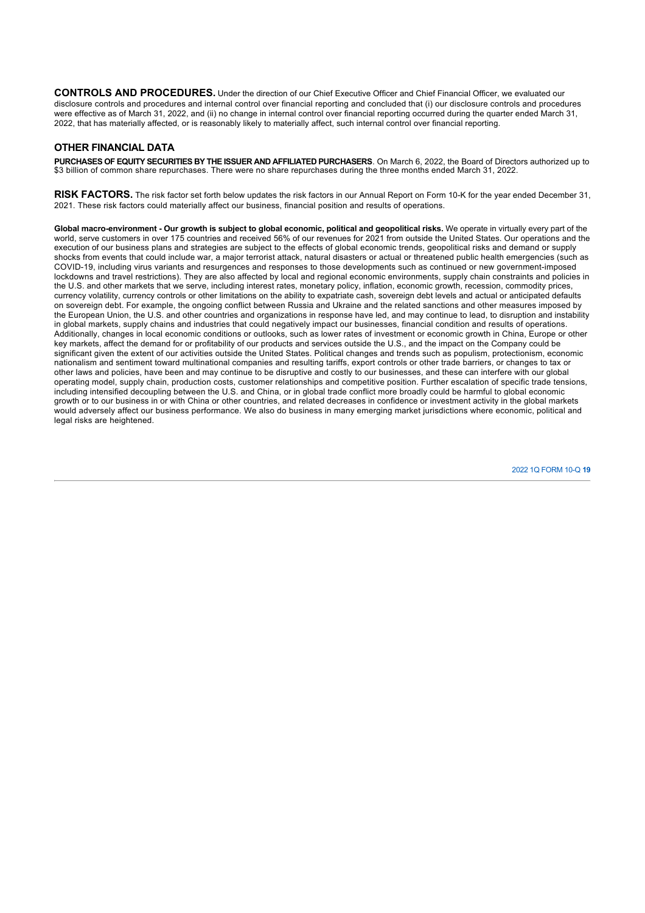**CONTROLS AND PROCEDURES.** Under the direction of our Chief Executive Officer and Chief Financial Officer, we evaluated our disclosure controls and procedures and internal control over financial reporting and concluded that (i) our disclosure controls and procedures were effective as of March 31, 2022, and (ii) no change in internal control over financial reporting occurred during the quarter ended March 31, 2022, that has materially affected, or is reasonably likely to materially affect, such internal control over financial reporting.

## OTHER FINANCIAL DATA

**PURCHASES OF EQUITY SECURITIES BY THE ISSUER AND AFFILIATED PURCHASERS**. On March 6, 2022, the Board of Directors authorized up to $3 billion of common share repurchases. There were no share repurchases during the three months ended March 31, 2022.

**RISK FACTORS.** The risk factor set forth below updates the risk factors in our Annual Report on Form 10-K for the year ended December 31, 2021. These risk factors could materially affect our business, financial position and results of operations.

**Global macro-environment - Our growth is subject to global economic, political and geopolitical risks.** We operate in virtually every part of the world, serve customers in over 175 countries and received 56% of our revenues for 2021 from outside the United States. Our operations and the execution of our business plans and strategies are subject to the effects of global economic trends, geopolitical risks and demand or supply shocks from events that could include war, a major terrorist attack, natural disasters or actual or threatened public health emergencies (such as COVID-19, including virus variants and resurgences and responses to those developments such as continued or new government-imposed lockdowns and travel restrictions). They are also affected by local and regional economic environments, supply chain constraints and policies in the U.S. and other markets that we serve, including interest rates, monetary policy, inflation, economic growth, recession, commodity prices, currency volatility, currency controls or other limitations on the ability to expatriate cash, sovereign debt levels and actual or anticipated defaults on sovereign debt. For example, the ongoing conflict between Russia and Ukraine and the related sanctions and other measures imposed by the European Union, the U.S. and other countries and organizations in response have led, and may continue to lead, to disruption and instability in global markets, supply chains and industries that could negatively impact our businesses, financial condition and results of operations. Additionally, changes in local economic conditions or outlooks, such as lower rates of investment or economic growth in China, Europe or other key markets, affect the demand for or profitability of our products and services outside the U.S., and the impact on the Company could be significant given the extent of our activities outside the United States. Political changes and trends such as populism, protectionism, economic nationalism and sentiment toward multinational companies and resulting tariffs, export controls or other trade barriers, or changes to tax or other laws and policies, have been and may continue to be disruptive and costly to our businesses, and these can interfere with our global operating model, supply chain, production costs, customer relationships and competitive position. Further escalation of specific trade tensions, including intensified decoupling between the U.S. and China, or in global trade conflict more broadly could be harmful to global economic growth or to our business in or with China or other countries, and related decreases in confidence or investment activity in the global markets would adversely affect our business performance. We also do business in many emerging market jurisdictions where economic, political and legal risks are heightened.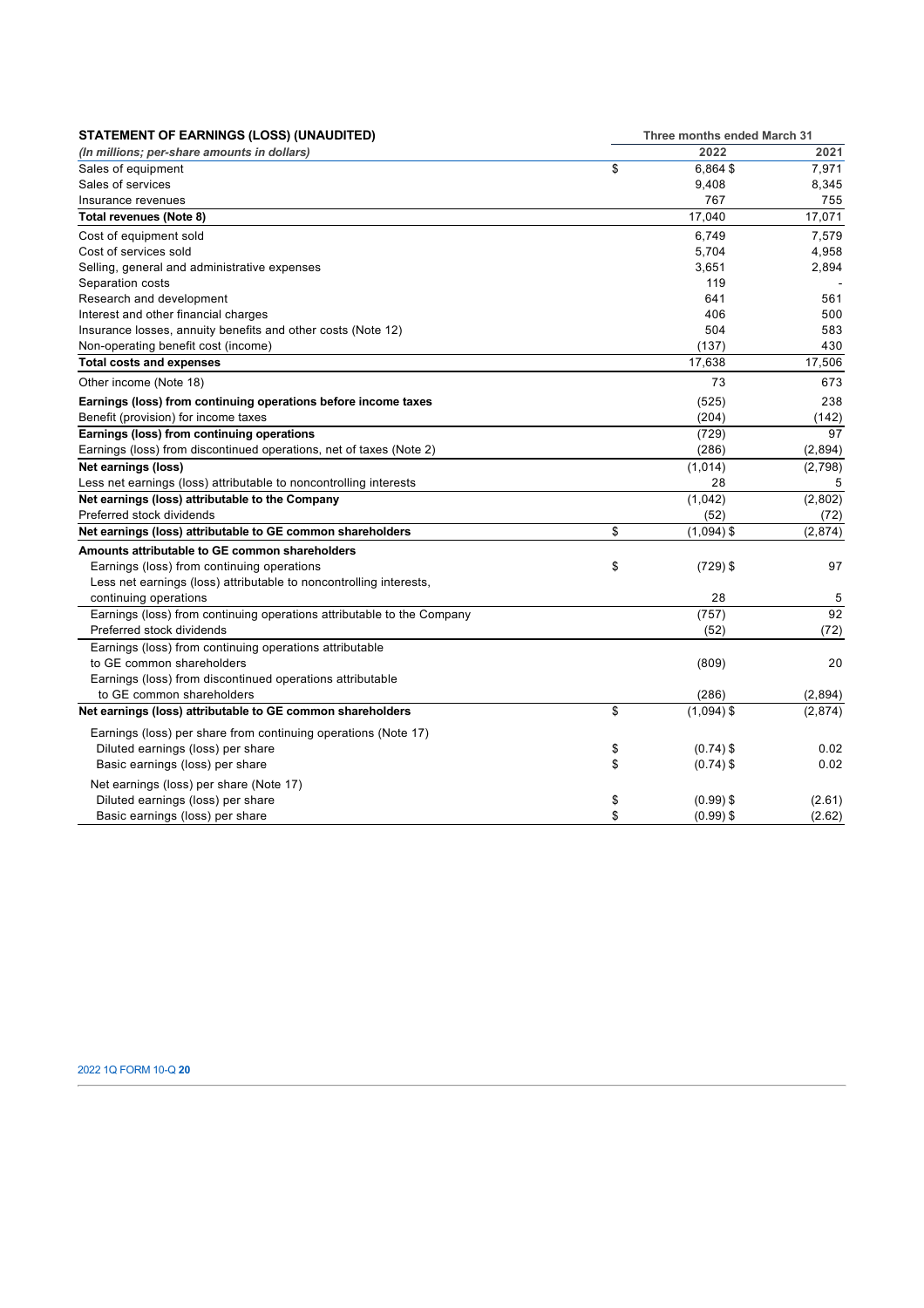| STATEMENT OF EARNINGS (LOSS) (UNAUDITED) | Three months ended March 31 | |
|---|---|---|
| *(In millions; per-share amounts in dollars)* | 2022 | 2021 |
| Sales of equipment | $ 6,864 | $ 7,971 |
| Sales of services | 9,408 | 8,345 |
| Insurance revenues | 767 | 755 |
| **Total revenues (Note 8)** | 17,040 | 17,071 |
| Cost of equipment sold | 6,749 | 7,579 |
| Cost of services sold | 5,704 | 4,958 |
| Selling, general and administrative expenses | 3,651 | 2,894 |
| Separation costs | 119 | - |
| Research and development | 641 | 561 |
| Interest and other financial charges | 406 | 500 |
| Insurance losses, annuity benefits and other costs (Note 12) | 504 | 583 |
| Non-operating benefit cost (income) | (137) | 430 |
| **Total costs and expenses** | 17,638 | 17,506 |
| Other income (Note 18) | 73 | 673 |
| **Earnings (loss) from continuing operations before income taxes** | (525) | 238 |
| Benefit (provision) for income taxes | (204) | (142) |
| **Earnings (loss) from continuing operations** | (729) | 97 |
| Earnings (loss) from discontinued operations, net of taxes (Note 2) | (286) | (2,894) |
| **Net earnings (loss)** | (1,014) | (2,798) |
| Less net earnings (loss) attributable to noncontrolling interests | 28 | 5 |
| **Net earnings (loss) attributable to the Company** | (1,042) | (2,802) |
| Preferred stock dividends | (52) | (72) |
| **Net earnings (loss) attributable to GE common shareholders** | $ (1,094) | $ (2,874) |
| **Amounts attributable to GE common shareholders** | | |
| Earnings (loss) from continuing operations | $ (729) | $ 97 |
| Less net earnings (loss) attributable to noncontrolling interests, continuing operations | 28 | 5 |
| Earnings (loss) from continuing operations attributable to the Company | (757) | 92 |
| Preferred stock dividends | (52) | (72) |
| Earnings (loss) from continuing operations attributable to GE common shareholders | (809) | 20 |
| Earnings (loss) from discontinued operations attributable to GE common shareholders | (286) | (2,894) |
| **Net earnings (loss) attributable to GE common shareholders** | $ (1,094) | $ (2,874) |
| Earnings (loss) per share from continuing operations (Note 17) | | |
| Diluted earnings (loss) per share | $ (0.74) | $ 0.02 |
| Basic earnings (loss) per share | $ (0.74) | $ 0.02 |
| Net earnings (loss) per share (Note 17) | | |
| Diluted earnings (loss) per share | $ (0.99) | $ (2.61) |
| Basic earnings (loss) per share | $ (0.99) | $ (2.62) |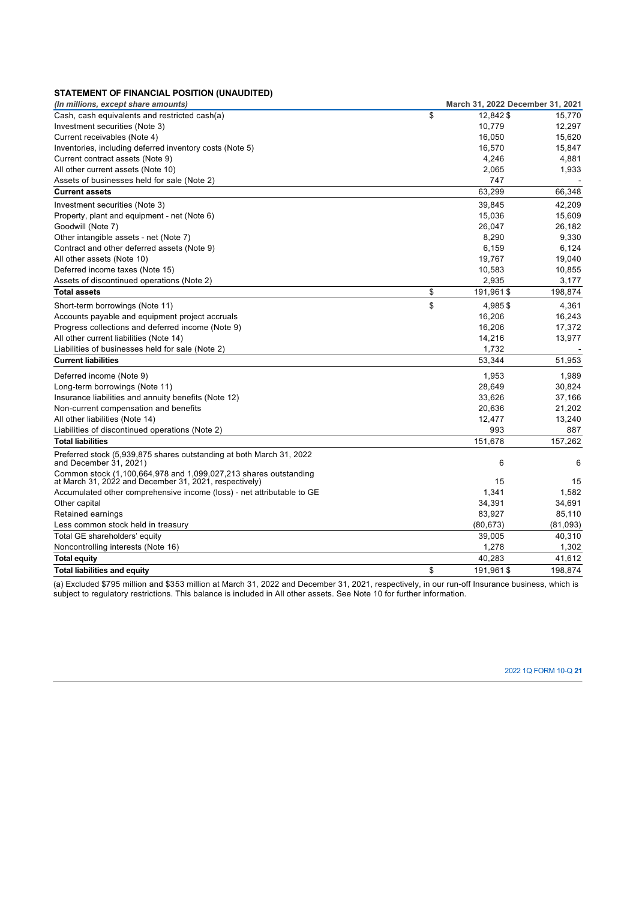**STATEMENT OF FINANCIAL POSITION (UNAUDITED)**

| *(In millions, except share amounts)* | March 31, 2022 | December 31, 2021 |
|---|---|---|
| Cash, cash equivalents and restricted cash(a) | $ 12,842 | $ 15,770 |
| Investment securities (Note 3) | 10,779 | 12,297 |
| Current receivables (Note 4) | 16,050 | 15,620 |
| Inventories, including deferred inventory costs (Note 5) | 16,570 | 15,847 |
| Current contract assets (Note 9) | 4,246 | 4,881 |
| All other current assets (Note 10) | 2,065 | 1,933 |
| Assets of businesses held for sale (Note 2) | 747 | - |
| **Current assets** | 63,299 | 66,348 |
| Investment securities (Note 3) | 39,845 | 42,209 |
| Property, plant and equipment - net (Note 6) | 15,036 | 15,609 |
| Goodwill (Note 7) | 26,047 | 26,182 |
| Other intangible assets - net (Note 7) | 8,290 | 9,330 |
| Contract and other deferred assets (Note 9) | 6,159 | 6,124 |
| All other assets (Note 10) | 19,767 | 19,040 |
| Deferred income taxes (Note 15) | 10,583 | 10,855 |
| Assets of discontinued operations (Note 2) | 2,935 | 3,177 |
| **Total assets** | $ 191,961 | $ 198,874 |
| Short-term borrowings (Note 11) | $ 4,985 | $ 4,361 |
| Accounts payable and equipment project accruals | 16,206 | 16,243 |
| Progress collections and deferred income (Note 9) | 16,206 | 17,372 |
| All other current liabilities (Note 14) | 14,216 | 13,977 |
| Liabilities of businesses held for sale (Note 2) | 1,732 | - |
| **Current liabilities** | 53,344 | 51,953 |
| Deferred income (Note 9) | 1,953 | 1,989 |
| Long-term borrowings (Note 11) | 28,649 | 30,824 |
| Insurance liabilities and annuity benefits (Note 12) | 33,626 | 37,166 |
| Non-current compensation and benefits | 20,636 | 21,202 |
| All other liabilities (Note 14) | 12,477 | 13,240 |
| Liabilities of discontinued operations (Note 2) | 993 | 887 |
| **Total liabilities** | 151,678 | 157,262 |
| Preferred stock (5,939,875 shares outstanding at both March 31, 2022 and December 31, 2021) | 6 | 6 |
| Common stock (1,100,664,978 and 1,099,027,213 shares outstanding at March 31, 2022 and December 31, 2021, respectively) | 15 | 15 |
| Accumulated other comprehensive income (loss) - net attributable to GE | 1,341 | 1,582 |
| Other capital | 34,391 | 34,691 |
| Retained earnings | 83,927 | 85,110 |
| Less common stock held in treasury | (80,673) | (81,093) |
| Total GE shareholders' equity | 39,005 | 40,310 |
| Noncontrolling interests (Note 16) | 1,278 | 1,302 |
| **Total equity** | 40,283 | 41,612 |
| **Total liabilities and equity** | $ 191,961 | $ 198,874 |

(a) Excluded $795 million and $353 million at March 31, 2022 and December 31, 2021, respectively, in our run-off Insurance business, which is subject to regulatory restrictions. This balance is included in All other assets. See Note 10 for further information.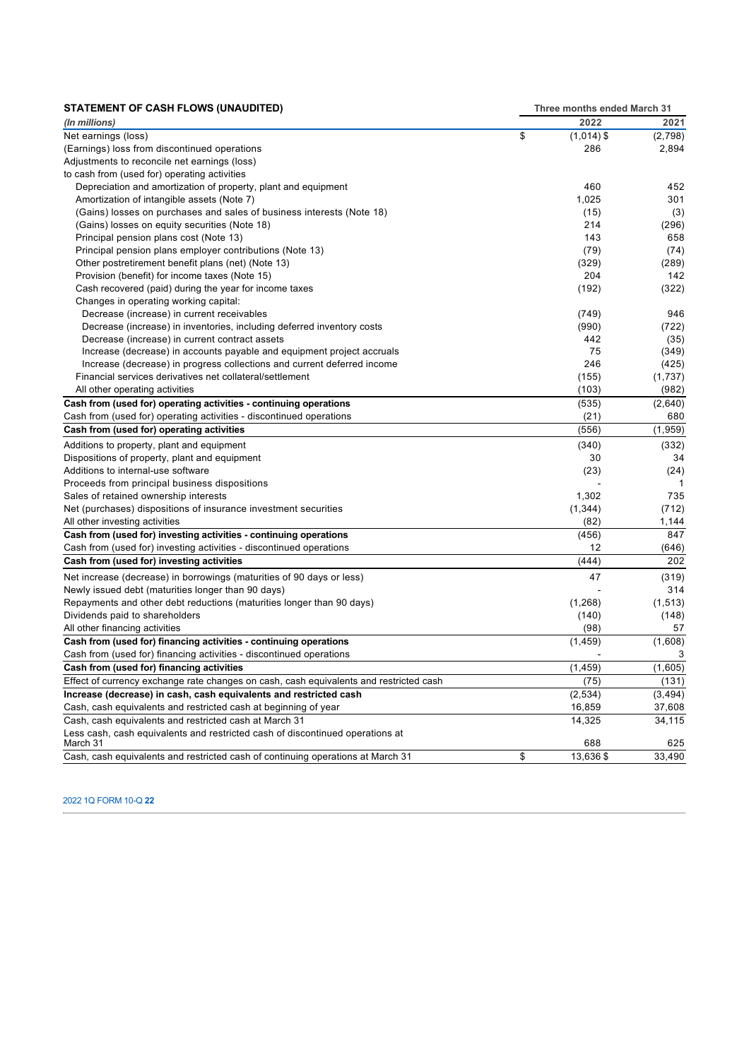**STATEMENT OF CASH FLOWS (UNAUDITED)**

| *(In millions)* | Three months ended March 31 2022 | 2021 |
|---|---|---|
| Net earnings (loss) | $ (1,014) | $ (2,798) |
| (Earnings) loss from discontinued operations | 286 | 2,894 |
| Adjustments to reconcile net earnings (loss) to cash from (used for) operating activities | | |
| Depreciation and amortization of property, plant and equipment | 460 | 452 |
| Amortization of intangible assets (Note 7) | 1,025 | 301 |
| (Gains) losses on purchases and sales of business interests (Note 18) | (15) | (3) |
| (Gains) losses on equity securities (Note 18) | 214 | (296) |
| Principal pension plans cost (Note 13) | 143 | 658 |
| Principal pension plans employer contributions (Note 13) | (79) | (74) |
| Other postretirement benefit plans (net) (Note 13) | (329) | (289) |
| Provision (benefit) for income taxes (Note 15) | 204 | 142 |
| Cash recovered (paid) during the year for income taxes | (192) | (322) |
| Changes in operating working capital: | | |
| Decrease (increase) in current receivables | (749) | 946 |
| Decrease (increase) in inventories, including deferred inventory costs | (990) | (722) |
| Decrease (increase) in current contract assets | 442 | (35) |
| Increase (decrease) in accounts payable and equipment project accruals | 75 | (349) |
| Increase (decrease) in progress collections and current deferred income | 246 | (425) |
| Financial services derivatives net collateral/settlement | (155) | (1,737) |
| All other operating activities | (103) | (982) |
| **Cash from (used for) operating activities - continuing operations** | (535) | (2,640) |
| Cash from (used for) operating activities - discontinued operations | (21) | 680 |
| **Cash from (used for) operating activities** | (556) | (1,959) |
| Additions to property, plant and equipment | (340) | (332) |
| Dispositions of property, plant and equipment | 30 | 34 |
| Additions to internal-use software | (23) | (24) |
| Proceeds from principal business dispositions | - | 1 |
| Sales of retained ownership interests | 1,302 | 735 |
| Net (purchases) dispositions of insurance investment securities | (1,344) | (712) |
| All other investing activities | (82) | 1,144 |
| **Cash from (used for) investing activities - continuing operations** | (456) | 847 |
| Cash from (used for) investing activities - discontinued operations | 12 | (646) |
| **Cash from (used for) investing activities** | (444) | 202 |
| Net increase (decrease) in borrowings (maturities of 90 days or less) | 47 | (319) |
| Newly issued debt (maturities longer than 90 days) | - | 314 |
| Repayments and other debt reductions (maturities longer than 90 days) | (1,268) | (1,513) |
| Dividends paid to shareholders | (140) | (148) |
| All other financing activities | (98) | 57 |
| **Cash from (used for) financing activities - continuing operations** | (1,459) | (1,608) |
| Cash from (used for) financing activities - discontinued operations | - | 3 |
| **Cash from (used for) financing activities** | (1,459) | (1,605) |
| Effect of currency exchange rate changes on cash, cash equivalents and restricted cash | (75) | (131) |
| **Increase (decrease) in cash, cash equivalents and restricted cash** | (2,534) | (3,494) |
| Cash, cash equivalents and restricted cash at beginning of year | 16,859 | 37,608 |
| Cash, cash equivalents and restricted cash at March 31 | 14,325 | 34,115 |
| Less cash, cash equivalents and restricted cash of discontinued operations at March 31 | 688 | 625 |
| Cash, cash equivalents and restricted cash of continuing operations at March 31 | $ 13,636 | $ 33,490 |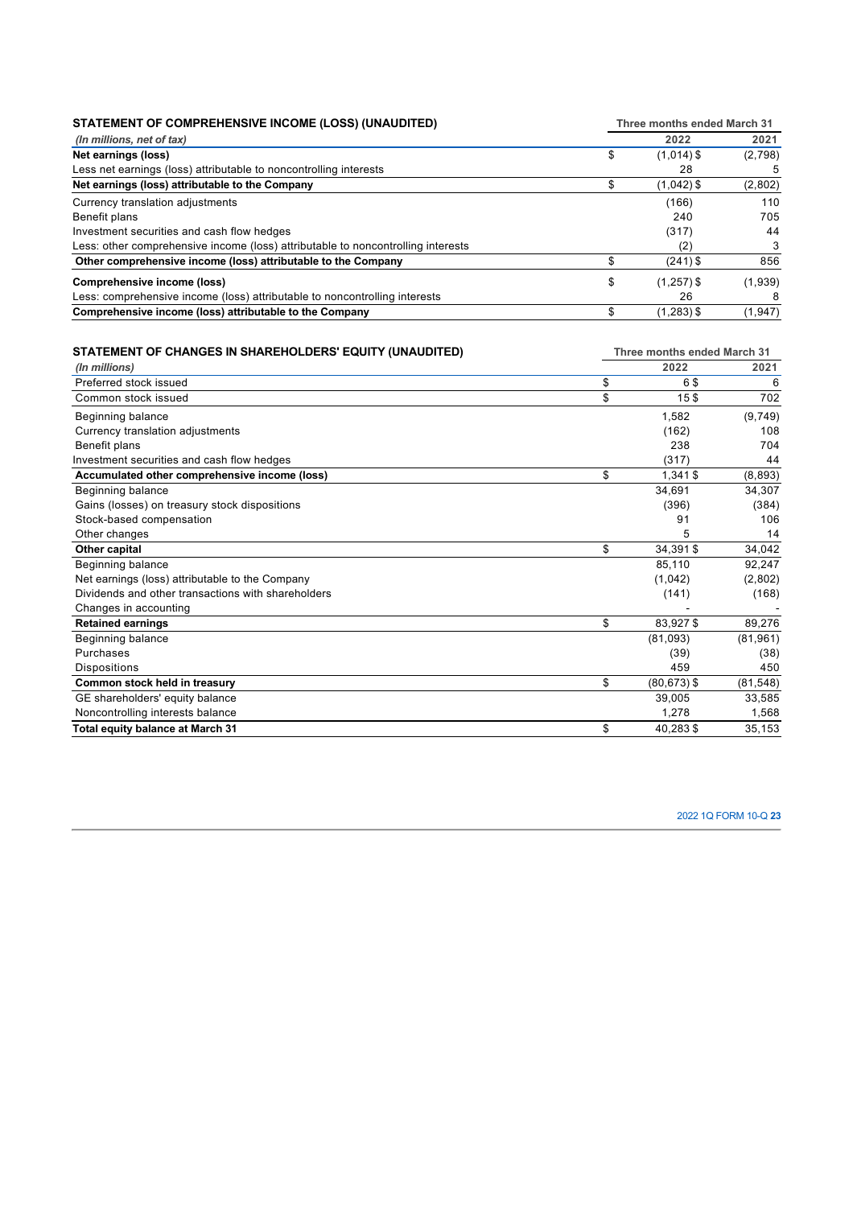| STATEMENT OF COMPREHENSIVE INCOME (LOSS) (UNAUDITED) | | Three months ended March 31 | |
|---|---|---|---|
| *(In millions, net of tax)* | | 2022 | 2021 |
| **Net earnings (loss)** | $ | (1,014) $ | (2,798) |
| Less net earnings (loss) attributable to noncontrolling interests | | 28 | 5 |
| **Net earnings (loss) attributable to the Company** | $ | (1,042) $ | (2,802) |
| Currency translation adjustments | | (166) | 110 |
| Benefit plans | | 240 | 705 |
| Investment securities and cash flow hedges | | (317) | 44 |
| Less: other comprehensive income (loss) attributable to noncontrolling interests | | (2) | 3 |
| **Other comprehensive income (loss) attributable to the Company** | $ | (241) $ | 856 |
| **Comprehensive income (loss)** | $ | (1,257) $ | (1,939) |
| Less: comprehensive income (loss) attributable to noncontrolling interests | | 26 | 8 |
| **Comprehensive income (loss) attributable to the Company** | $ | (1,283) $ | (1,947) |

| STATEMENT OF CHANGES IN SHAREHOLDERS' EQUITY (UNAUDITED) | | Three months ended March 31 | |
|---|---|---|---|
| *(In millions)* | | 2022 | 2021 |
| Preferred stock issued | $ | 6 $ | 6 |
| Common stock issued | $ | 15 $ | 702 |
| Beginning balance | | 1,582 | (9,749) |
| Currency translation adjustments | | (162) | 108 |
| Benefit plans | | 238 | 704 |
| Investment securities and cash flow hedges | | (317) | 44 |
| **Accumulated other comprehensive income (loss)** | $ | 1,341 $ | (8,893) |
| Beginning balance | | 34,691 | 34,307 |
| Gains (losses) on treasury stock dispositions | | (396) | (384) |
| Stock-based compensation | | 91 | 106 |
| Other changes | | 5 | 14 |
| **Other capital** | $ | 34,391 $ | 34,042 |
| Beginning balance | | 85,110 | 92,247 |
| Net earnings (loss) attributable to the Company | | (1,042) | (2,802) |
| Dividends and other transactions with shareholders | | (141) | (168) |
| Changes in accounting | | - | - |
| **Retained earnings** | $ | 83,927 $ | 89,276 |
| Beginning balance | | (81,093) | (81,961) |
| Purchases | | (39) | (38) |
| Dispositions | | 459 | 450 |
| **Common stock held in treasury** | $ | (80,673) $ | (81,548) |
| GE shareholders' equity balance | | 39,005 | 33,585 |
| Noncontrolling interests balance | | 1,278 | 1,568 |
| **Total equity balance at March 31** | $ | 40,283 $ | 35,153 |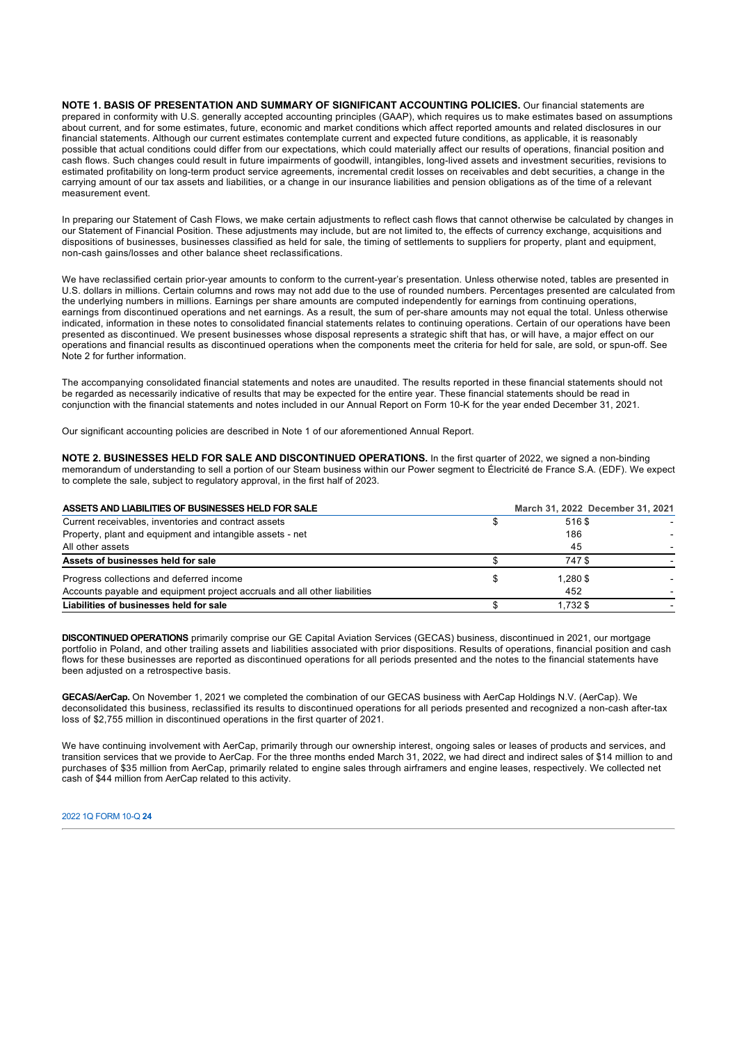**NOTE 1. BASIS OF PRESENTATION AND SUMMARY OF SIGNIFICANT ACCOUNTING POLICIES.** Our financial statements are prepared in conformity with U.S. generally accepted accounting principles (GAAP), which requires us to make estimates based on assumptions about current, and for some estimates, future, economic and market conditions which affect reported amounts and related disclosures in our financial statements. Although our current estimates contemplate current and expected future conditions, as applicable, it is reasonably possible that actual conditions could differ from our expectations, which could materially affect our results of operations, financial position and cash flows. Such changes could result in future impairments of goodwill, intangibles, long-lived assets and investment securities, revisions to estimated profitability on long-term product service agreements, incremental credit losses on receivables and debt securities, a change in the carrying amount of our tax assets and liabilities, or a change in our insurance liabilities and pension obligations as of the time of a relevant measurement event.

In preparing our Statement of Cash Flows, we make certain adjustments to reflect cash flows that cannot otherwise be calculated by changes in our Statement of Financial Position. These adjustments may include, but are not limited to, the effects of currency exchange, acquisitions and dispositions of businesses, businesses classified as held for sale, the timing of settlements to suppliers for property, plant and equipment, non-cash gains/losses and other balance sheet reclassifications.

We have reclassified certain prior-year amounts to conform to the current-year's presentation. Unless otherwise noted, tables are presented in U.S. dollars in millions. Certain columns and rows may not add due to the use of rounded numbers. Percentages presented are calculated from the underlying numbers in millions. Earnings per share amounts are computed independently for earnings from continuing operations, earnings from discontinued operations and net earnings. As a result, the sum of per-share amounts may not equal the total. Unless otherwise indicated, information in these notes to consolidated financial statements relates to continuing operations. Certain of our operations have been presented as discontinued. We present businesses whose disposal represents a strategic shift that has, or will have, a major effect on our operations and financial results as discontinued operations when the components meet the criteria for held for sale, are sold, or spun-off. See Note 2 for further information.

The accompanying consolidated financial statements and notes are unaudited. The results reported in these financial statements should not be regarded as necessarily indicative of results that may be expected for the entire year. These financial statements should be read in conjunction with the financial statements and notes included in our Annual Report on Form 10-K for the year ended December 31, 2021.

Our significant accounting policies are described in Note 1 of our aforementioned Annual Report.

**NOTE 2. BUSINESSES HELD FOR SALE AND DISCONTINUED OPERATIONS.** In the first quarter of 2022, we signed a non-binding memorandum of understanding to sell a portion of our Steam business within our Power segment to Électricité de France S.A. (EDF). We expect to complete the sale, subject to regulatory approval, in the first half of 2023.

| ASSETS AND LIABILITIES OF BUSINESSES HELD FOR SALE | March 31, 2022 | December 31, 2021 |
|---|---|---|
| Current receivables, inventories and contract assets | $ 516 | $ - |
| Property, plant and equipment and intangible assets - net | 186 | - |
| All other assets | 45 | - |
| **Assets of businesses held for sale** | **$ 747** | **$ -** |
| Progress collections and deferred income | $ 1,280 | $ - |
| Accounts payable and equipment project accruals and all other liabilities | 452 | - |
| **Liabilities of businesses held for sale** | **$ 1,732** | **$ -** |

**DISCONTINUED OPERATIONS** primarily comprise our GE Capital Aviation Services (GECAS) business, discontinued in 2021, our mortgage portfolio in Poland, and other trailing assets and liabilities associated with prior dispositions. Results of operations, financial position and cash flows for these businesses are reported as discontinued operations for all periods presented and the notes to the financial statements have been adjusted on a retrospective basis.

**GECAS/AerCap.** On November 1, 2021 we completed the combination of our GECAS business with AerCap Holdings N.V. (AerCap). We deconsolidated this business, reclassified its results to discontinued operations for all periods presented and recognized a non-cash after-tax loss of $2,755 million in discontinued operations in the first quarter of 2021.

We have continuing involvement with AerCap, primarily through our ownership interest, ongoing sales or leases of products and services, and transition services that we provide to AerCap. For the three months ended March 31, 2022, we had direct and indirect sales of $14 million to and purchases of $35 million from AerCap, primarily related to engine sales through airframers and engine leases, respectively. We collected net cash of $44 million from AerCap related to this activity.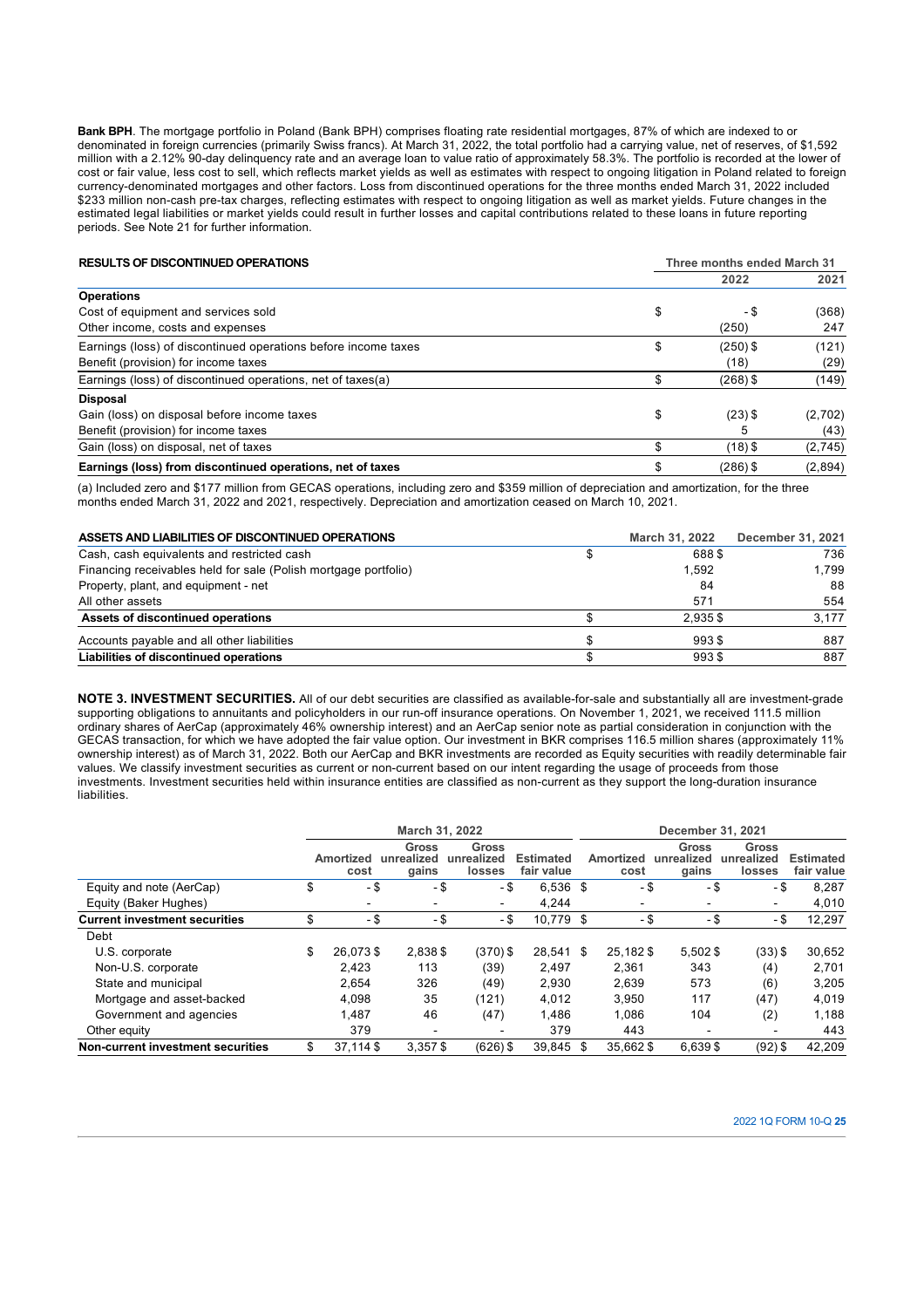**Bank BPH**. The mortgage portfolio in Poland (Bank BPH) comprises floating rate residential mortgages, 87% of which are indexed to or denominated in foreign currencies (primarily Swiss francs). At March 31, 2022, the total portfolio had a carrying value, net of reserves, of $1,592 million with a 2.12% 90-day delinquency rate and an average loan to value ratio of approximately 58.3%. The portfolio is recorded at the lower of cost or fair value, less cost to sell, which reflects market yields as well as estimates with respect to ongoing litigation in Poland related to foreign currency-denominated mortgages and other factors. Loss from discontinued operations for the three months ended March 31, 2022 included $233 million non-cash pre-tax charges, reflecting estimates with respect to ongoing litigation as well as market yields. Future changes in the estimated legal liabilities or market yields could result in further losses and capital contributions related to these loans in future reporting periods. See Note 21 for further information.

| RESULTS OF DISCONTINUED OPERATIONS | Three months ended March 31 | |
|---|---|---|
| | 2022 | 2021 |
| **Operations** | | |
| Cost of equipment and services sold | $ - | $ (368) |
| Other income, costs and expenses | (250) | 247 |
| Earnings (loss) of discontinued operations before income taxes | $ (250) | $ (121) |
| Benefit (provision) for income taxes | (18) | (29) |
| Earnings (loss) of discontinued operations, net of taxes(a) | $ (268) | $ (149) |
| **Disposal** | | |
| Gain (loss) on disposal before income taxes | $ (23) | $ (2,702) |
| Benefit (provision) for income taxes | 5 | (43) |
| Gain (loss) on disposal, net of taxes | $ (18) | $ (2,745) |
| **Earnings (loss) from discontinued operations, net of taxes** | $ (286) | $ (2,894) |

(a) Included zero and $177 million from GECAS operations, including zero and $359 million of depreciation and amortization, for the three months ended March 31, 2022 and 2021, respectively. Depreciation and amortization ceased on March 10, 2021.

| ASSETS AND LIABILITIES OF DISCONTINUED OPERATIONS | March 31, 2022 | December 31, 2021 |
|---|---|---|
| Cash, cash equivalents and restricted cash | $ 688 | $ 736 |
| Financing receivables held for sale (Polish mortgage portfolio) | 1,592 | 1,799 |
| Property, plant, and equipment - net | 84 | 88 |
| All other assets | 571 | 554 |
| **Assets of discontinued operations** | $ 2,935 | $ 3,177 |
| Accounts payable and all other liabilities | $ 993 | $ 887 |
| **Liabilities of discontinued operations** | $ 993 | $ 887 |

**NOTE 3. INVESTMENT SECURITIES.** All of our debt securities are classified as available-for-sale and substantially all are investment-grade supporting obligations to annuitants and policyholders in our run-off insurance operations. On November 1, 2021, we received 111.5 million ordinary shares of AerCap (approximately 46% ownership interest) and an AerCap senior note as partial consideration in conjunction with the GECAS transaction, for which we have adopted the fair value option. Our investment in BKR comprises 116.5 million shares (approximately 11% ownership interest) as of March 31, 2022. Both our AerCap and BKR investments are recorded as Equity securities with readily determinable fair values. We classify investment securities as current or non-current based on our intent regarding the usage of proceeds from those investments. Investment securities held within insurance entities are classified as non-current as they support the long-duration insurance liabilities.

| | March 31, 2022 | | | | December 31, 2021 | | | |
|---|---|---|---|---|---|---|---|---|
| | Amortized cost | Gross unrealized gains | Gross unrealized losses | Estimated fair value | Amortized cost | Gross unrealized gains | Gross unrealized losses | Estimated fair value |
| Equity and note (AerCap) | $ - | $ - | $ - | $ 6,536 | $ - | $ - | $ - | $ 8,287 |
| Equity (Baker Hughes) | - | - | - | 4,244 | - | - | - | 4,010 |
| **Current investment securities** | $ - | $ - | $ - | $ 10,779 | $ - | $ - | $ - | $ 12,297 |
| Debt | | | | | | | | |
| U.S. corporate | $ 26,073 | $ 2,838 | $ (370) | $ 28,541 | $ 25,182 | $ 5,502 | $ (33) | $ 30,652 |
| Non-U.S. corporate | 2,423 | 113 | (39) | 2,497 | 2,361 | 343 | (4) | 2,701 |
| State and municipal | 2,654 | 326 | (49) | 2,930 | 2,639 | 573 | (6) | 3,205 |
| Mortgage and asset-backed | 4,098 | 35 | (121) | 4,012 | 3,950 | 117 | (47) | 4,019 |
| Government and agencies | 1,487 | 46 | (47) | 1,486 | 1,086 | 104 | (2) | 1,188 |
| Other equity | 379 | - | - | 379 | 443 | - | - | 443 |
| **Non-current investment securities** | $ 37,114 | $ 3,357 | $ (626) | $ 39,845 | $ 35,662 | $ 6,639 | $ (92) | $ 42,209 |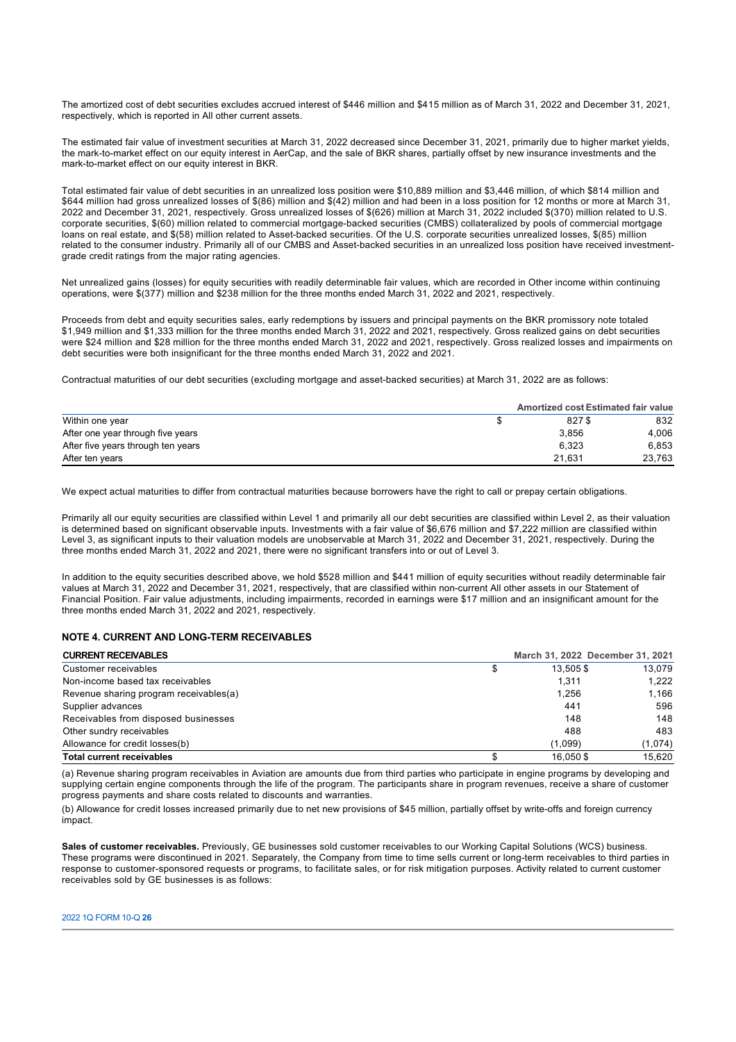The amortized cost of debt securities excludes accrued interest of $446 million and $415 million as of March 31, 2022 and December 31, 2021, respectively, which is reported in All other current assets.

The estimated fair value of investment securities at March 31, 2022 decreased since December 31, 2021, primarily due to higher market yields, the mark-to-market effect on our equity interest in AerCap, and the sale of BKR shares, partially offset by new insurance investments and the mark-to-market effect on our equity interest in BKR.

Total estimated fair value of debt securities in an unrealized loss position were $10,889 million and $3,446 million, of which $814 million and $644 million had gross unrealized losses of $(86) million and $(42) million and had been in a loss position for 12 months or more at March 31, 2022 and December 31, 2021, respectively. Gross unrealized losses of $(626) million at March 31, 2022 included $(370) million related to U.S. corporate securities, $(60) million related to commercial mortgage-backed securities (CMBS) collateralized by pools of commercial mortgage loans on real estate, and $(58) million related to Asset-backed securities. Of the U.S. corporate securities unrealized losses, $(85) million related to the consumer industry. Primarily all of our CMBS and Asset-backed securities in an unrealized loss position have received investment-grade credit ratings from the major rating agencies.

Net unrealized gains (losses) for equity securities with readily determinable fair values, which are recorded in Other income within continuing operations, were $(377) million and $238 million for the three months ended March 31, 2022 and 2021, respectively.

Proceeds from debt and equity securities sales, early redemptions by issuers and principal payments on the BKR promissory note totaled $1,949 million and $1,333 million for the three months ended March 31, 2022 and 2021, respectively. Gross realized gains on debt securities were $24 million and $28 million for the three months ended March 31, 2022 and 2021, respectively. Gross realized losses and impairments on debt securities were both insignificant for the three months ended March 31, 2022 and 2021.

Contractual maturities of our debt securities (excluding mortgage and asset-backed securities) at March 31, 2022 are as follows:

| | Amortized cost | Estimated fair value |
|---|---|---|
| Within one year | $ 827 | $ 832 |
| After one year through five years | 3,856 | 4,006 |
| After five years through ten years | 6,323 | 6,853 |
| After ten years | 21,631 | 23,763 |

We expect actual maturities to differ from contractual maturities because borrowers have the right to call or prepay certain obligations.

Primarily all our equity securities are classified within Level 1 and primarily all our debt securities are classified within Level 2, as their valuation is determined based on significant observable inputs. Investments with a fair value of $6,676 million and $7,222 million are classified within Level 3, as significant inputs to their valuation models are unobservable at March 31, 2022 and December 31, 2021, respectively. During the three months ended March 31, 2022 and 2021, there were no significant transfers into or out of Level 3.

In addition to the equity securities described above, we hold $528 million and $441 million of equity securities without readily determinable fair values at March 31, 2022 and December 31, 2021, respectively, that are classified within non-current All other assets in our Statement of Financial Position. Fair value adjustments, including impairments, recorded in earnings were $17 million and an insignificant amount for the three months ended March 31, 2022 and 2021, respectively.

## NOTE 4. CURRENT AND LONG-TERM RECEIVABLES

| CURRENT RECEIVABLES | March 31, 2022 | December 31, 2021 |
|---|---|---|
| Customer receivables | $ 13,505 | $ 13,079 |
| Non-income based tax receivables | 1,311 | 1,222 |
| Revenue sharing program receivables(a) | 1,256 | 1,166 |
| Supplier advances | 441 | 596 |
| Receivables from disposed businesses | 148 | 148 |
| Other sundry receivables | 488 | 483 |
| Allowance for credit losses(b) | (1,099) | (1,074) |
| **Total current receivables** | $ 16,050 | $ 15,620 |

(a) Revenue sharing program receivables in Aviation are amounts due from third parties who participate in engine programs by developing and supplying certain engine components through the life of the program. The participants share in program revenues, receive a share of customer progress payments and share costs related to discounts and warranties.

(b) Allowance for credit losses increased primarily due to net new provisions of $45 million, partially offset by write-offs and foreign currency impact.

**Sales of customer receivables.** Previously, GE businesses sold customer receivables to our Working Capital Solutions (WCS) business. These programs were discontinued in 2021. Separately, the Company from time to time sells current or long-term receivables to third parties in response to customer-sponsored requests or programs, to facilitate sales, or for risk mitigation purposes. Activity related to current customer receivables sold by GE businesses is as follows: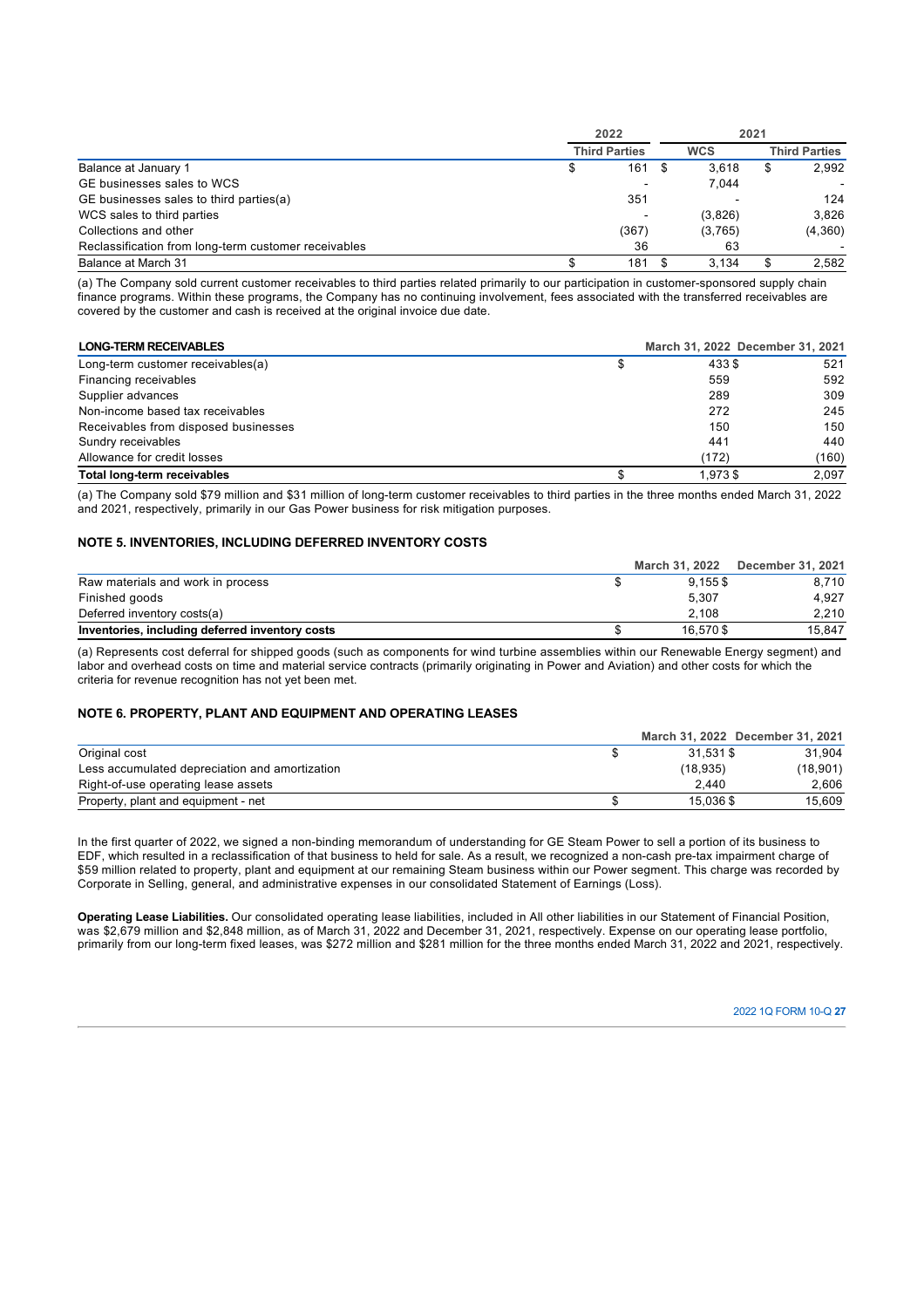| | 2022 | 2021 | |
|---|---|---|---|
| | Third Parties | WCS | Third Parties |
| Balance at January 1 | $ 161 | $ 3,618 | $ 2,992 |
| GE businesses sales to WCS | - | 7,044 | - |
| GE businesses sales to third parties(a) | 351 | - | 124 |
| WCS sales to third parties | - | (3,826) | 3,826 |
| Collections and other | (367) | (3,765) | (4,360) |
| Reclassification from long-term customer receivables | 36 | 63 | - |
| Balance at March 31 | $ 181 | $ 3,134 | $ 2,582 |

(a) The Company sold current customer receivables to third parties related primarily to our participation in customer-sponsored supply chain finance programs. Within these programs, the Company has no continuing involvement, fees associated with the transferred receivables are covered by the customer and cash is received at the original invoice due date.

| LONG-TERM RECEIVABLES | March 31, 2022 | December 31, 2021 |
|---|---|---|
| Long-term customer receivables(a) | $ 433 | $ 521 |
| Financing receivables | 559 | 592 |
| Supplier advances | 289 | 309 |
| Non-income based tax receivables | 272 | 245 |
| Receivables from disposed businesses | 150 | 150 |
| Sundry receivables | 441 | 440 |
| Allowance for credit losses | (172) | (160) |
| **Total long-term receivables** | $ 1,973 | $ 2,097 |

(a) The Company sold $79 million and $31 million of long-term customer receivables to third parties in the three months ended March 31, 2022 and 2021, respectively, primarily in our Gas Power business for risk mitigation purposes.

## NOTE 5. INVENTORIES, INCLUDING DEFERRED INVENTORY COSTS

| | March 31, 2022 | December 31, 2021 |
|---|---|---|
| Raw materials and work in process | $ 9,155 | $ 8,710 |
| Finished goods | 5,307 | 4,927 |
| Deferred inventory costs(a) | 2,108 | 2,210 |
| **Inventories, including deferred inventory costs** | $ 16,570 | $ 15,847 |

(a) Represents cost deferral for shipped goods (such as components for wind turbine assemblies within our Renewable Energy segment) and labor and overhead costs on time and material service contracts (primarily originating in Power and Aviation) and other costs for which the criteria for revenue recognition has not yet been met.

## NOTE 6. PROPERTY, PLANT AND EQUIPMENT AND OPERATING LEASES

| | March 31, 2022 | December 31, 2021 |
|---|---|---|
| Original cost | $ 31,531 | $ 31,904 |
| Less accumulated depreciation and amortization | (18,935) | (18,901) |
| Right-of-use operating lease assets | 2,440 | 2,606 |
| Property, plant and equipment - net | $ 15,036 | $ 15,609 |

In the first quarter of 2022, we signed a non-binding memorandum of understanding for GE Steam Power to sell a portion of its business to EDF, which resulted in a reclassification of that business to held for sale. As a result, we recognized a non-cash pre-tax impairment charge of $59 million related to property, plant and equipment at our remaining Steam business within our Power segment. This charge was recorded by Corporate in Selling, general, and administrative expenses in our consolidated Statement of Earnings (Loss).

**Operating Lease Liabilities.** Our consolidated operating lease liabilities, included in All other liabilities in our Statement of Financial Position, was $2,679 million and $2,848 million, as of March 31, 2022 and December 31, 2021, respectively. Expense on our operating lease portfolio, primarily from our long-term fixed leases, was $272 million and $281 million for the three months ended March 31, 2022 and 2021, respectively.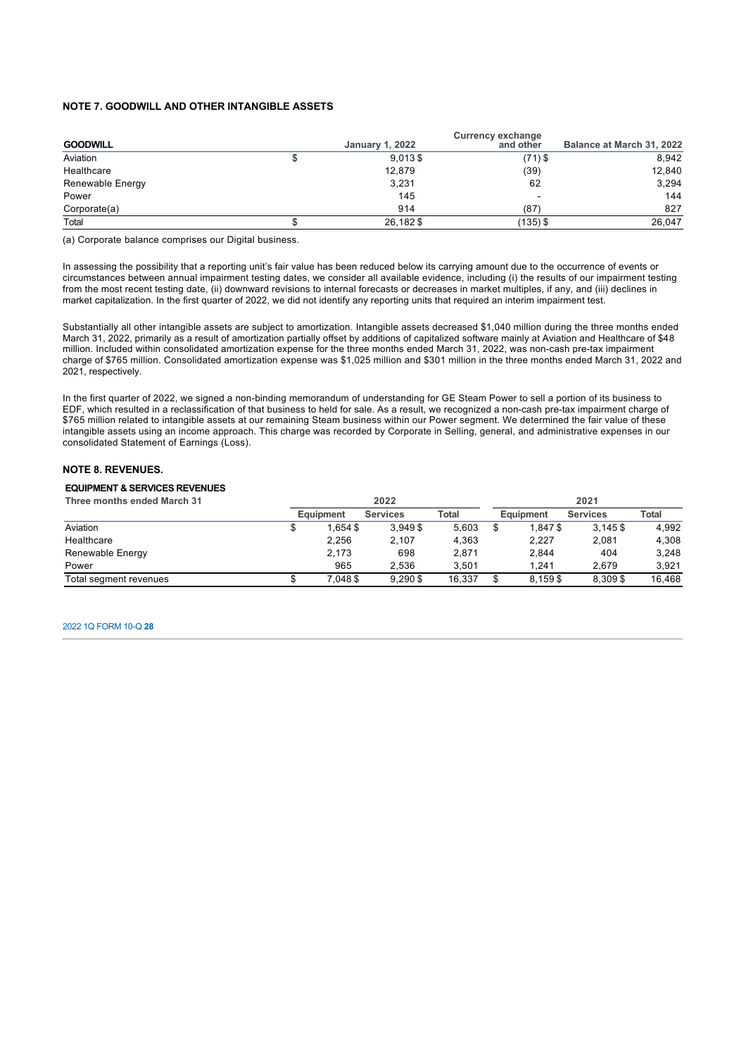## NOTE 7. GOODWILL AND OTHER INTANGIBLE ASSETS

| GOODWILL | January 1, 2022 | Currency exchange and other | Balance at March 31, 2022 |
|---|---|---|---|
| Aviation | $ 9,013 | $ (71) | $ 8,942 |
| Healthcare | 12,879 | (39) | 12,840 |
| Renewable Energy | 3,231 | 62 | 3,294 |
| Power | 145 | - | 144 |
| Corporate(a) | 914 | (87) | 827 |
| Total | $ 26,182 | $ (135) | $ 26,047 |

(a) Corporate balance comprises our Digital business.

In assessing the possibility that a reporting unit's fair value has been reduced below its carrying amount due to the occurrence of events or circumstances between annual impairment testing dates, we consider all available evidence, including (i) the results of our impairment testing from the most recent testing date, (ii) downward revisions to internal forecasts or decreases in market multiples, if any, and (iii) declines in market capitalization. In the first quarter of 2022, we did not identify any reporting units that required an interim impairment test.

Substantially all other intangible assets are subject to amortization. Intangible assets decreased $1,040 million during the three months ended March 31, 2022, primarily as a result of amortization partially offset by additions of capitalized software mainly at Aviation and Healthcare of $48 million. Included within consolidated amortization expense for the three months ended March 31, 2022, was non-cash pre-tax impairment charge of $765 million. Consolidated amortization expense was $1,025 million and $301 million in the three months ended March 31, 2022 and 2021, respectively.

In the first quarter of 2022, we signed a non-binding memorandum of understanding for GE Steam Power to sell a portion of its business to EDF, which resulted in a reclassification of that business to held for sale. As a result, we recognized a non-cash pre-tax impairment charge of $765 million related to intangible assets at our remaining Steam business within our Power segment. We determined the fair value of these intangible assets using an income approach. This charge was recorded by Corporate in Selling, general, and administrative expenses in our consolidated Statement of Earnings (Loss).

## NOTE 8. REVENUES.

### EQUIPMENT & SERVICES REVENUES

| Three months ended March 31 | 2022 | | | 2021 | | |
|---|---|---|---|---|---|---|
| | Equipment | Services | Total | Equipment | Services | Total |
| Aviation | $ 1,654 | $ 3,949 | $ 5,603 | $ 1,847 | $ 3,145 | $ 4,992 |
| Healthcare | 2,256 | 2,107 | 4,363 | 2,227 | 2,081 | 4,308 |
| Renewable Energy | 2,173 | 698 | 2,871 | 2,844 | 404 | 3,248 |
| Power | 965 | 2,536 | 3,501 | 1,241 | 2,679 | 3,921 |
| Total segment revenues | $ 7,048 | $ 9,290 | $ 16,337 | $ 8,159 | $ 8,309 | $ 16,468 |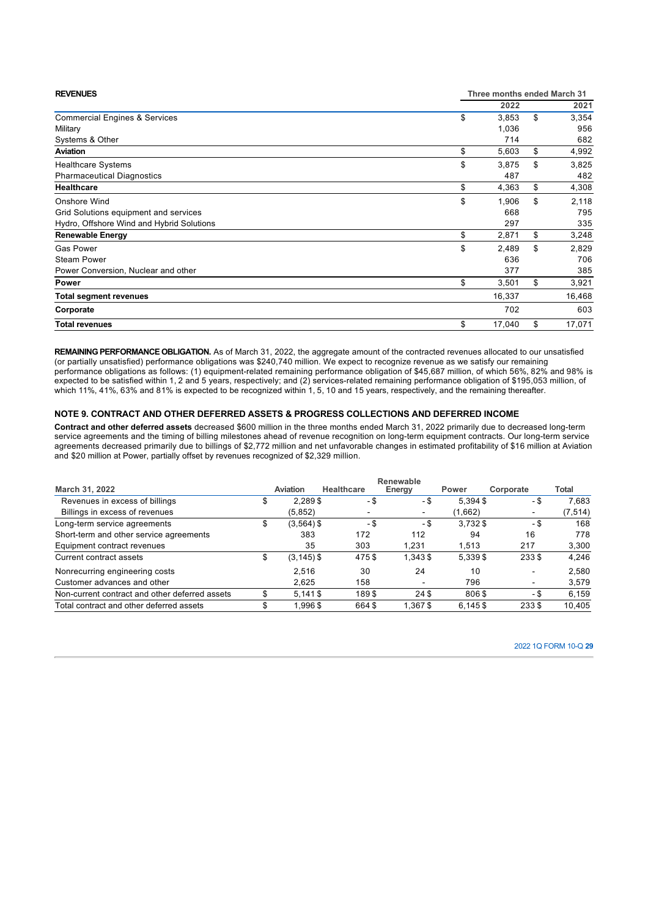| REVENUES | Three months ended March 31 | |
|---|---|---|
| | 2022 | 2021 |
| Commercial Engines & Services | $ 3,853 | $ 3,354 |
| Military | 1,036 | 956 |
| Systems & Other | 714 | 682 |
| **Aviation** | **$ 5,603** | **$ 4,992** |
| Healthcare Systems | $ 3,875 | $ 3,825 |
| Pharmaceutical Diagnostics | 487 | 482 |
| **Healthcare** | **$ 4,363** | **$ 4,308** |
| Onshore Wind | $ 1,906 | $ 2,118 |
| Grid Solutions equipment and services | 668 | 795 |
| Hydro, Offshore Wind and Hybrid Solutions | 297 | 335 |
| **Renewable Energy** | **$ 2,871** | **$ 3,248** |
| Gas Power | $ 2,489 | $ 2,829 |
| Steam Power | 636 | 706 |
| Power Conversion, Nuclear and other | 377 | 385 |
| **Power** | **$ 3,501** | **$ 3,921** |
| **Total segment revenues** | **16,337** | **16,468** |
| **Corporate** | **702** | **603** |
| **Total revenues** | **$ 17,040** | **$ 17,071** |

**REMAINING PERFORMANCE OBLIGATION.** As of March 31, 2022, the aggregate amount of the contracted revenues allocated to our unsatisfied (or partially unsatisfied) performance obligations was $240,740 million. We expect to recognize revenue as we satisfy our remaining performance obligations as follows: (1) equipment-related remaining performance obligation of $45,687 million, of which 56%, 82% and 98% is expected to be satisfied within 1, 2 and 5 years, respectively; and (2) services-related remaining performance obligation of $195,053 million, of which 11%, 41%, 63% and 81% is expected to be recognized within 1, 5, 10 and 15 years, respectively, and the remaining thereafter.

## NOTE 9. CONTRACT AND OTHER DEFERRED ASSETS & PROGRESS COLLECTIONS AND DEFERRED INCOME

**Contract and other deferred assets** decreased $600 million in the three months ended March 31, 2022 primarily due to decreased long-term service agreements and the timing of billing milestones ahead of revenue recognition on long-term equipment contracts. Our long-term service agreements decreased primarily due to billings of $2,772 million and net unfavorable changes in estimated profitability of $16 million at Aviation and $20 million at Power, partially offset by revenues recognized of $2,329 million.

| March 31, 2022 | Aviation | Healthcare | Renewable Energy | Power | Corporate | Total |
|---|---|---|---|---|---|---|
| Revenues in excess of billings | $ 2,289 | $ - | $ - | $ 5,394 | $ - | $ 7,683 |
| Billings in excess of revenues | (5,852) | - | - | (1,662) | - | (7,514) |
| Long-term service agreements | $ (3,564) | $ - | $ - | $ 3,732 | $ - | $ 168 |
| Short-term and other service agreements | 383 | 172 | 112 | 94 | 16 | 778 |
| Equipment contract revenues | 35 | 303 | 1,231 | 1,513 | 217 | 3,300 |
| Current contract assets | $ (3,145) | $ 475 | $ 1,343 | $ 5,339 | $ 233 | $ 4,246 |
| Nonrecurring engineering costs | 2,516 | 30 | 24 | 10 | - | 2,580 |
| Customer advances and other | 2,625 | 158 | - | 796 | - | 3,579 |
| Non-current contract and other deferred assets | $ 5,141 | $ 189 | $ 24 | $ 806 | $ - | $ 6,159 |
| Total contract and other deferred assets | $ 1,996 | $ 664 | $ 1,367 | $ 6,145 | $ 233 | $ 10,405 |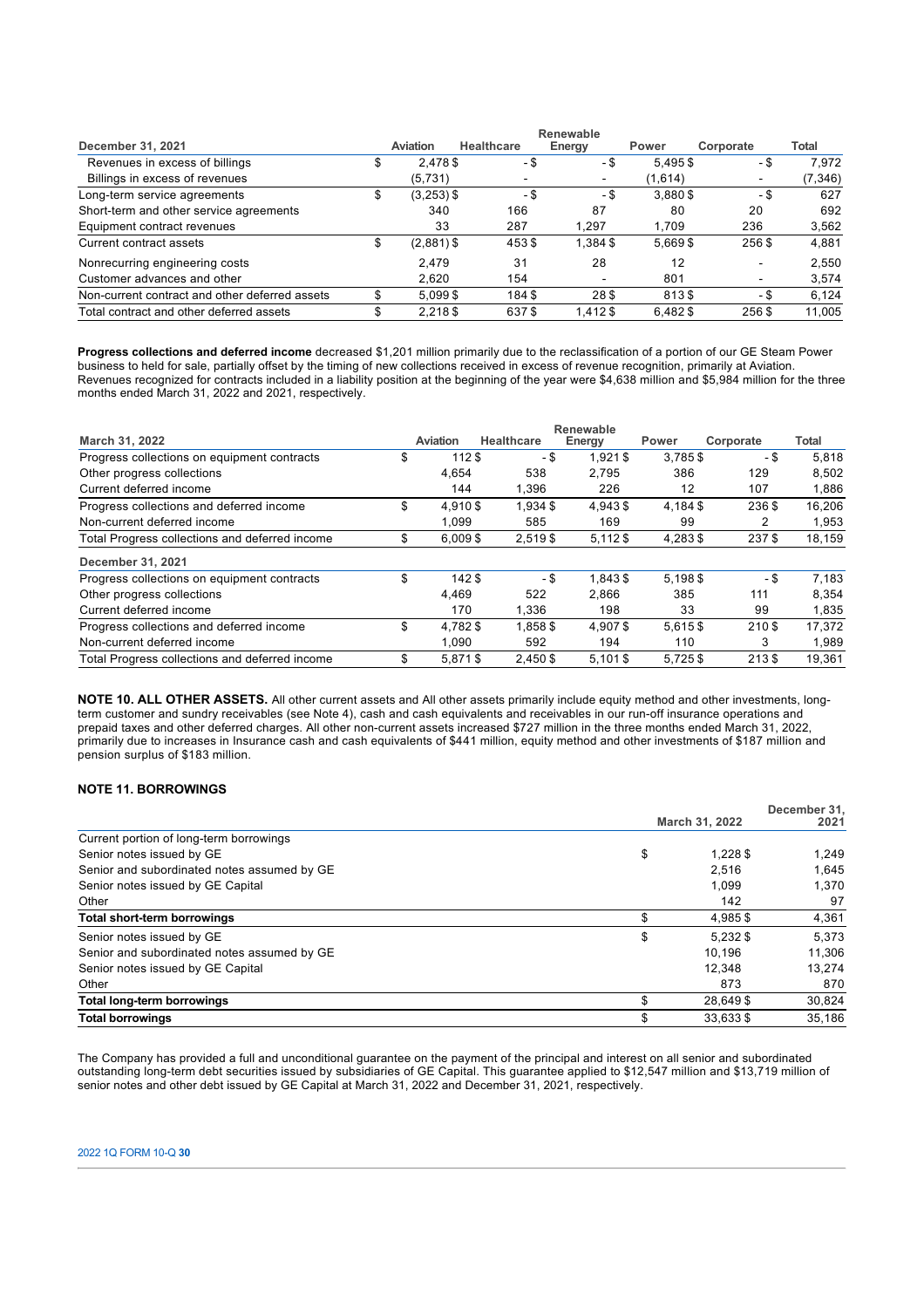| December 31, 2021 | Aviation | Healthcare | Renewable Energy | Power | Corporate | Total |
|---|---|---|---|---|---|---|
| Revenues in excess of billings | $ 2,478 $ | - $ | - $ | 5,495 $ | - $ | 7,972 |
| Billings in excess of revenues | (5,731) | - | - | (1,614) | - | (7,346) |
| Long-term service agreements | $ (3,253) $ | - $ | - $ | 3,880 $ | - $ | 627 |
| Short-term and other service agreements | 340 | 166 | 87 | 80 | 20 | 692 |
| Equipment contract revenues | 33 | 287 | 1,297 | 1,709 | 236 | 3,562 |
| Current contract assets | $ (2,881) $ | 453 $ | 1,384 $ | 5,669 $ | 256 $ | 4,881 |
| Nonrecurring engineering costs | 2,479 | 31 | 28 | 12 | - | 2,550 |
| Customer advances and other | 2,620 | 154 | - | 801 | - | 3,574 |
| Non-current contract and other deferred assets | $ 5,099 $ | 184 $ | 28 $ | 813 $ | - $ | 6,124 |
| Total contract and other deferred assets | $ 2,218 $ | 637 $ | 1,412 $ | 6,482 $ | 256 $ | 11,005 |

**Progress collections and deferred income** decreased $1,201 million primarily due to the reclassification of a portion of our GE Steam Power business to held for sale, partially offset by the timing of new collections received in excess of revenue recognition, primarily at Aviation. Revenues recognized for contracts included in a liability position at the beginning of the year were $4,638 million and $5,984 million for the three months ended March 31, 2022 and 2021, respectively.

| March 31, 2022 | Aviation | Healthcare | Renewable Energy | Power | Corporate | Total |
|---|---|---|---|---|---|---|
| Progress collections on equipment contracts | $ 112 $ | - $ | 1,921 $ | 3,785 $ | - $ | 5,818 |
| Other progress collections | 4,654 | 538 | 2,795 | 386 | 129 | 8,502 |
| Current deferred income | 144 | 1,396 | 226 | 12 | 107 | 1,886 |
| Progress collections and deferred income | $ 4,910 $ | 1,934 $ | 4,943 $ | 4,184 $ | 236 $ | 16,206 |
| Non-current deferred income | 1,099 | 585 | 169 | 99 | 2 | 1,953 |
| Total Progress collections and deferred income | $ 6,009 $ | 2,519 $ | 5,112 $ | 4,283 $ | 237 $ | 18,159 |
| **December 31, 2021** | | | | | | |
| Progress collections on equipment contracts | $ 142 $ | - $ | 1,843 $ | 5,198 $ | - $ | 7,183 |
| Other progress collections | 4,469 | 522 | 2,866 | 385 | 111 | 8,354 |
| Current deferred income | 170 | 1,336 | 198 | 33 | 99 | 1,835 |
| Progress collections and deferred income | $ 4,782 $ | 1,858 $ | 4,907 $ | 5,615 $ | 210 $ | 17,372 |
| Non-current deferred income | 1,090 | 592 | 194 | 110 | 3 | 1,989 |
| Total Progress collections and deferred income | $ 5,871 $ | 2,450 $ | 5,101 $ | 5,725 $ | 213 $ | 19,361 |

**NOTE 10. ALL OTHER ASSETS.** All other current assets and All other assets primarily include equity method and other investments, long-term customer and sundry receivables (see Note 4), cash and cash equivalents and receivables in our run-off insurance operations and prepaid taxes and other deferred charges. All other non-current assets increased $727 million in the three months ended March 31, 2022, primarily due to increases in Insurance cash and cash equivalents of $441 million, equity method and other investments of $187 million and pension surplus of $183 million.

## NOTE 11. BORROWINGS

| | March 31, 2022 | December 31, 2021 |
|---|---|---|
| Current portion of long-term borrowings | | |
| Senior notes issued by GE | $ 1,228 $ | 1,249 |
| Senior and subordinated notes assumed by GE | 2,516 | 1,645 |
| Senior notes issued by GE Capital | 1,099 | 1,370 |
| Other | 142 | 97 |
| **Total short-term borrowings** | $ 4,985 $ | 4,361 |
| Senior notes issued by GE | $ 5,232 $ | 5,373 |
| Senior and subordinated notes assumed by GE | 10,196 | 11,306 |
| Senior notes issued by GE Capital | 12,348 | 13,274 |
| Other | 873 | 870 |
| **Total long-term borrowings** | $ 28,649 $ | 30,824 |
| **Total borrowings** | $ 33,633 $ | 35,186 |

The Company has provided a full and unconditional guarantee on the payment of the principal and interest on all senior and subordinated outstanding long-term debt securities issued by subsidiaries of GE Capital. This guarantee applied to $12,547 million and $13,719 million of senior notes and other debt issued by GE Capital at March 31, 2022 and December 31, 2021, respectively.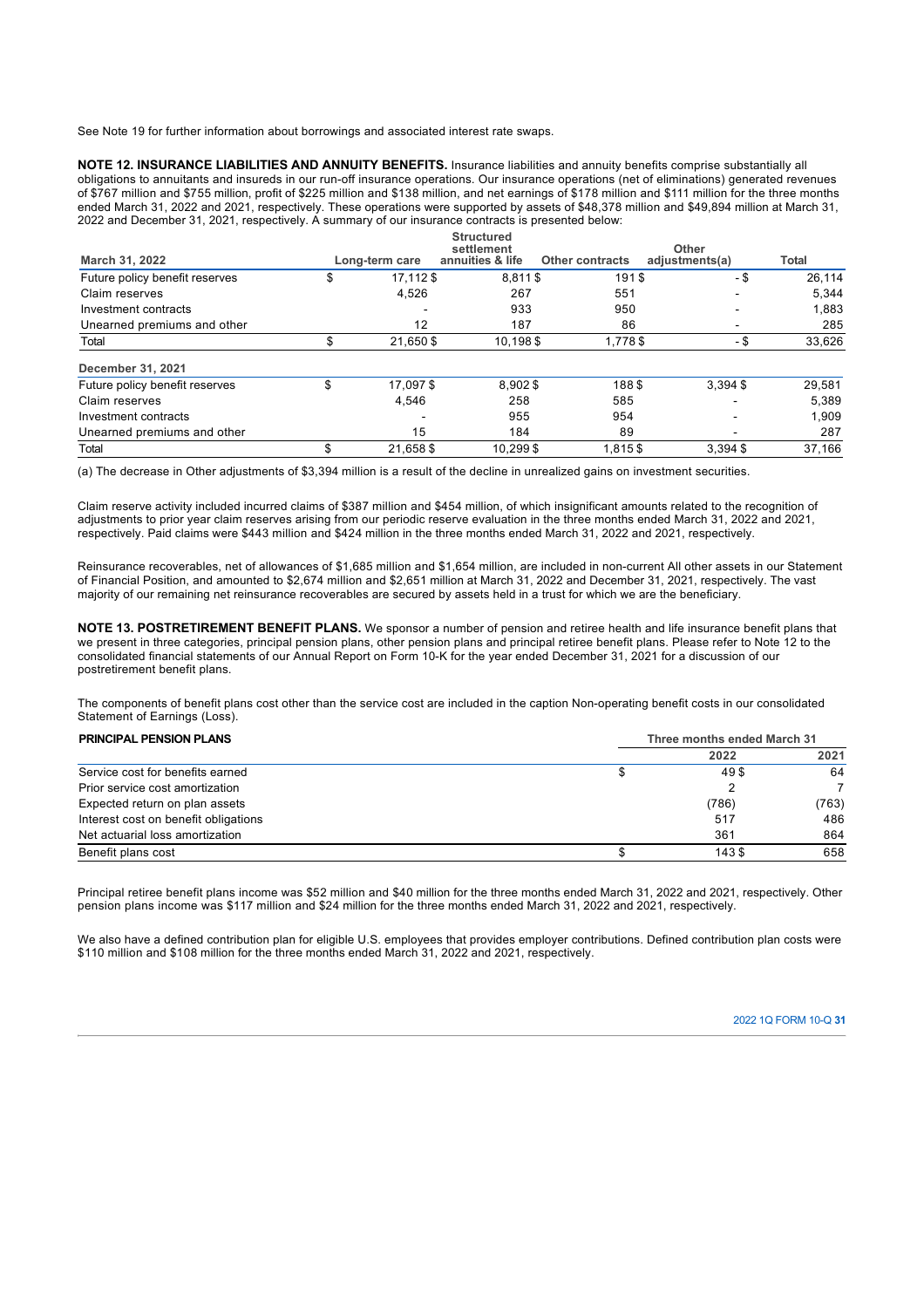See Note 19 for further information about borrowings and associated interest rate swaps.

**NOTE 12. INSURANCE LIABILITIES AND ANNUITY BENEFITS.** Insurance liabilities and annuity benefits comprise substantially all obligations to annuitants and insureds in our run-off insurance operations. Our insurance operations (net of eliminations) generated revenues of $767 million and $755 million, profit of $225 million and $138 million, and net earnings of $178 million and $111 million for the three months ended March 31, 2022 and 2021, respectively. These operations were supported by assets of $48,378 million and $49,894 million at March 31, 2022 and December 31, 2021, respectively. A summary of our insurance contracts is presented below:

| March 31, 2022 | Long-term care | Structured settlement annuities & life | Other contracts | Other adjustments(a) | Total |
|---|---|---|---|---|---|
| Future policy benefit reserves | $ 17,112 | $ 8,811 | $ 191 | $ - | $ 26,114 |
| Claim reserves | 4,526 | 267 | 551 | - | 5,344 |
| Investment contracts | - | 933 | 950 | - | 1,883 |
| Unearned premiums and other | 12 | 187 | 86 | - | 285 |
| Total | $ 21,650 | $ 10,198 | $ 1,778 | $ - | $ 33,626 |
| **December 31, 2021** | | | | | |
| Future policy benefit reserves | $ 17,097 | $ 8,902 | $ 188 | $ 3,394 | $ 29,581 |
| Claim reserves | 4,546 | 258 | 585 | - | 5,389 |
| Investment contracts | - | 955 | 954 | - | 1,909 |
| Unearned premiums and other | 15 | 184 | 89 | - | 287 |
| Total | $ 21,658 | $ 10,299 | $ 1,815 | $ 3,394 | $ 37,166 |

(a) The decrease in Other adjustments of $3,394 million is a result of the decline in unrealized gains on investment securities.

Claim reserve activity included incurred claims of $387 million and $454 million, of which insignificant amounts related to the recognition of adjustments to prior year claim reserves arising from our periodic reserve evaluation in the three months ended March 31, 2022 and 2021, respectively. Paid claims were $443 million and $424 million in the three months ended March 31, 2022 and 2021, respectively.

Reinsurance recoverables, net of allowances of $1,685 million and $1,654 million, are included in non-current All other assets in our Statement of Financial Position, and amounted to $2,674 million and $2,651 million at March 31, 2022 and December 31, 2021, respectively. The vast majority of our remaining net reinsurance recoverables are secured by assets held in a trust for which we are the beneficiary.

**NOTE 13. POSTRETIREMENT BENEFIT PLANS.** We sponsor a number of pension and retiree health and life insurance benefit plans that we present in three categories, principal pension plans, other pension plans and principal retiree benefit plans. Please refer to Note 12 to the consolidated financial statements of our Annual Report on Form 10-K for the year ended December 31, 2021 for a discussion of our postretirement benefit plans.

The components of benefit plans cost other than the service cost are included in the caption Non-operating benefit costs in our consolidated Statement of Earnings (Loss).

| PRINCIPAL PENSION PLANS | Three months ended March 31 | |
|---|---|---|
| | 2022 | 2021 |
| Service cost for benefits earned | $ 49 | $ 64 |
| Prior service cost amortization | 2 | 7 |
| Expected return on plan assets | (786) | (763) |
| Interest cost on benefit obligations | 517 | 486 |
| Net actuarial loss amortization | 361 | 864 |
| Benefit plans cost | $ 143 | $ 658 |

Principal retiree benefit plans income was $52 million and $40 million for the three months ended March 31, 2022 and 2021, respectively. Other pension plans income was $117 million and $24 million for the three months ended March 31, 2022 and 2021, respectively.

We also have a defined contribution plan for eligible U.S. employees that provides employer contributions. Defined contribution plan costs were $110 million and $108 million for the three months ended March 31, 2022 and 2021, respectively.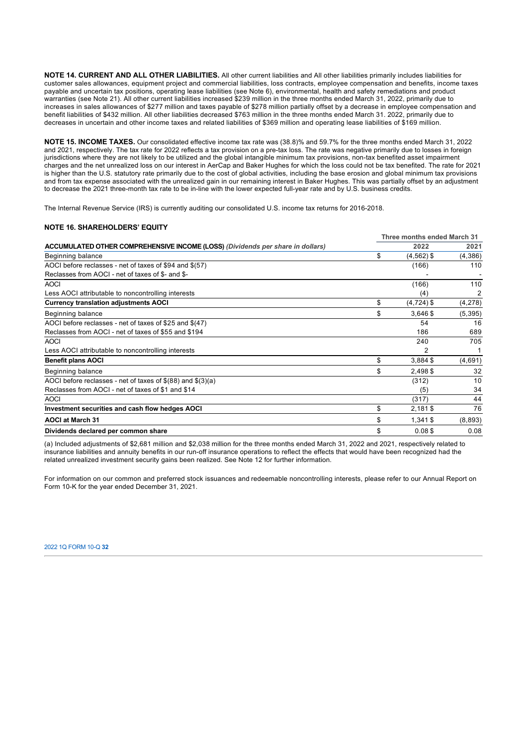**NOTE 14. CURRENT AND ALL OTHER LIABILITIES.** All other current liabilities and All other liabilities primarily includes liabilities for customer sales allowances, equipment project and commercial liabilities, loss contracts, employee compensation and benefits, income taxes payable and uncertain tax positions, operating lease liabilities (see Note 6), environmental, health and safety remediations and product warranties (see Note 21). All other current liabilities increased $239 million in the three months ended March 31, 2022, primarily due to increases in sales allowances of $277 million and taxes payable of $278 million partially offset by a decrease in employee compensation and benefit liabilities of $432 million. All other liabilities decreased $763 million in the three months ended March 31. 2022, primarily due to decreases in uncertain and other income taxes and related liabilities of $369 million and operating lease liabilities of $169 million.

**NOTE 15. INCOME TAXES.** Our consolidated effective income tax rate was (38.8)% and 59.7% for the three months ended March 31, 2022 and 2021, respectively. The tax rate for 2022 reflects a tax provision on a pre-tax loss. The rate was negative primarily due to losses in foreign jurisdictions where they are not likely to be utilized and the global intangible minimum tax provisions, non-tax benefited asset impairment charges and the net unrealized loss on our interest in AerCap and Baker Hughes for which the loss could not be tax benefited. The rate for 2021 is higher than the U.S. statutory rate primarily due to the cost of global activities, including the base erosion and global minimum tax provisions and from tax expense associated with the unrealized gain in our remaining interest in Baker Hughes. This was partially offset by an adjustment to decrease the 2021 three-month tax rate to be in-line with the lower expected full-year rate and by U.S. business credits.

The Internal Revenue Service (IRS) is currently auditing our consolidated U.S. income tax returns for 2016-2018.

**NOTE 16. SHAREHOLDERS' EQUITY**

| ACCUMULATED OTHER COMPREHENSIVE INCOME (LOSS) *(Dividends per share in dollars)* | Three months ended March 31 2022 | 2021 |
|---|---|---|
| Beginning balance | $ (4,562) | $ (4,386) |
| AOCI before reclasses - net of taxes of $94 and $(57) | (166) | 110 |
| Reclasses from AOCI - net of taxes of $- and $- | - | - |
| AOCI | (166) | 110 |
| Less AOCI attributable to noncontrolling interests | (4) | 2 |
| **Currency translation adjustments AOCI** | $ (4,724) | $ (4,278) |
| Beginning balance | $ 3,646 | $ (5,395) |
| AOCI before reclasses - net of taxes of $25 and $(47) | 54 | 16 |
| Reclasses from AOCI - net of taxes of $55 and $194 | 186 | 689 |
| AOCI | 240 | 705 |
| Less AOCI attributable to noncontrolling interests | 2 | 1 |
| **Benefit plans AOCI** | $ 3,884 | $ (4,691) |
| Beginning balance | $ 2,498 | $ 32 |
| AOCI before reclasses - net of taxes of $(88) and $(3)(a) | (312) | 10 |
| Reclasses from AOCI - net of taxes of $1 and $14 | (5) | 34 |
| AOCI | (317) | 44 |
| **Investment securities and cash flow hedges AOCI** | $ 2,181 | $ 76 |
| **AOCI at March 31** | $ 1,341 | $ (8,893) |
| **Dividends declared per common share** | $ 0.08 | $ 0.08 |

(a) Included adjustments of $2,681 million and $2,038 million for the three months ended March 31, 2022 and 2021, respectively related to insurance liabilities and annuity benefits in our run-off insurance operations to reflect the effects that would have been recognized had the related unrealized investment security gains been realized. See Note 12 for further information.

For information on our common and preferred stock issuances and redeemable noncontrolling interests, please refer to our Annual Report on Form 10-K for the year ended December 31, 2021.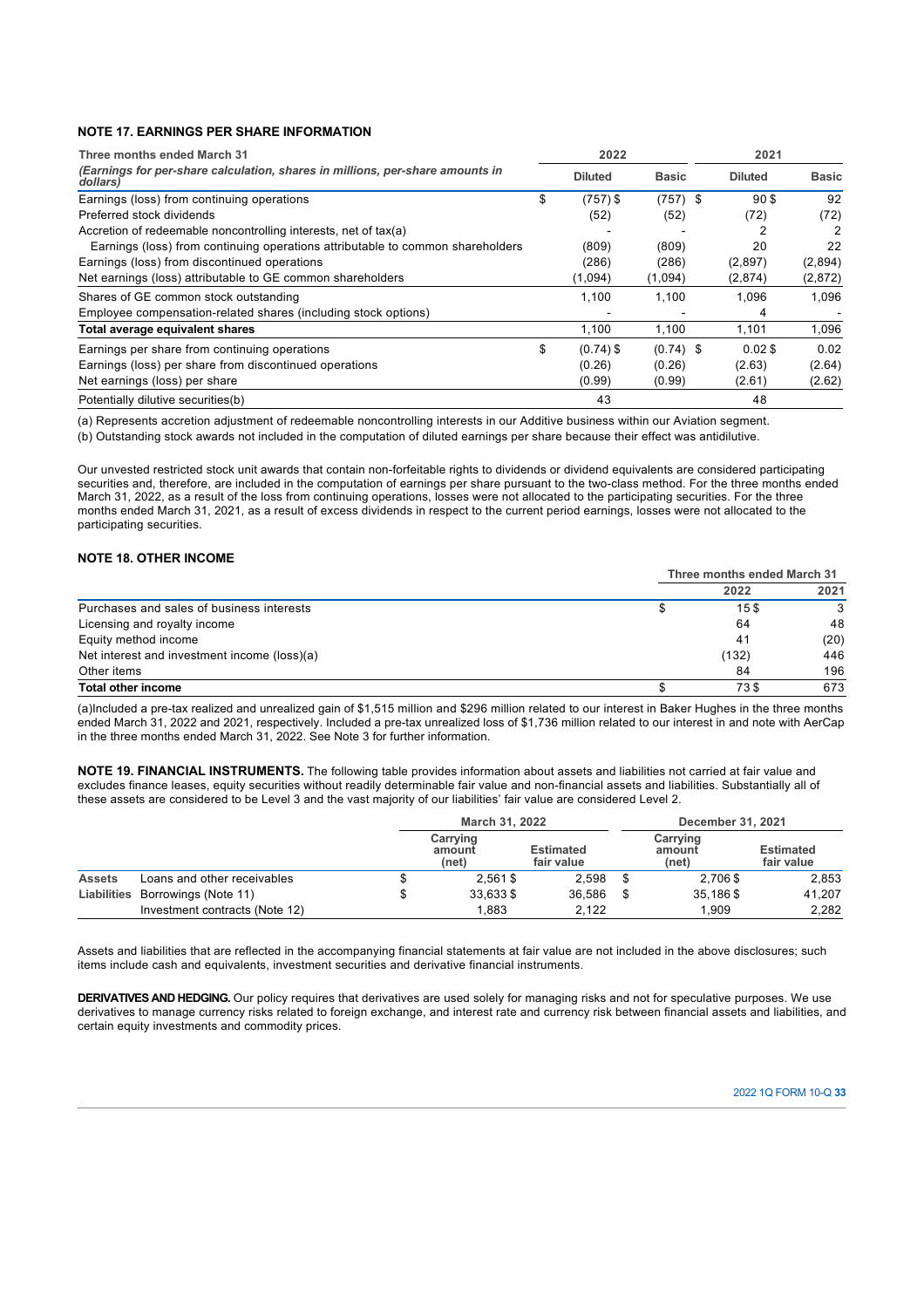## NOTE 17. EARNINGS PER SHARE INFORMATION

| Three months ended March 31 | 2022 | | 2021 | |
|---|---|---|---|---|
| *(Earnings for per-share calculation, shares in millions, per-share amounts in dollars)* | Diluted | Basic | Diluted | Basic |
| Earnings (loss) from continuing operations | $ (757) | $ (757) | $ 90 | $ 92 |
| Preferred stock dividends | (52) | (52) | (72) | (72) |
| Accretion of redeemable noncontrolling interests, net of tax(a) | - | - | 2 | 2 |
| Earnings (loss) from continuing operations attributable to common shareholders | (809) | (809) | 20 | 22 |
| Earnings (loss) from discontinued operations | (286) | (286) | (2,897) | (2,894) |
| Net earnings (loss) attributable to GE common shareholders | (1,094) | (1,094) | (2,874) | (2,872) |
| Shares of GE common stock outstanding | 1,100 | 1,100 | 1,096 | 1,096 |
| Employee compensation-related shares (including stock options) | - | - | 4 | - |
| **Total average equivalent shares** | 1,100 | 1,100 | 1,101 | 1,096 |
| Earnings per share from continuing operations | $ (0.74) | $ (0.74) | $ 0.02 | $ 0.02 |
| Earnings (loss) per share from discontinued operations | (0.26) | (0.26) | (2.63) | (2.64) |
| Net earnings (loss) per share | (0.99) | (0.99) | (2.61) | (2.62) |
| Potentially dilutive securities(b) | 43 | | 48 | |

(a) Represents accretion adjustment of redeemable noncontrolling interests in our Additive business within our Aviation segment.
(b) Outstanding stock awards not included in the computation of diluted earnings per share because their effect was antidilutive.

Our unvested restricted stock unit awards that contain non-forfeitable rights to dividends or dividend equivalents are considered participating securities and, therefore, are included in the computation of earnings per share pursuant to the two-class method. For the three months ended March 31, 2022, as a result of the loss from continuing operations, losses were not allocated to the participating securities. For the three months ended March 31, 2021, as a result of excess dividends in respect to the current period earnings, losses were not allocated to the participating securities.

## NOTE 18. OTHER INCOME

| | Three months ended March 31 | |
|---|---|---|
| | 2022 | 2021 |
| Purchases and sales of business interests | $ 15 | $ 3 |
| Licensing and royalty income | 64 | 48 |
| Equity method income | 41 | (20) |
| Net interest and investment income (loss)(a) | (132) | 446 |
| Other items | 84 | 196 |
| **Total other income** | $ 73 | $ 673 |

(a)Included a pre-tax realized and unrealized gain of $1,515 million and $296 million related to our interest in Baker Hughes in the three months ended March 31, 2022 and 2021, respectively. Included a pre-tax unrealized loss of $1,736 million related to our interest in and note with AerCap in the three months ended March 31, 2022. See Note 3 for further information.

**NOTE 19. FINANCIAL INSTRUMENTS.** The following table provides information about assets and liabilities not carried at fair value and excludes finance leases, equity securities without readily determinable fair value and non-financial assets and liabilities. Substantially all of these assets are considered to be Level 3 and the vast majority of our liabilities' fair value are considered Level 2.

| | | March 31, 2022 | | December 31, 2021 | |
|---|---|---|---|---|---|
| | | Carrying amount (net) | Estimated fair value | Carrying amount (net) | Estimated fair value |
| **Assets** | Loans and other receivables | $ 2,561 | $ 2,598 | $ 2,706 | $ 2,853 |
| **Liabilities** | Borrowings (Note 11) | $ 33,633 | $ 36,586 | $ 35,186 | $ 41,207 |
| | Investment contracts (Note 12) | 1,883 | 2,122 | 1,909 | 2,282 |

Assets and liabilities that are reflected in the accompanying financial statements at fair value are not included in the above disclosures; such items include cash and equivalents, investment securities and derivative financial instruments.

**DERIVATIVES AND HEDGING.** Our policy requires that derivatives are used solely for managing risks and not for speculative purposes. We use derivatives to manage currency risks related to foreign exchange, and interest rate and currency risk between financial assets and liabilities, and certain equity investments and commodity prices.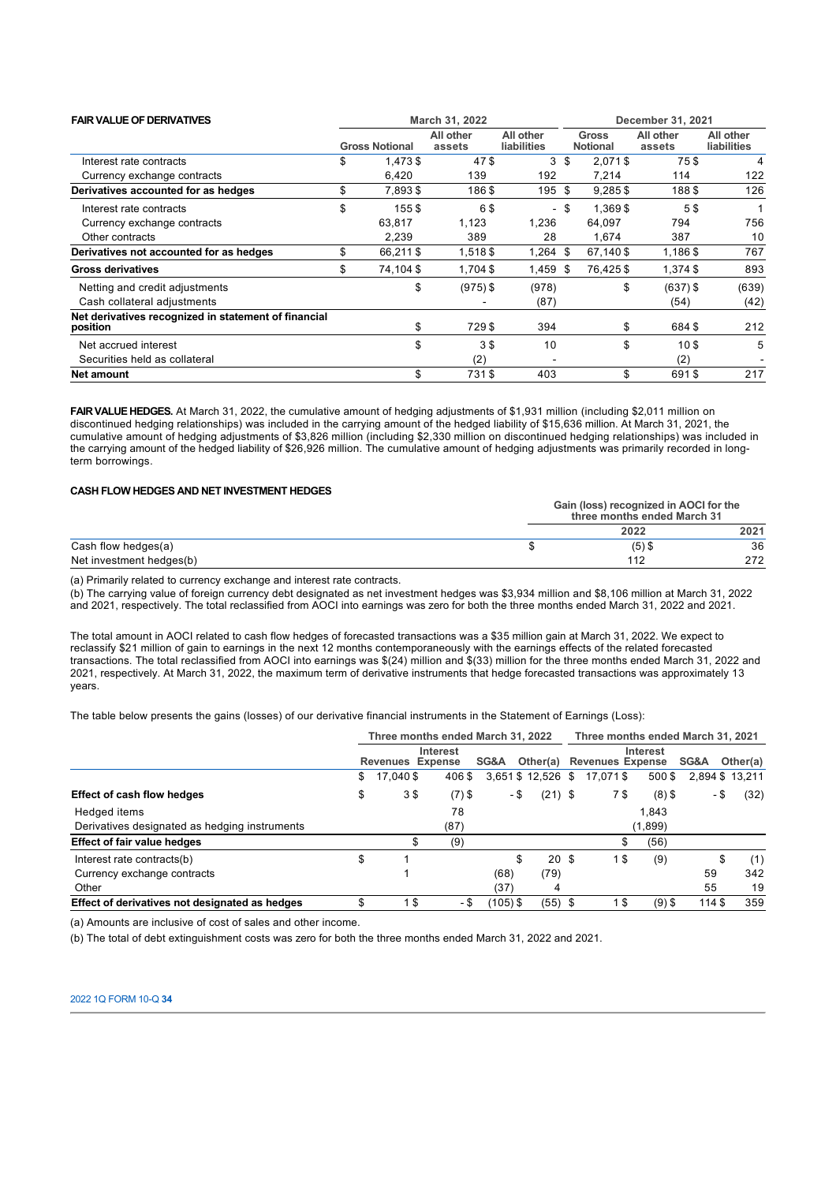| FAIR VALUE OF DERIVATIVES | March 31, 2022 | | | December 31, 2021 | | |
|---|---|---|---|---|---|---|
| | Gross Notional | All other assets | All other liabilities | Gross Notional | All other assets | All other liabilities |
| Interest rate contracts | $ 1,473 | $ 47 | $ 3 | $ 2,071 | $ 75 | $ 4 |
| Currency exchange contracts | 6,420 | 139 | 192 | 7,214 | 114 | 122 |
| **Derivatives accounted for as hedges** | $ 7,893 | $ 186 | $ 195 | $ 9,285 | $ 188 | $ 126 |
| Interest rate contracts | $ 155 | $ 6 | $ - | $ 1,369 | $ 5 | $ 1 |
| Currency exchange contracts | 63,817 | 1,123 | 1,236 | 64,097 | 794 | 756 |
| Other contracts | 2,239 | 389 | 28 | 1,674 | 387 | 10 |
| **Derivatives not accounted for as hedges** | $ 66,211 | $ 1,518 | $ 1,264 | $ 67,140 | $ 1,186 | $ 767 |
| **Gross derivatives** | $ 74,104 | $ 1,704 | $ 1,459 | $ 76,425 | $ 1,374 | $ 893 |
| Netting and credit adjustments | | $ (975) | $ (978) | | $ (637) | $ (639) |
| Cash collateral adjustments | | - | (87) | | (54) | (42) |
| **Net derivatives recognized in statement of financial position** | | $ 729 | $ 394 | | $ 684 | $ 212 |
| Net accrued interest | | $ 3 | $ 10 | | $ 10 | $ 5 |
| Securities held as collateral | | (2) | - | | (2) | - |
| **Net amount** | | $ 731 | $ 403 | | $ 691 | $ 217 |

**FAIR VALUE HEDGES.** At March 31, 2022, the cumulative amount of hedging adjustments of $1,931 million (including $2,011 million on discontinued hedging relationships) was included in the carrying amount of the hedged liability of $15,636 million. At March 31, 2021, the cumulative amount of hedging adjustments of $3,826 million (including $2,330 million on discontinued hedging relationships) was included in the carrying amount of the hedged liability of $26,926 million. The cumulative amount of hedging adjustments was primarily recorded in long-term borrowings.

**CASH FLOW HEDGES AND NET INVESTMENT HEDGES**

| | Gain (loss) recognized in AOCI for the three months ended March 31 | |
|---|---|---|
| | 2022 | 2021 |
| Cash flow hedges(a) | $ (5) | $ 36 |
| Net investment hedges(b) | 112 | 272 |

(a) Primarily related to currency exchange and interest rate contracts.
(b) The carrying value of foreign currency debt designated as net investment hedges was $3,934 million and $8,106 million at March 31, 2022 and 2021, respectively. The total reclassified from AOCI into earnings was zero for both the three months ended March 31, 2022 and 2021.

The total amount in AOCI related to cash flow hedges of forecasted transactions was a $35 million gain at March 31, 2022. We expect to reclassify $21 million of gain to earnings in the next 12 months contemporaneously with the earnings effects of the related forecasted transactions. The total reclassified from AOCI into earnings was $(24) million and $(33) million for the three months ended March 31, 2022 and 2021, respectively. At March 31, 2022, the maximum term of derivative instruments that hedge forecasted transactions was approximately 13 years.

The table below presents the gains (losses) of our derivative financial instruments in the Statement of Earnings (Loss):

| | Three months ended March 31, 2022 | | | | Three months ended March 31, 2021 | | | |
|---|---|---|---|---|---|---|---|---|
| | Revenues | Interest Expense | SG&A | Other(a) | Revenues | Interest Expense | SG&A | Other(a) |
| | $ 17,040 | $ 406 | $ 3,651 | $ 12,526 | $ 17,071 | $ 500 | $ 2,894 | $ 13,211 |
| **Effect of cash flow hedges** | $ 3 | $ (7) | $ - | $ (21) | $ 7 | $ (8) | $ - | $ (32) |
| Hedged items | | 78 | | | | 1,843 | | |
| Derivatives designated as hedging instruments | | (87) | | | | (1,899) | | |
| **Effect of fair value hedges** | | $ (9) | | | | $ (56) | | |
| Interest rate contracts(b) | $ 1 | | | $ 20 | $ 1 | $ (9) | | $ (1) |
| Currency exchange contracts | 1 | | (68) | (79) | | | 59 | 342 |
| Other | | | (37) | 4 | | | 55 | 19 |
| **Effect of derivatives not designated as hedges** | $ 1 | $ - | $ (105) | $ (55) | $ 1 | $ (9) | $ 114 | $ 359 |

(a) Amounts are inclusive of cost of sales and other income.
(b) The total of debt extinguishment costs was zero for both the three months ended March 31, 2022 and 2021.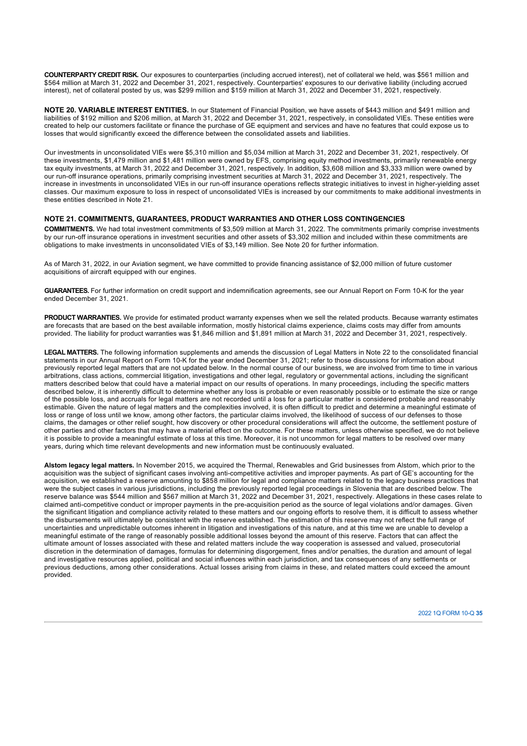**COUNTERPARTY CREDIT RISK.** Our exposures to counterparties (including accrued interest), net of collateral we held, was $561 million and $564 million at March 31, 2022 and December 31, 2021, respectively. Counterparties' exposures to our derivative liability (including accrued interest), net of collateral posted by us, was $299 million and $159 million at March 31, 2022 and December 31, 2021, respectively.

**NOTE 20. VARIABLE INTEREST ENTITIES.** In our Statement of Financial Position, we have assets of $443 million and $491 million and liabilities of $192 million and $206 million, at March 31, 2022 and December 31, 2021, respectively, in consolidated VIEs. These entities were created to help our customers facilitate or finance the purchase of GE equipment and services and have no features that could expose us to losses that would significantly exceed the difference between the consolidated assets and liabilities.

Our investments in unconsolidated VIEs were $5,310 million and $5,034 million at March 31, 2022 and December 31, 2021, respectively. Of these investments, $1,479 million and $1,481 million were owned by EFS, comprising equity method investments, primarily renewable energy tax equity investments, at March 31, 2022 and December 31, 2021, respectively. In addition, $3,608 million and $3,333 million were owned by our run-off insurance operations, primarily comprising investment securities at March 31, 2022 and December 31, 2021, respectively. The increase in investments in unconsolidated VIEs in our run-off insurance operations reflects strategic initiatives to invest in higher-yielding asset classes. Our maximum exposure to loss in respect of unconsolidated VIEs is increased by our commitments to make additional investments in these entities described in Note 21.

## NOTE 21. COMMITMENTS, GUARANTEES, PRODUCT WARRANTIES AND OTHER LOSS CONTINGENCIES

**COMMITMENTS.** We had total investment commitments of $3,509 million at March 31, 2022. The commitments primarily comprise investments by our run-off insurance operations in investment securities and other assets of $3,302 million and included within these commitments are obligations to make investments in unconsolidated VIEs of $3,149 million. See Note 20 for further information.

As of March 31, 2022, in our Aviation segment, we have committed to provide financing assistance of $2,000 million of future customer acquisitions of aircraft equipped with our engines.

**GUARANTEES.** For further information on credit support and indemnification agreements, see our Annual Report on Form 10-K for the year ended December 31, 2021.

**PRODUCT WARRANTIES.** We provide for estimated product warranty expenses when we sell the related products. Because warranty estimates are forecasts that are based on the best available information, mostly historical claims experience, claims costs may differ from amounts provided. The liability for product warranties was $1,846 million and $1,891 million at March 31, 2022 and December 31, 2021, respectively.

**LEGAL MATTERS.** The following information supplements and amends the discussion of Legal Matters in Note 22 to the consolidated financial statements in our Annual Report on Form 10-K for the year ended December 31, 2021; refer to those discussions for information about previously reported legal matters that are not updated below. In the normal course of our business, we are involved from time to time in various arbitrations, class actions, commercial litigation, investigations and other legal, regulatory or governmental actions, including the significant matters described below that could have a material impact on our results of operations. In many proceedings, including the specific matters described below, it is inherently difficult to determine whether any loss is probable or even reasonably possible or to estimate the size or range of the possible loss, and accruals for legal matters are not recorded until a loss for a particular matter is considered probable and reasonably estimable. Given the nature of legal matters and the complexities involved, it is often difficult to predict and determine a meaningful estimate of loss or range of loss until we know, among other factors, the particular claims involved, the likelihood of success of our defenses to those claims, the damages or other relief sought, how discovery or other procedural considerations will affect the outcome, the settlement posture of other parties and other factors that may have a material effect on the outcome. For these matters, unless otherwise specified, we do not believe it is possible to provide a meaningful estimate of loss at this time. Moreover, it is not uncommon for legal matters to be resolved over many years, during which time relevant developments and new information must be continuously evaluated.

**Alstom legacy legal matters.** In November 2015, we acquired the Thermal, Renewables and Grid businesses from Alstom, which prior to the acquisition was the subject of significant cases involving anti-competitive activities and improper payments. As part of GE's accounting for the acquisition, we established a reserve amounting to $858 million for legal and compliance matters related to the legacy business practices that were the subject cases in various jurisdictions, including the previously reported legal proceedings in Slovenia that are described below. The reserve balance was $544 million and $567 million at March 31, 2022 and December 31, 2021, respectively. Allegations in these cases relate to claimed anti-competitive conduct or improper payments in the pre-acquisition period as the source of legal violations and/or damages. Given the significant litigation and compliance activity related to these matters and our ongoing efforts to resolve them, it is difficult to assess whether the disbursements will ultimately be consistent with the reserve established. The estimation of this reserve may not reflect the full range of uncertainties and unpredictable outcomes inherent in litigation and investigations of this nature, and at this time we are unable to develop a meaningful estimate of the range of reasonably possible additional losses beyond the amount of this reserve. Factors that can affect the ultimate amount of losses associated with these and related matters include the way cooperation is assessed and valued, prosecutorial discretion in the determination of damages, formulas for determining disgorgement, fines and/or penalties, the duration and amount of legal and investigative resources applied, political and social influences within each jurisdiction, and tax consequences of any settlements or previous deductions, among other considerations. Actual losses arising from claims in these, and related matters could exceed the amount provided.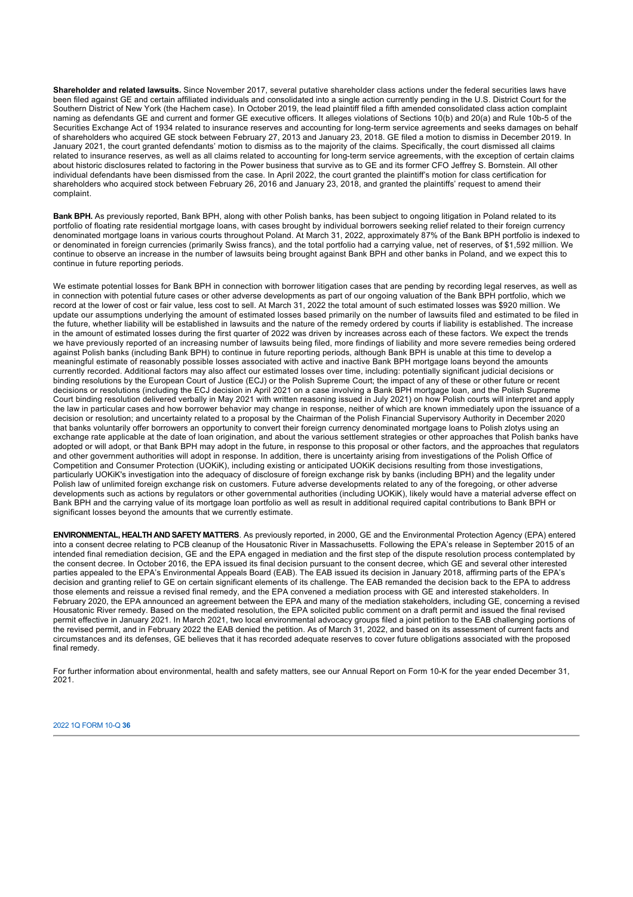**Shareholder and related lawsuits.** Since November 2017, several putative shareholder class actions under the federal securities laws have been filed against GE and certain affiliated individuals and consolidated into a single action currently pending in the U.S. District Court for the Southern District of New York (the Hachem case). In October 2019, the lead plaintiff filed a fifth amended consolidated class action complaint naming as defendants GE and current and former GE executive officers. It alleges violations of Sections 10(b) and 20(a) and Rule 10b-5 of the Securities Exchange Act of 1934 related to insurance reserves and accounting for long-term service agreements and seeks damages on behalf of shareholders who acquired GE stock between February 27, 2013 and January 23, 2018. GE filed a motion to dismiss in December 2019. In January 2021, the court granted defendants' motion to dismiss as to the majority of the claims. Specifically, the court dismissed all claims related to insurance reserves, as well as all claims related to accounting for long-term service agreements, with the exception of certain claims about historic disclosures related to factoring in the Power business that survive as to GE and its former CFO Jeffrey S. Bornstein. All other individual defendants have been dismissed from the case. In April 2022, the court granted the plaintiff's motion for class certification for shareholders who acquired stock between February 26, 2016 and January 23, 2018, and granted the plaintiffs' request to amend their complaint.

**Bank BPH.** As previously reported, Bank BPH, along with other Polish banks, has been subject to ongoing litigation in Poland related to its portfolio of floating rate residential mortgage loans, with cases brought by individual borrowers seeking relief related to their foreign currency denominated mortgage loans in various courts throughout Poland. At March 31, 2022, approximately 87% of the Bank BPH portfolio is indexed to or denominated in foreign currencies (primarily Swiss francs), and the total portfolio had a carrying value, net of reserves, of $1,592 million. We continue to observe an increase in the number of lawsuits being brought against Bank BPH and other banks in Poland, and we expect this to continue in future reporting periods.

We estimate potential losses for Bank BPH in connection with borrower litigation cases that are pending by recording legal reserves, as well as in connection with potential future cases or other adverse developments as part of our ongoing valuation of the Bank BPH portfolio, which we record at the lower of cost or fair value, less cost to sell. At March 31, 2022 the total amount of such estimated losses was $920 million. We update our assumptions underlying the amount of estimated losses based primarily on the number of lawsuits filed and estimated to be filed in the future, whether liability will be established in lawsuits and the nature of the remedy ordered by courts if liability is established. The increase in the amount of estimated losses during the first quarter of 2022 was driven by increases across each of these factors. We expect the trends we have previously reported of an increasing number of lawsuits being filed, more findings of liability and more severe remedies being ordered against Polish banks (including Bank BPH) to continue in future reporting periods, although Bank BPH is unable at this time to develop a meaningful estimate of reasonably possible losses associated with active and inactive Bank BPH mortgage loans beyond the amounts currently recorded. Additional factors may also affect our estimated losses over time, including: potentially significant judicial decisions or binding resolutions by the European Court of Justice (ECJ) or the Polish Supreme Court; the impact of any of these or other future or recent decisions or resolutions (including the ECJ decision in April 2021 on a case involving a Bank BPH mortgage loan, and the Polish Supreme Court binding resolution delivered verbally in May 2021 with written reasoning issued in July 2021) on how Polish courts will interpret and apply the law in particular cases and how borrower behavior may change in response, neither of which are known immediately upon the issuance of a decision or resolution; and uncertainty related to a proposal by the Chairman of the Polish Financial Supervisory Authority in December 2020 that banks voluntarily offer borrowers an opportunity to convert their foreign currency denominated mortgage loans to Polish zlotys using an exchange rate applicable at the date of loan origination, and about the various settlement strategies or other approaches that Polish banks have adopted or will adopt, or that Bank BPH may adopt in the future, in response to this proposal or other factors, and the approaches that regulators and other government authorities will adopt in response. In addition, there is uncertainty arising from investigations of the Polish Office of Competition and Consumer Protection (UOKiK), including existing or anticipated UOKiK decisions resulting from those investigations, particularly UOKiK's investigation into the adequacy of disclosure of foreign exchange risk by banks (including BPH) and the legality under Polish law of unlimited foreign exchange risk on customers. Future adverse developments related to any of the foregoing, or other adverse developments such as actions by regulators or other governmental authorities (including UOKiK), likely would have a material adverse effect on Bank BPH and the carrying value of its mortgage loan portfolio as well as result in additional required capital contributions to Bank BPH or significant losses beyond the amounts that we currently estimate.

**ENVIRONMENTAL, HEALTH AND SAFETY MATTERS**. As previously reported, in 2000, GE and the Environmental Protection Agency (EPA) entered into a consent decree relating to PCB cleanup of the Housatonic River in Massachusetts. Following the EPA's release in September 2015 of an intended final remediation decision, GE and the EPA engaged in mediation and the first step of the dispute resolution process contemplated by the consent decree. In October 2016, the EPA issued its final decision pursuant to the consent decree, which GE and several other interested parties appealed to the EPA's Environmental Appeals Board (EAB). The EAB issued its decision in January 2018, affirming parts of the EPA's decision and granting relief to GE on certain significant elements of its challenge. The EAB remanded the decision back to the EPA to address those elements and reissue a revised final remedy, and the EPA convened a mediation process with GE and interested stakeholders. In February 2020, the EPA announced an agreement between the EPA and many of the mediation stakeholders, including GE, concerning a revised Housatonic River remedy. Based on the mediated resolution, the EPA solicited public comment on a draft permit and issued the final revised permit effective in January 2021. In March 2021, two local environmental advocacy groups filed a joint petition to the EAB challenging portions of the revised permit, and in February 2022 the EAB denied the petition. As of March 31, 2022, and based on its assessment of current facts and circumstances and its defenses, GE believes that it has recorded adequate reserves to cover future obligations associated with the proposed final remedy.

For further information about environmental, health and safety matters, see our Annual Report on Form 10-K for the year ended December 31, 2021.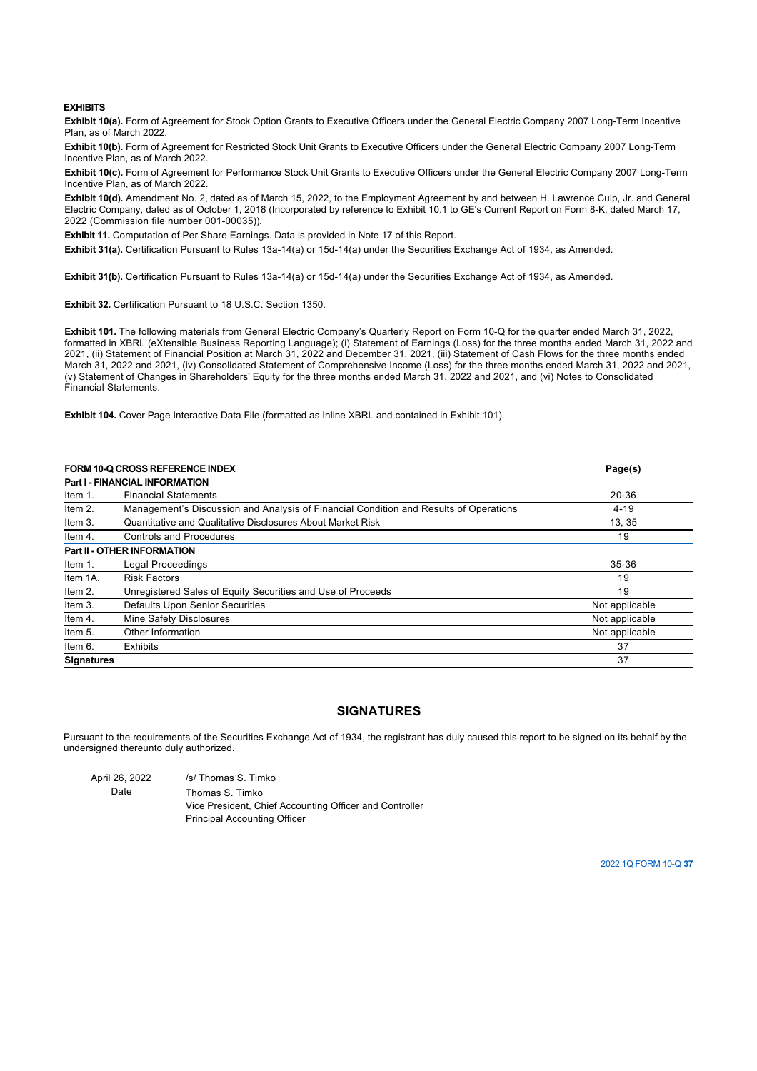## EXHIBITS

**Exhibit 10(a).** Form of Agreement for Stock Option Grants to Executive Officers under the General Electric Company 2007 Long-Term Incentive Plan, as of March 2022.

**Exhibit 10(b).** Form of Agreement for Restricted Stock Unit Grants to Executive Officers under the General Electric Company 2007 Long-Term Incentive Plan, as of March 2022.

**Exhibit 10(c).** Form of Agreement for Performance Stock Unit Grants to Executive Officers under the General Electric Company 2007 Long-Term Incentive Plan, as of March 2022.

**Exhibit 10(d).** Amendment No. 2, dated as of March 15, 2022, to the Employment Agreement by and between H. Lawrence Culp, Jr. and General Electric Company, dated as of October 1, 2018 (Incorporated by reference to Exhibit 10.1 to GE's Current Report on Form 8-K, dated March 17, 2022 (Commission file number 001-00035)).

**Exhibit 11.** Computation of Per Share Earnings. Data is provided in Note 17 of this Report.

**Exhibit 31(a).** Certification Pursuant to Rules 13a-14(a) or 15d-14(a) under the Securities Exchange Act of 1934, as Amended.

**Exhibit 31(b).** Certification Pursuant to Rules 13a-14(a) or 15d-14(a) under the Securities Exchange Act of 1934, as Amended.

**Exhibit 32.** Certification Pursuant to 18 U.S.C. Section 1350.

**Exhibit 101.** The following materials from General Electric Company's Quarterly Report on Form 10-Q for the quarter ended March 31, 2022, formatted in XBRL (eXtensible Business Reporting Language); (i) Statement of Earnings (Loss) for the three months ended March 31, 2022 and 2021, (ii) Statement of Financial Position at March 31, 2022 and December 31, 2021, (iii) Statement of Cash Flows for the three months ended March 31, 2022 and 2021, (iv) Consolidated Statement of Comprehensive Income (Loss) for the three months ended March 31, 2022 and 2021, (v) Statement of Changes in Shareholders' Equity for the three months ended March 31, 2022 and 2021, and (vi) Notes to Consolidated Financial Statements.

**Exhibit 104.** Cover Page Interactive Data File (formatted as Inline XBRL and contained in Exhibit 101).

| **FORM 10-Q CROSS REFERENCE INDEX** | | **Page(s)** |
|---|---|---|
| **Part I - FINANCIAL INFORMATION** | | |
| Item 1. | Financial Statements | 20-36 |
| Item 2. | Management's Discussion and Analysis of Financial Condition and Results of Operations | 4-19 |
| Item 3. | Quantitative and Qualitative Disclosures About Market Risk | 13, 35 |
| Item 4. | Controls and Procedures | 19 |
| **Part II - OTHER INFORMATION** | | |
| Item 1. | Legal Proceedings | 35-36 |
| Item 1A. | Risk Factors | 19 |
| Item 2. | Unregistered Sales of Equity Securities and Use of Proceeds | 19 |
| Item 3. | Defaults Upon Senior Securities | Not applicable |
| Item 4. | Mine Safety Disclosures | Not applicable |
| Item 5. | Other Information | Not applicable |
| Item 6. | Exhibits | 37 |
| **Signatures** | | 37 |

## SIGNATURES

Pursuant to the requirements of the Securities Exchange Act of 1934, the registrant has duly caused this report to be signed on its behalf by the undersigned thereunto duly authorized.

| April 26, 2022 | /s/ Thomas S. Timko |
|---|---|
| Date | Thomas S. Timko<br>Vice President, Chief Accounting Officer and Controller<br>Principal Accounting Officer |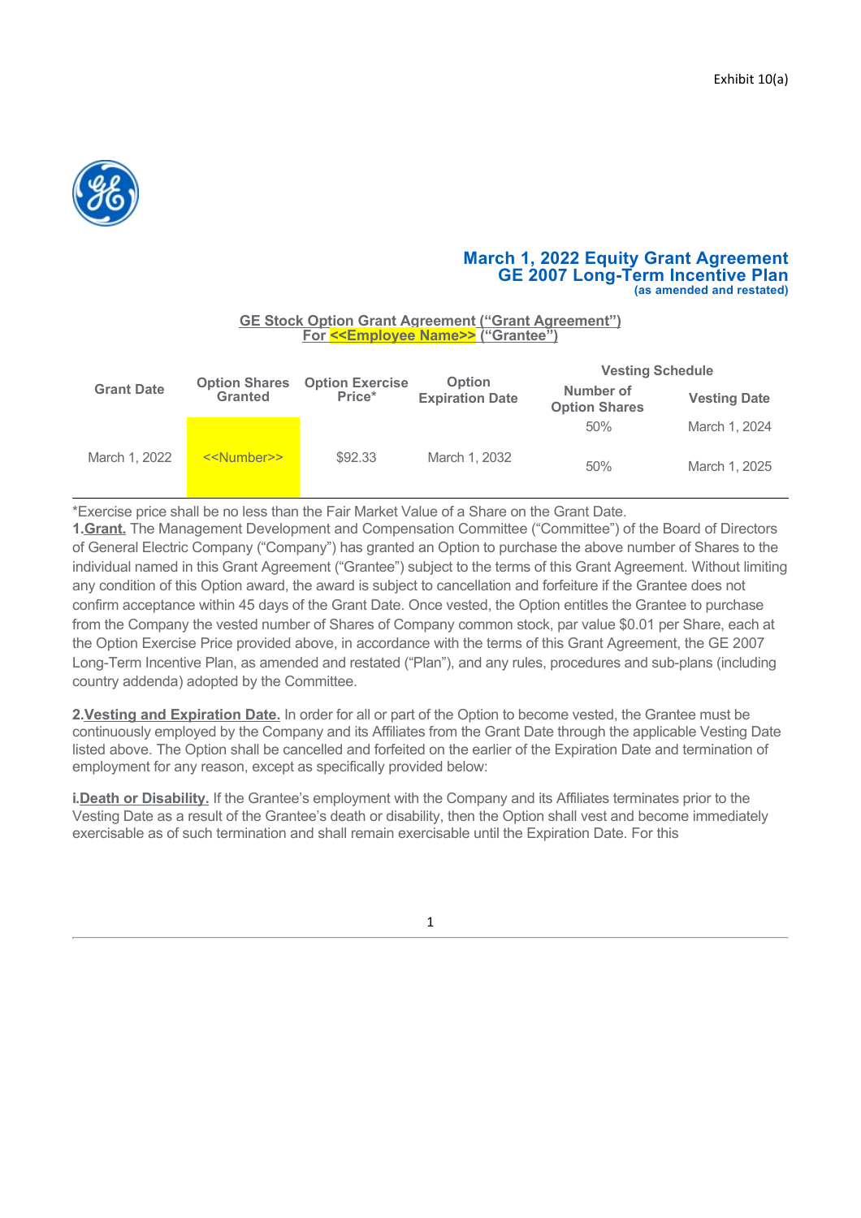Exhibit 10(a)

**March 1, 2022 Equity Grant Agreement**
**GE 2007 Long-Term Incentive Plan**
**(as amended and restated)**

**GE Stock Option Grant Agreement ("Grant Agreement")**
**For <<Employee Name>> ("Grantee")**

| Grant Date | Option Shares Granted | Option Exercise Price* | Option Expiration Date | Vesting Schedule | |
|---|---|---|---|---|---|
| | | | | Number of Option Shares | Vesting Date |
| March 1, 2022 | <<Number>> | $92.33 | March 1, 2032 | 50% | March 1, 2024 |
| | | | | 50% | March 1, 2025 |

*Exercise price shall be no less than the Fair Market Value of a Share on the Grant Date.

**1.Grant.** The Management Development and Compensation Committee ("Committee") of the Board of Directors of General Electric Company ("Company") has granted an Option to purchase the above number of Shares to the individual named in this Grant Agreement ("Grantee") subject to the terms of this Grant Agreement. Without limiting any condition of this Option award, the award is subject to cancellation and forfeiture if the Grantee does not confirm acceptance within 45 days of the Grant Date. Once vested, the Option entitles the Grantee to purchase from the Company the vested number of Shares of Company common stock, par value $0.01 per Share, each at the Option Exercise Price provided above, in accordance with the terms of this Grant Agreement, the GE 2007 Long-Term Incentive Plan, as amended and restated ("Plan"), and any rules, procedures and sub-plans (including country addenda) adopted by the Committee.

**2.Vesting and Expiration Date.** In order for all or part of the Option to become vested, the Grantee must be continuously employed by the Company and its Affiliates from the Grant Date through the applicable Vesting Date listed above. The Option shall be cancelled and forfeited on the earlier of the Expiration Date and termination of employment for any reason, except as specifically provided below:

**i.Death or Disability.** If the Grantee's employment with the Company and its Affiliates terminates prior to the Vesting Date as a result of the Grantee's death or disability, then the Option shall vest and become immediately exercisable as of such termination and shall remain exercisable until the Expiration Date. For this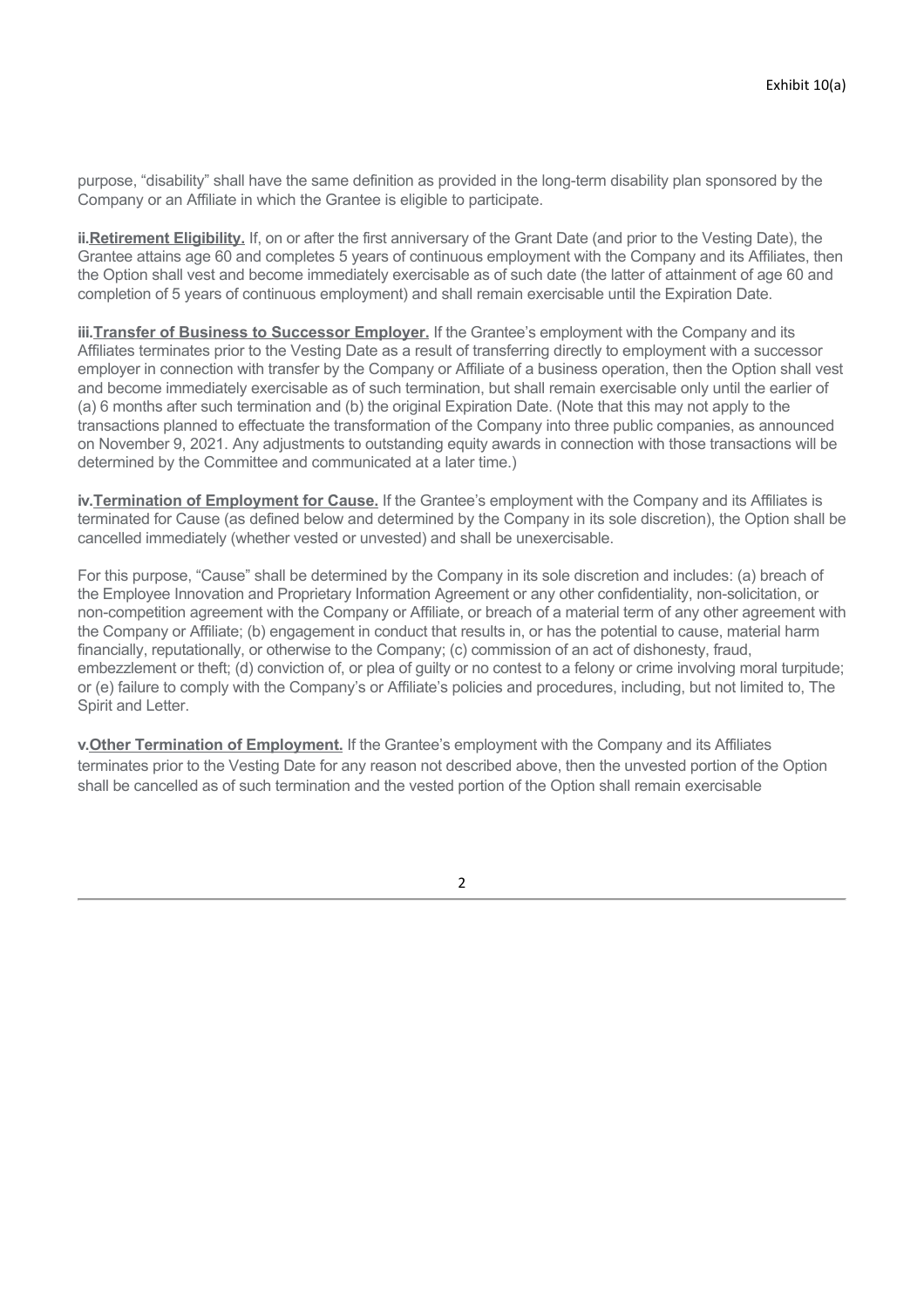purpose, "disability" shall have the same definition as provided in the long-term disability plan sponsored by the Company or an Affiliate in which the Grantee is eligible to participate.

**ii.Retirement Eligibility.** If, on or after the first anniversary of the Grant Date (and prior to the Vesting Date), the Grantee attains age 60 and completes 5 years of continuous employment with the Company and its Affiliates, then the Option shall vest and become immediately exercisable as of such date (the latter of attainment of age 60 and completion of 5 years of continuous employment) and shall remain exercisable until the Expiration Date.

**iii.Transfer of Business to Successor Employer.** If the Grantee's employment with the Company and its Affiliates terminates prior to the Vesting Date as a result of transferring directly to employment with a successor employer in connection with transfer by the Company or Affiliate of a business operation, then the Option shall vest and become immediately exercisable as of such termination, but shall remain exercisable only until the earlier of (a) 6 months after such termination and (b) the original Expiration Date. (Note that this may not apply to the transactions planned to effectuate the transformation of the Company into three public companies, as announced on November 9, 2021. Any adjustments to outstanding equity awards in connection with those transactions will be determined by the Committee and communicated at a later time.)

**iv.Termination of Employment for Cause.** If the Grantee's employment with the Company and its Affiliates is terminated for Cause (as defined below and determined by the Company in its sole discretion), the Option shall be cancelled immediately (whether vested or unvested) and shall be unexercisable.

For this purpose, "Cause" shall be determined by the Company in its sole discretion and includes: (a) breach of the Employee Innovation and Proprietary Information Agreement or any other confidentiality, non-solicitation, or non-competition agreement with the Company or Affiliate, or breach of a material term of any other agreement with the Company or Affiliate; (b) engagement in conduct that results in, or has the potential to cause, material harm financially, reputationally, or otherwise to the Company; (c) commission of an act of dishonesty, fraud, embezzlement or theft; (d) conviction of, or plea of guilty or no contest to a felony or crime involving moral turpitude; or (e) failure to comply with the Company's or Affiliate's policies and procedures, including, but not limited to, The Spirit and Letter.

**v.Other Termination of Employment.** If the Grantee's employment with the Company and its Affiliates terminates prior to the Vesting Date for any reason not described above, then the unvested portion of the Option shall be cancelled as of such termination and the vested portion of the Option shall remain exercisable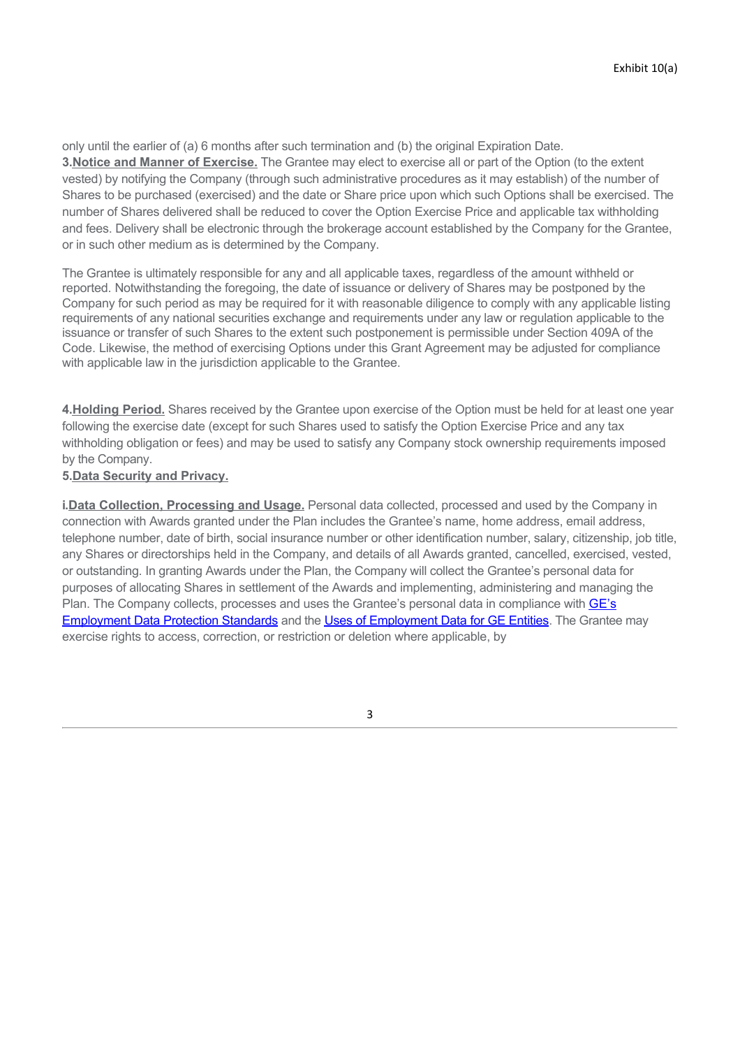only until the earlier of (a) 6 months after such termination and (b) the original Expiration Date.

**3.Notice and Manner of Exercise.** The Grantee may elect to exercise all or part of the Option (to the extent vested) by notifying the Company (through such administrative procedures as it may establish) of the number of Shares to be purchased (exercised) and the date or Share price upon which such Options shall be exercised. The number of Shares delivered shall be reduced to cover the Option Exercise Price and applicable tax withholding and fees. Delivery shall be electronic through the brokerage account established by the Company for the Grantee, or in such other medium as is determined by the Company.

The Grantee is ultimately responsible for any and all applicable taxes, regardless of the amount withheld or reported. Notwithstanding the foregoing, the date of issuance or delivery of Shares may be postponed by the Company for such period as may be required for it with reasonable diligence to comply with any applicable listing requirements of any national securities exchange and requirements under any law or regulation applicable to the issuance or transfer of such Shares to the extent such postponement is permissible under Section 409A of the Code. Likewise, the method of exercising Options under this Grant Agreement may be adjusted for compliance with applicable law in the jurisdiction applicable to the Grantee.

**4.Holding Period.** Shares received by the Grantee upon exercise of the Option must be held for at least one year following the exercise date (except for such Shares used to satisfy the Option Exercise Price and any tax withholding obligation or fees) and may be used to satisfy any Company stock ownership requirements imposed by the Company.

**5.Data Security and Privacy.**

**i.Data Collection, Processing and Usage.** Personal data collected, processed and used by the Company in connection with Awards granted under the Plan includes the Grantee's name, home address, email address, telephone number, date of birth, social insurance number or other identification number, salary, citizenship, job title, any Shares or directorships held in the Company, and details of all Awards granted, cancelled, exercised, vested, or outstanding. In granting Awards under the Plan, the Company will collect the Grantee's personal data for purposes of allocating Shares in settlement of the Awards and implementing, administering and managing the Plan. The Company collects, processes and uses the Grantee's personal data in compliance with GE's Employment Data Protection Standards and the Uses of Employment Data for GE Entities. The Grantee may exercise rights to access, correction, or restriction or deletion where applicable, by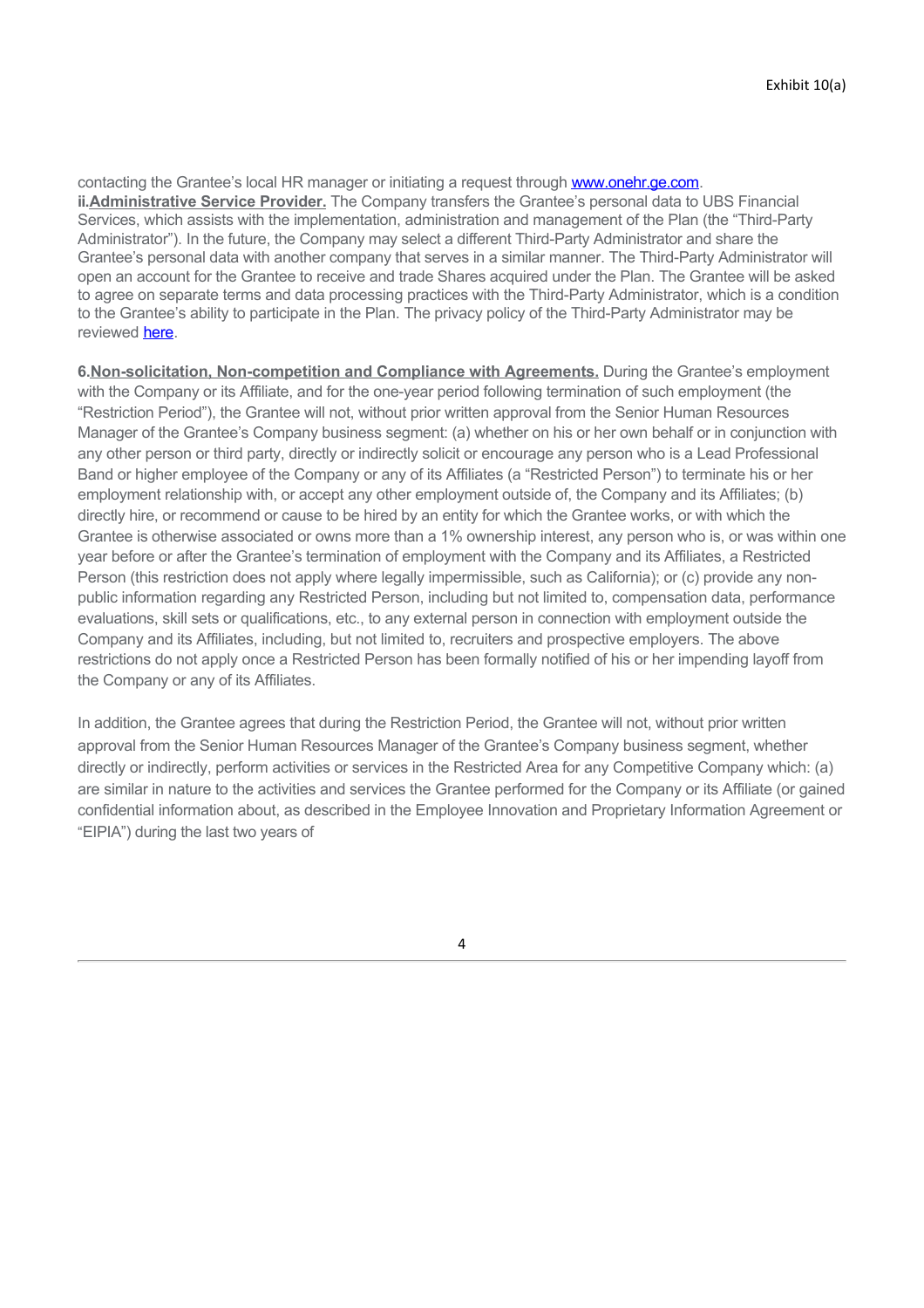contacting the Grantee's local HR manager or initiating a request through www.onehr.ge.com.

**ii.** **Administrative Service Provider.** The Company transfers the Grantee's personal data to UBS Financial Services, which assists with the implementation, administration and management of the Plan (the "Third-Party Administrator"). In the future, the Company may select a different Third-Party Administrator and share the Grantee's personal data with another company that serves in a similar manner. The Third-Party Administrator will open an account for the Grantee to receive and trade Shares acquired under the Plan. The Grantee will be asked to agree on separate terms and data processing practices with the Third-Party Administrator, which is a condition to the Grantee's ability to participate in the Plan. The privacy policy of the Third-Party Administrator may be reviewed here.

**6.** **Non-solicitation, Non-competition and Compliance with Agreements.** During the Grantee's employment with the Company or its Affiliate, and for the one-year period following termination of such employment (the "Restriction Period"), the Grantee will not, without prior written approval from the Senior Human Resources Manager of the Grantee's Company business segment: (a) whether on his or her own behalf or in conjunction with any other person or third party, directly or indirectly solicit or encourage any person who is a Lead Professional Band or higher employee of the Company or any of its Affiliates (a "Restricted Person") to terminate his or her employment relationship with, or accept any other employment outside of, the Company and its Affiliates; (b) directly hire, or recommend or cause to be hired by an entity for which the Grantee works, or with which the Grantee is otherwise associated or owns more than a 1% ownership interest, any person who is, or was within one year before or after the Grantee's termination of employment with the Company and its Affiliates, a Restricted Person (this restriction does not apply where legally impermissible, such as California); or (c) provide any non-public information regarding any Restricted Person, including but not limited to, compensation data, performance evaluations, skill sets or qualifications, etc., to any external person in connection with employment outside the Company and its Affiliates, including, but not limited to, recruiters and prospective employers. The above restrictions do not apply once a Restricted Person has been formally notified of his or her impending layoff from the Company or any of its Affiliates.

In addition, the Grantee agrees that during the Restriction Period, the Grantee will not, without prior written approval from the Senior Human Resources Manager of the Grantee's Company business segment, whether directly or indirectly, perform activities or services in the Restricted Area for any Competitive Company which: (a) are similar in nature to the activities and services the Grantee performed for the Company or its Affiliate (or gained confidential information about, as described in the Employee Innovation and Proprietary Information Agreement or "EIPIA") during the last two years of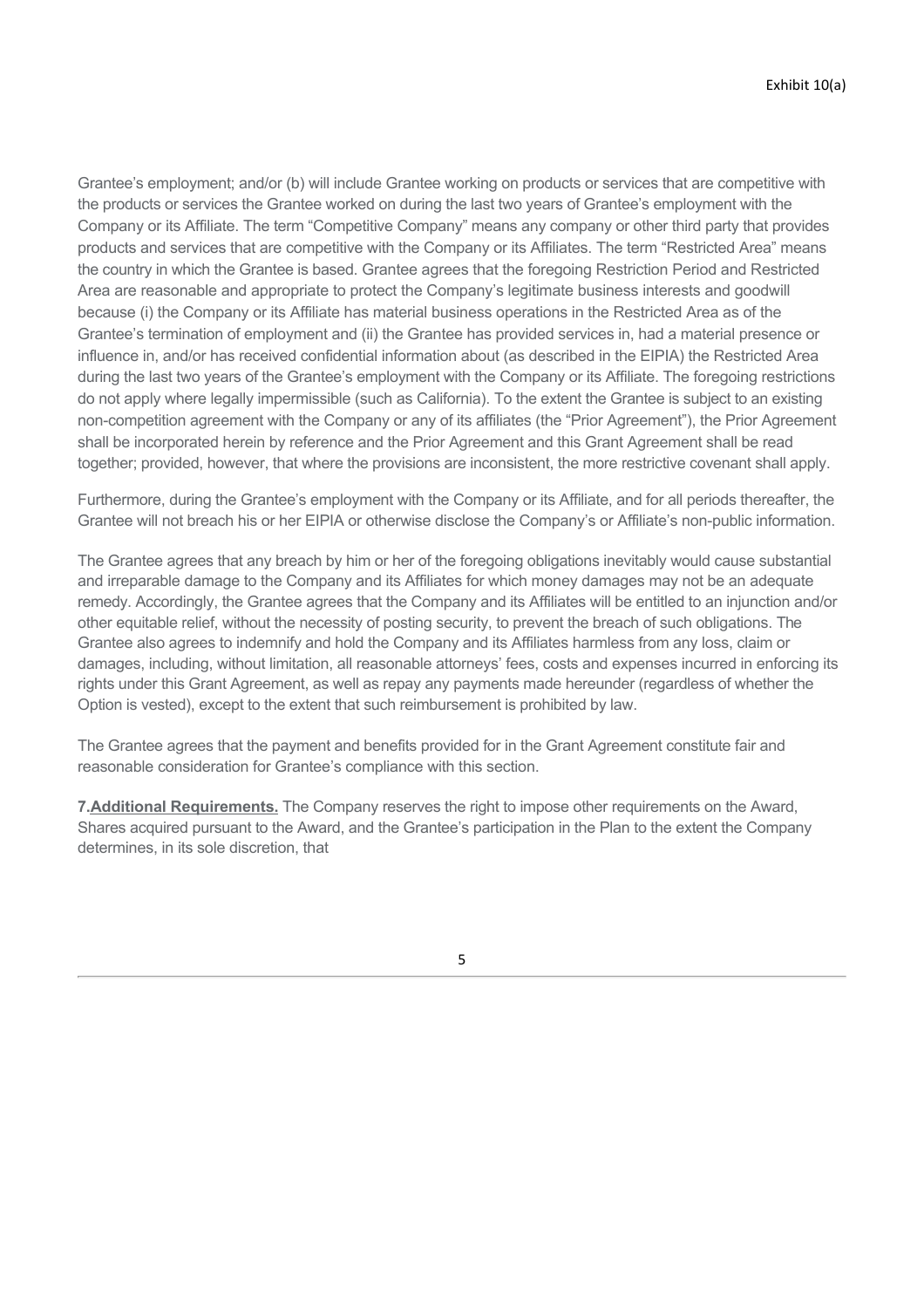Grantee's employment; and/or (b) will include Grantee working on products or services that are competitive with the products or services the Grantee worked on during the last two years of Grantee's employment with the Company or its Affiliate. The term "Competitive Company" means any company or other third party that provides products and services that are competitive with the Company or its Affiliates. The term "Restricted Area" means the country in which the Grantee is based. Grantee agrees that the foregoing Restriction Period and Restricted Area are reasonable and appropriate to protect the Company's legitimate business interests and goodwill because (i) the Company or its Affiliate has material business operations in the Restricted Area as of the Grantee's termination of employment and (ii) the Grantee has provided services in, had a material presence or influence in, and/or has received confidential information about (as described in the EIPIA) the Restricted Area during the last two years of the Grantee's employment with the Company or its Affiliate. The foregoing restrictions do not apply where legally impermissible (such as California). To the extent the Grantee is subject to an existing non-competition agreement with the Company or any of its affiliates (the "Prior Agreement"), the Prior Agreement shall be incorporated herein by reference and the Prior Agreement and this Grant Agreement shall be read together; provided, however, that where the provisions are inconsistent, the more restrictive covenant shall apply.

Furthermore, during the Grantee's employment with the Company or its Affiliate, and for all periods thereafter, the Grantee will not breach his or her EIPIA or otherwise disclose the Company's or Affiliate's non-public information.

The Grantee agrees that any breach by him or her of the foregoing obligations inevitably would cause substantial and irreparable damage to the Company and its Affiliates for which money damages may not be an adequate remedy. Accordingly, the Grantee agrees that the Company and its Affiliates will be entitled to an injunction and/or other equitable relief, without the necessity of posting security, to prevent the breach of such obligations. The Grantee also agrees to indemnify and hold the Company and its Affiliates harmless from any loss, claim or damages, including, without limitation, all reasonable attorneys' fees, costs and expenses incurred in enforcing its rights under this Grant Agreement, as well as repay any payments made hereunder (regardless of whether the Option is vested), except to the extent that such reimbursement is prohibited by law.

The Grantee agrees that the payment and benefits provided for in the Grant Agreement constitute fair and reasonable consideration for Grantee's compliance with this section.

**7.** **Additional Requirements.** The Company reserves the right to impose other requirements on the Award, Shares acquired pursuant to the Award, and the Grantee's participation in the Plan to the extent the Company determines, in its sole discretion, that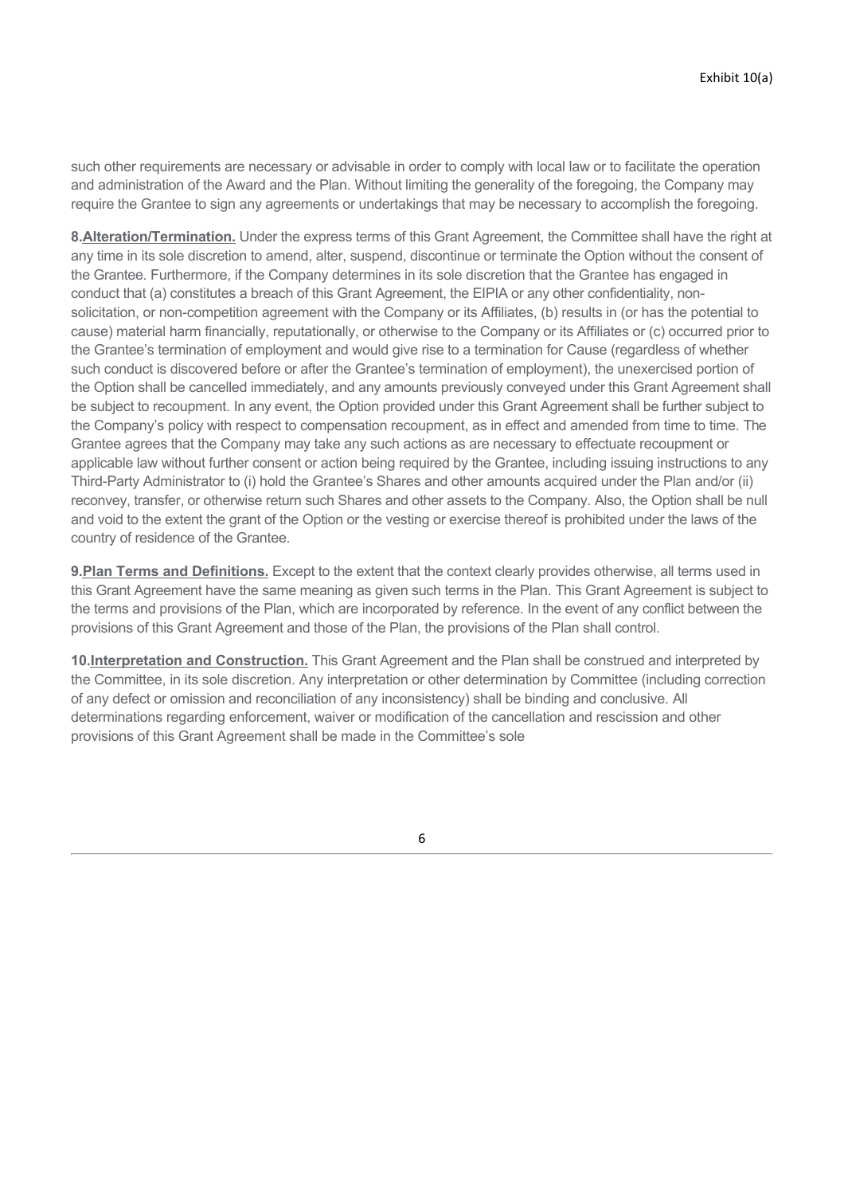such other requirements are necessary or advisable in order to comply with local law or to facilitate the operation and administration of the Award and the Plan. Without limiting the generality of the foregoing, the Company may require the Grantee to sign any agreements or undertakings that may be necessary to accomplish the foregoing.

**8.Alteration/Termination.** Under the express terms of this Grant Agreement, the Committee shall have the right at any time in its sole discretion to amend, alter, suspend, discontinue or terminate the Option without the consent of the Grantee. Furthermore, if the Company determines in its sole discretion that the Grantee has engaged in conduct that (a) constitutes a breach of this Grant Agreement, the EIPIA or any other confidentiality, non-solicitation, or non-competition agreement with the Company or its Affiliates, (b) results in (or has the potential to cause) material harm financially, reputationally, or otherwise to the Company or its Affiliates or (c) occurred prior to the Grantee's termination of employment and would give rise to a termination for Cause (regardless of whether such conduct is discovered before or after the Grantee's termination of employment), the unexercised portion of the Option shall be cancelled immediately, and any amounts previously conveyed under this Grant Agreement shall be subject to recoupment. In any event, the Option provided under this Grant Agreement shall be further subject to the Company's policy with respect to compensation recoupment, as in effect and amended from time to time. The Grantee agrees that the Company may take any such actions as are necessary to effectuate recoupment or applicable law without further consent or action being required by the Grantee, including issuing instructions to any Third-Party Administrator to (i) hold the Grantee's Shares and other amounts acquired under the Plan and/or (ii) reconvey, transfer, or otherwise return such Shares and other assets to the Company. Also, the Option shall be null and void to the extent the grant of the Option or the vesting or exercise thereof is prohibited under the laws of the country of residence of the Grantee.

**9.Plan Terms and Definitions.** Except to the extent that the context clearly provides otherwise, all terms used in this Grant Agreement have the same meaning as given such terms in the Plan. This Grant Agreement is subject to the terms and provisions of the Plan, which are incorporated by reference. In the event of any conflict between the provisions of this Grant Agreement and those of the Plan, the provisions of the Plan shall control.

**10.Interpretation and Construction.** This Grant Agreement and the Plan shall be construed and interpreted by the Committee, in its sole discretion. Any interpretation or other determination by Committee (including correction of any defect or omission and reconciliation of any inconsistency) shall be binding and conclusive. All determinations regarding enforcement, waiver or modification of the cancellation and rescission and other provisions of this Grant Agreement shall be made in the Committee's sole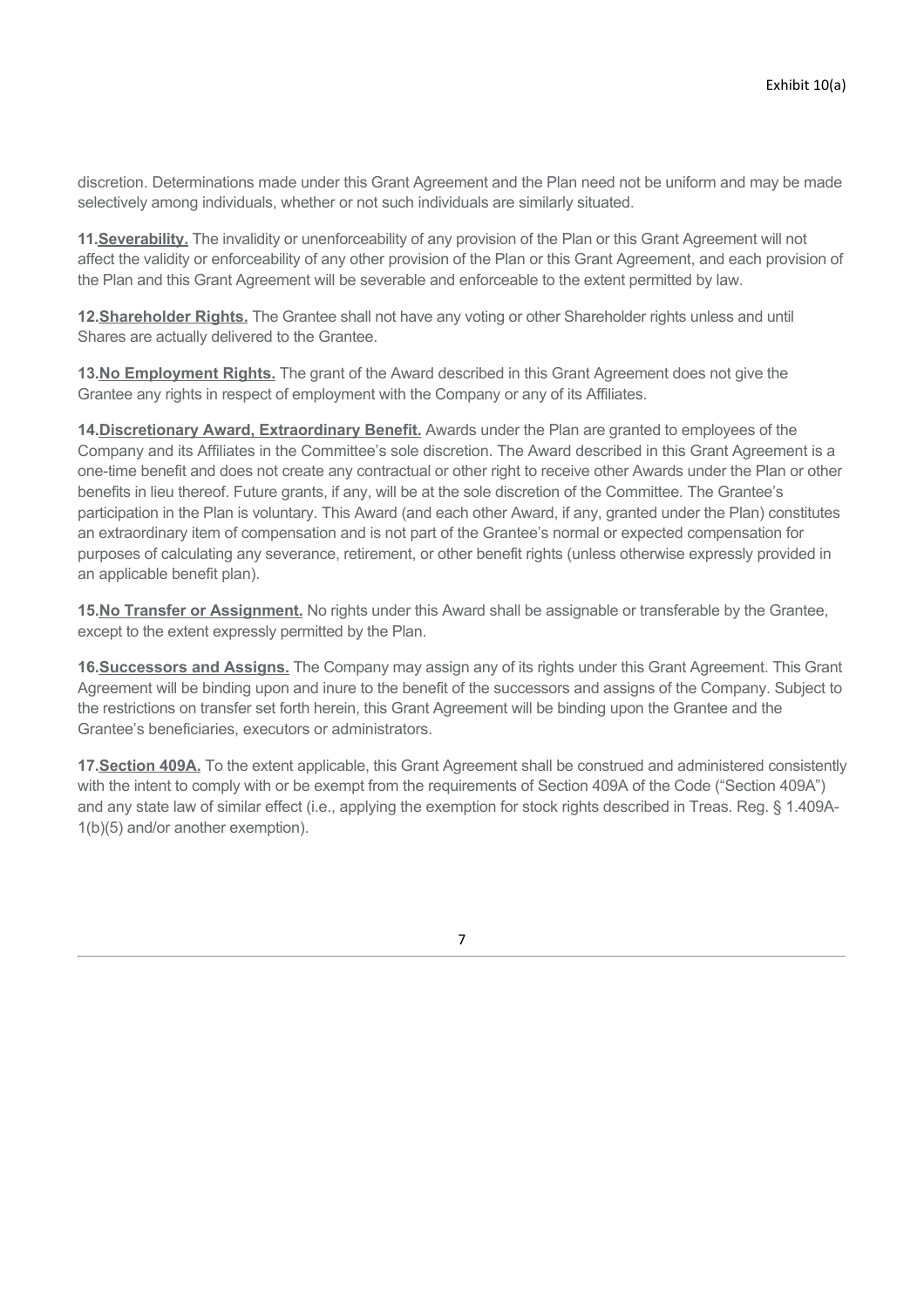discretion. Determinations made under this Grant Agreement and the Plan need not be uniform and may be made selectively among individuals, whether or not such individuals are similarly situated.

**11.Severability.** The invalidity or unenforceability of any provision of the Plan or this Grant Agreement will not affect the validity or enforceability of any other provision of the Plan or this Grant Agreement, and each provision of the Plan and this Grant Agreement will be severable and enforceable to the extent permitted by law.

**12.Shareholder Rights.** The Grantee shall not have any voting or other Shareholder rights unless and until Shares are actually delivered to the Grantee.

**13.No Employment Rights.** The grant of the Award described in this Grant Agreement does not give the Grantee any rights in respect of employment with the Company or any of its Affiliates.

**14.Discretionary Award, Extraordinary Benefit.** Awards under the Plan are granted to employees of the Company and its Affiliates in the Committee's sole discretion. The Award described in this Grant Agreement is a one-time benefit and does not create any contractual or other right to receive other Awards under the Plan or other benefits in lieu thereof. Future grants, if any, will be at the sole discretion of the Committee. The Grantee's participation in the Plan is voluntary. This Award (and each other Award, if any, granted under the Plan) constitutes an extraordinary item of compensation and is not part of the Grantee's normal or expected compensation for purposes of calculating any severance, retirement, or other benefit rights (unless otherwise expressly provided in an applicable benefit plan).

**15.No Transfer or Assignment.** No rights under this Award shall be assignable or transferable by the Grantee, except to the extent expressly permitted by the Plan.

**16.Successors and Assigns.** The Company may assign any of its rights under this Grant Agreement. This Grant Agreement will be binding upon and inure to the benefit of the successors and assigns of the Company. Subject to the restrictions on transfer set forth herein, this Grant Agreement will be binding upon the Grantee and the Grantee's beneficiaries, executors or administrators.

**17.Section 409A.** To the extent applicable, this Grant Agreement shall be construed and administered consistently with the intent to comply with or be exempt from the requirements of Section 409A of the Code ("Section 409A") and any state law of similar effect (i.e., applying the exemption for stock rights described in Treas. Reg. § 1.409A-1(b)(5) and/or another exemption).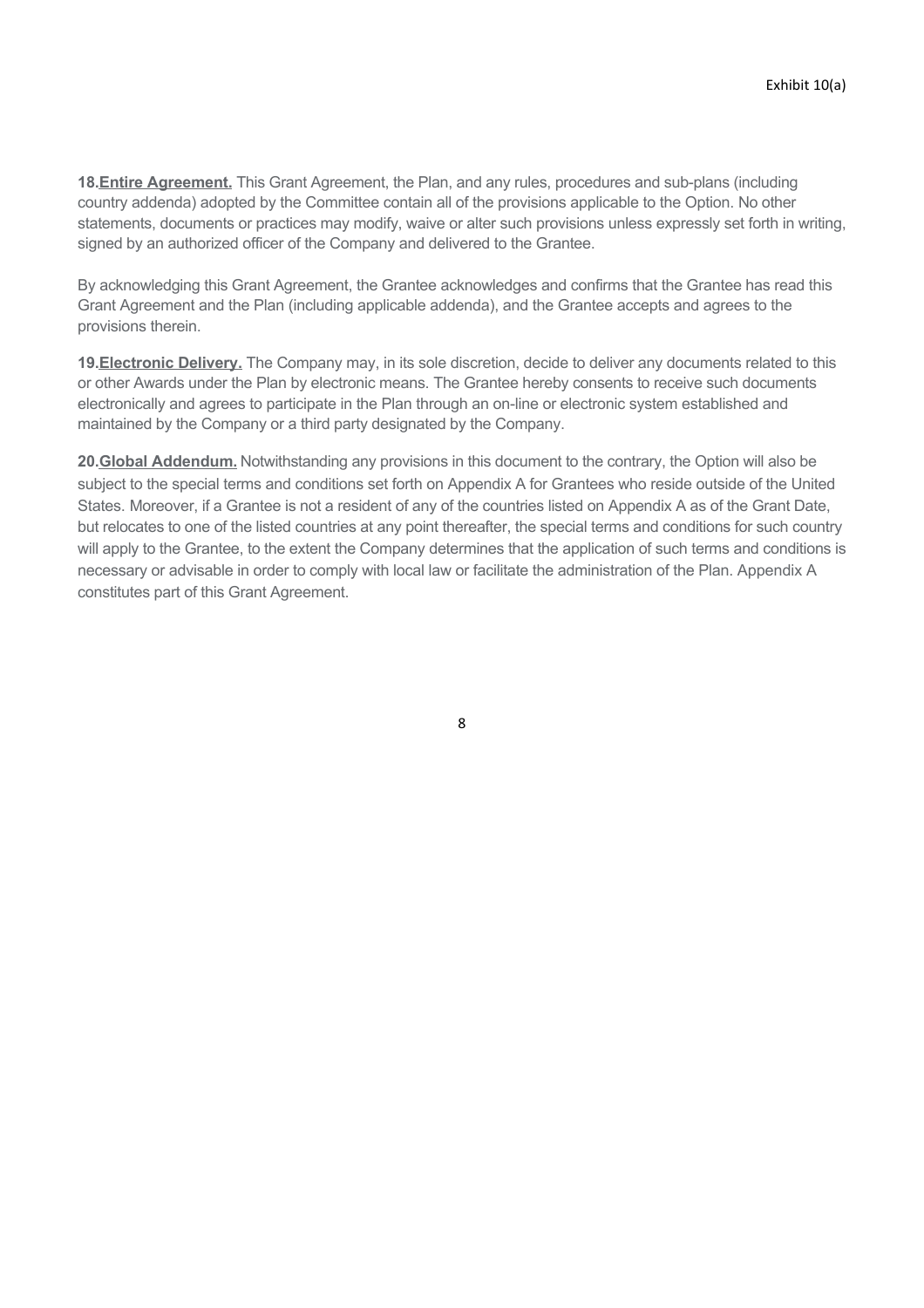**18.** **<u>Entire Agreement.</u>** This Grant Agreement, the Plan, and any rules, procedures and sub-plans (including country addenda) adopted by the Committee contain all of the provisions applicable to the Option. No other statements, documents or practices may modify, waive or alter such provisions unless expressly set forth in writing, signed by an authorized officer of the Company and delivered to the Grantee.

By acknowledging this Grant Agreement, the Grantee acknowledges and confirms that the Grantee has read this Grant Agreement and the Plan (including applicable addenda), and the Grantee accepts and agrees to the provisions therein.

**19.** **<u>Electronic Delivery.</u>** The Company may, in its sole discretion, decide to deliver any documents related to this or other Awards under the Plan by electronic means. The Grantee hereby consents to receive such documents electronically and agrees to participate in the Plan through an on-line or electronic system established and maintained by the Company or a third party designated by the Company.

**20.** **<u>Global Addendum.</u>** Notwithstanding any provisions in this document to the contrary, the Option will also be subject to the special terms and conditions set forth on Appendix A for Grantees who reside outside of the United States. Moreover, if a Grantee is not a resident of any of the countries listed on Appendix A as of the Grant Date, but relocates to one of the listed countries at any point thereafter, the special terms and conditions for such country will apply to the Grantee, to the extent the Company determines that the application of such terms and conditions is necessary or advisable in order to comply with local law or facilitate the administration of the Plan. Appendix A constitutes part of this Grant Agreement.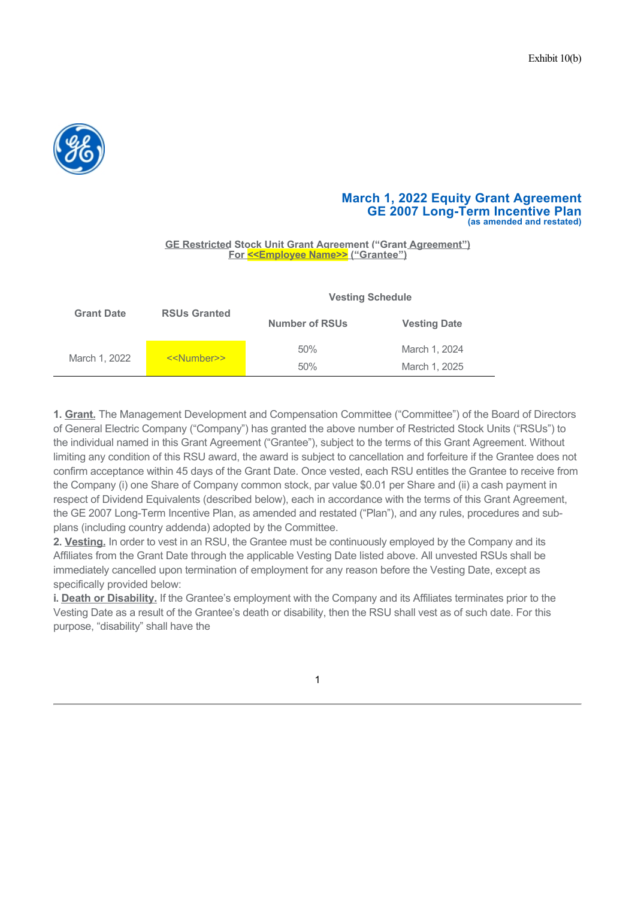Exhibit 10(b)

**March 1, 2022 Equity Grant Agreement**
**GE 2007 Long-Term Incentive Plan**
**(as amended and restated)**

**GE Restricted Stock Unit Grant Agreement (“Grant Agreement”)**
**For <<Employee Name>> (“Grantee”)**

| Grant Date | RSUs Granted | Vesting Schedule | |
|---|---|---|---|
| | | Number of RSUs | Vesting Date |
| March 1, 2022 | <<Number>> | 50% | March 1, 2024 |
| | | 50% | March 1, 2025 |

**1. Grant.** The Management Development and Compensation Committee (“Committee”) of the Board of Directors of General Electric Company (“Company”) has granted the above number of Restricted Stock Units (“RSUs”) to the individual named in this Grant Agreement (“Grantee”), subject to the terms of this Grant Agreement. Without limiting any condition of this RSU award, the award is subject to cancellation and forfeiture if the Grantee does not confirm acceptance within 45 days of the Grant Date. Once vested, each RSU entitles the Grantee to receive from the Company (i) one Share of Company common stock, par value $0.01 per Share and (ii) a cash payment in respect of Dividend Equivalents (described below), each in accordance with the terms of this Grant Agreement, the GE 2007 Long-Term Incentive Plan, as amended and restated (“Plan”), and any rules, procedures and sub-plans (including country addenda) adopted by the Committee.

**2. Vesting.** In order to vest in an RSU, the Grantee must be continuously employed by the Company and its Affiliates from the Grant Date through the applicable Vesting Date listed above. All unvested RSUs shall be immediately cancelled upon termination of employment for any reason before the Vesting Date, except as specifically provided below:

**i. Death or Disability.** If the Grantee’s employment with the Company and its Affiliates terminates prior to the Vesting Date as a result of the Grantee’s death or disability, then the RSU shall vest as of such date. For this purpose, “disability” shall have the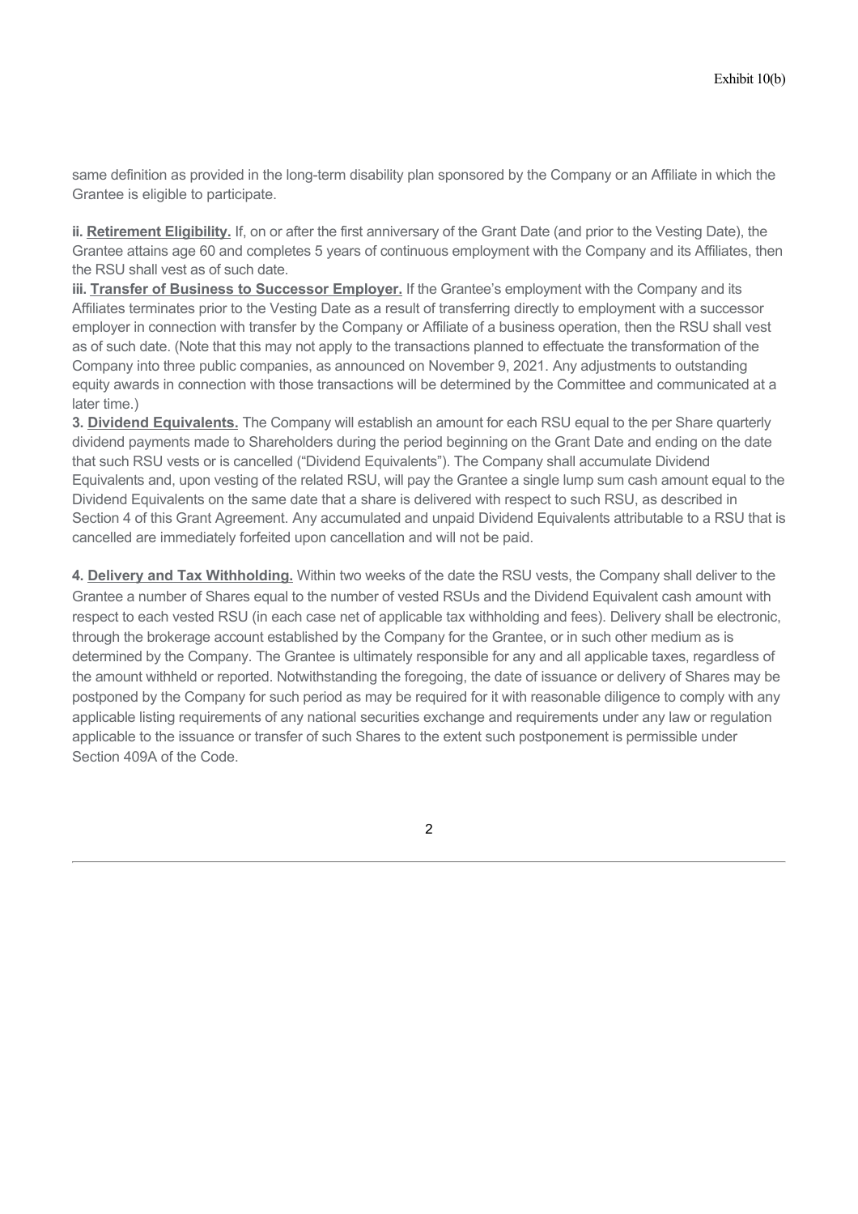same definition as provided in the long-term disability plan sponsored by the Company or an Affiliate in which the Grantee is eligible to participate.

**ii. Retirement Eligibility.** If, on or after the first anniversary of the Grant Date (and prior to the Vesting Date), the Grantee attains age 60 and completes 5 years of continuous employment with the Company and its Affiliates, then the RSU shall vest as of such date.

**iii. Transfer of Business to Successor Employer.** If the Grantee's employment with the Company and its Affiliates terminates prior to the Vesting Date as a result of transferring directly to employment with a successor employer in connection with transfer by the Company or Affiliate of a business operation, then the RSU shall vest as of such date. (Note that this may not apply to the transactions planned to effectuate the transformation of the Company into three public companies, as announced on November 9, 2021. Any adjustments to outstanding equity awards in connection with those transactions will be determined by the Committee and communicated at a later time.)

**3. Dividend Equivalents.** The Company will establish an amount for each RSU equal to the per Share quarterly dividend payments made to Shareholders during the period beginning on the Grant Date and ending on the date that such RSU vests or is cancelled ("Dividend Equivalents"). The Company shall accumulate Dividend Equivalents and, upon vesting of the related RSU, will pay the Grantee a single lump sum cash amount equal to the Dividend Equivalents on the same date that a share is delivered with respect to such RSU, as described in Section 4 of this Grant Agreement. Any accumulated and unpaid Dividend Equivalents attributable to a RSU that is cancelled are immediately forfeited upon cancellation and will not be paid.

**4. Delivery and Tax Withholding.** Within two weeks of the date the RSU vests, the Company shall deliver to the Grantee a number of Shares equal to the number of vested RSUs and the Dividend Equivalent cash amount with respect to each vested RSU (in each case net of applicable tax withholding and fees). Delivery shall be electronic, through the brokerage account established by the Company for the Grantee, or in such other medium as is determined by the Company. The Grantee is ultimately responsible for any and all applicable taxes, regardless of the amount withheld or reported. Notwithstanding the foregoing, the date of issuance or delivery of Shares may be postponed by the Company for such period as may be required for it with reasonable diligence to comply with any applicable listing requirements of any national securities exchange and requirements under any law or regulation applicable to the issuance or transfer of such Shares to the extent such postponement is permissible under Section 409A of the Code.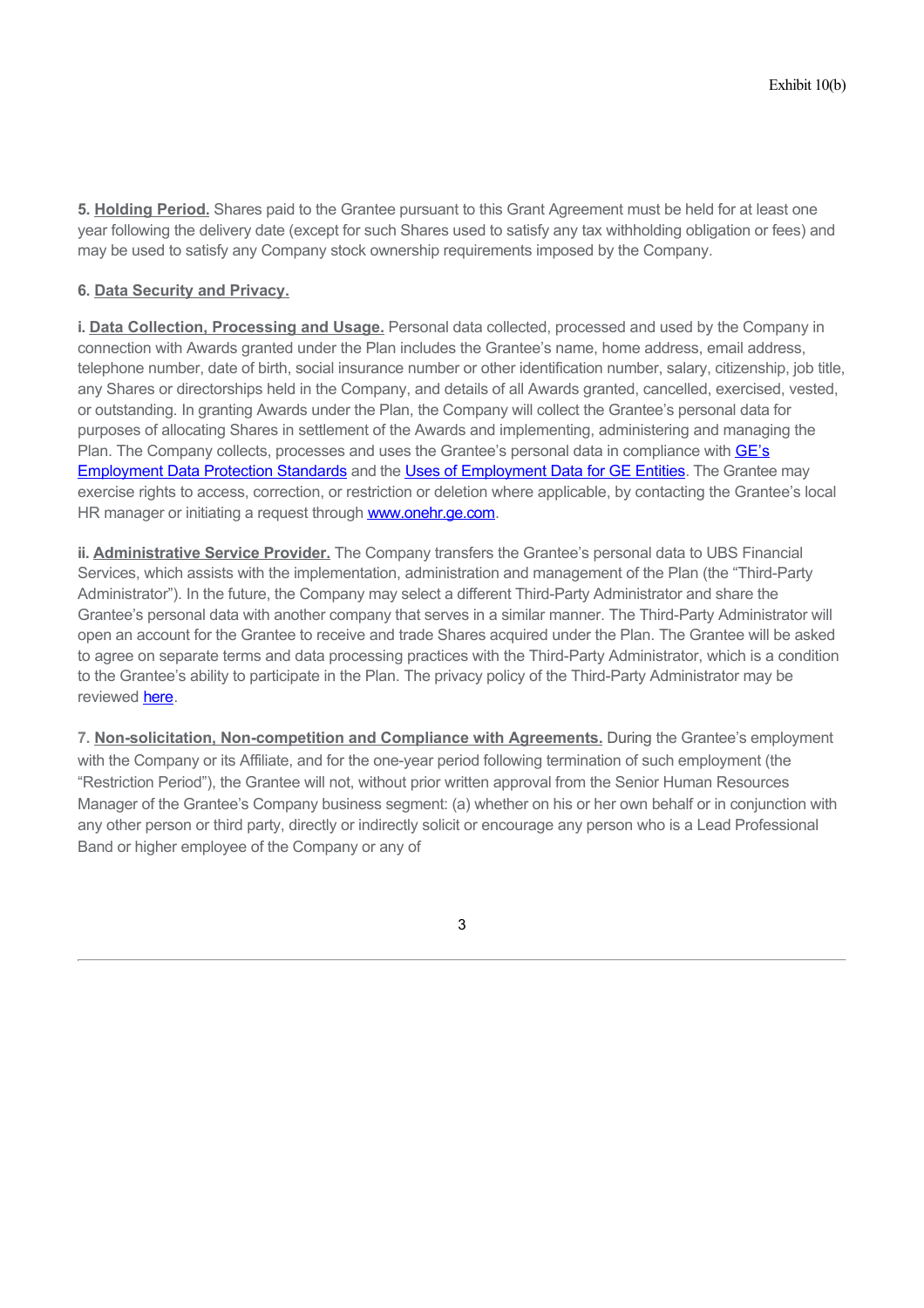**5. Holding Period.** Shares paid to the Grantee pursuant to this Grant Agreement must be held for at least one year following the delivery date (except for such Shares used to satisfy any tax withholding obligation or fees) and may be used to satisfy any Company stock ownership requirements imposed by the Company.

**6. Data Security and Privacy.**

**i. Data Collection, Processing and Usage.** Personal data collected, processed and used by the Company in connection with Awards granted under the Plan includes the Grantee's name, home address, email address, telephone number, date of birth, social insurance number or other identification number, salary, citizenship, job title, any Shares or directorships held in the Company, and details of all Awards granted, cancelled, exercised, vested, or outstanding. In granting Awards under the Plan, the Company will collect the Grantee's personal data for purposes of allocating Shares in settlement of the Awards and implementing, administering and managing the Plan. The Company collects, processes and uses the Grantee's personal data in compliance with GE's Employment Data Protection Standards and the Uses of Employment Data for GE Entities. The Grantee may exercise rights to access, correction, or restriction or deletion where applicable, by contacting the Grantee's local HR manager or initiating a request through www.onehr.ge.com.

**ii. Administrative Service Provider.** The Company transfers the Grantee's personal data to UBS Financial Services, which assists with the implementation, administration and management of the Plan (the "Third-Party Administrator"). In the future, the Company may select a different Third-Party Administrator and share the Grantee's personal data with another company that serves in a similar manner. The Third-Party Administrator will open an account for the Grantee to receive and trade Shares acquired under the Plan. The Grantee will be asked to agree on separate terms and data processing practices with the Third-Party Administrator, which is a condition to the Grantee's ability to participate in the Plan. The privacy policy of the Third-Party Administrator may be reviewed here.

**7. Non-solicitation, Non-competition and Compliance with Agreements.** During the Grantee's employment with the Company or its Affiliate, and for the one-year period following termination of such employment (the "Restriction Period"), the Grantee will not, without prior written approval from the Senior Human Resources Manager of the Grantee's Company business segment: (a) whether on his or her own behalf or in conjunction with any other person or third party, directly or indirectly solicit or encourage any person who is a Lead Professional Band or higher employee of the Company or any of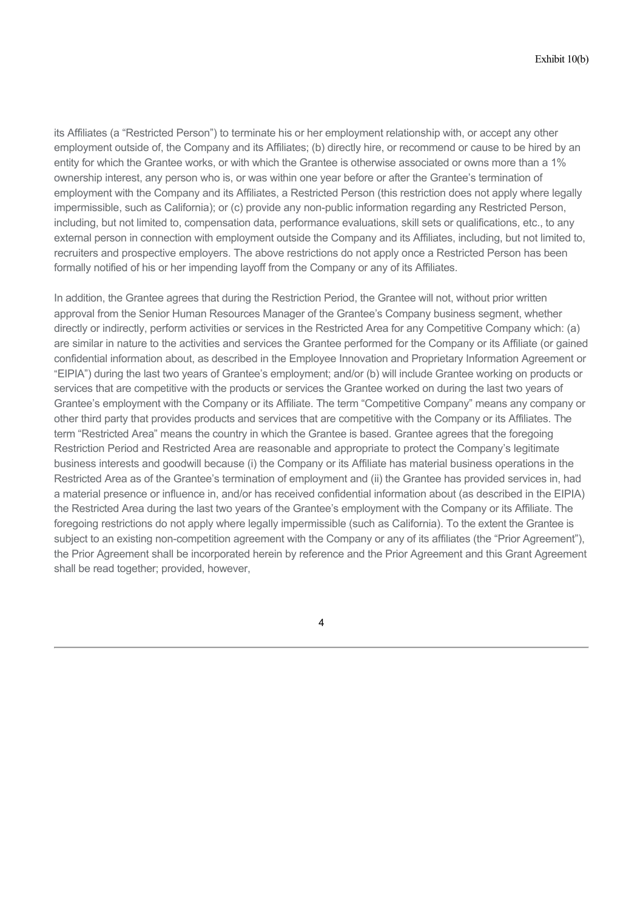its Affiliates (a "Restricted Person") to terminate his or her employment relationship with, or accept any other employment outside of, the Company and its Affiliates; (b) directly hire, or recommend or cause to be hired by an entity for which the Grantee works, or with which the Grantee is otherwise associated or owns more than a 1% ownership interest, any person who is, or was within one year before or after the Grantee's termination of employment with the Company and its Affiliates, a Restricted Person (this restriction does not apply where legally impermissible, such as California); or (c) provide any non-public information regarding any Restricted Person, including, but not limited to, compensation data, performance evaluations, skill sets or qualifications, etc., to any external person in connection with employment outside the Company and its Affiliates, including, but not limited to, recruiters and prospective employers. The above restrictions do not apply once a Restricted Person has been formally notified of his or her impending layoff from the Company or any of its Affiliates.

In addition, the Grantee agrees that during the Restriction Period, the Grantee will not, without prior written approval from the Senior Human Resources Manager of the Grantee's Company business segment, whether directly or indirectly, perform activities or services in the Restricted Area for any Competitive Company which: (a) are similar in nature to the activities and services the Grantee performed for the Company or its Affiliate (or gained confidential information about, as described in the Employee Innovation and Proprietary Information Agreement or "EIPIA") during the last two years of Grantee's employment; and/or (b) will include Grantee working on products or services that are competitive with the products or services the Grantee worked on during the last two years of Grantee's employment with the Company or its Affiliate. The term "Competitive Company" means any company or other third party that provides products and services that are competitive with the Company or its Affiliates. The term "Restricted Area" means the country in which the Grantee is based. Grantee agrees that the foregoing Restriction Period and Restricted Area are reasonable and appropriate to protect the Company's legitimate business interests and goodwill because (i) the Company or its Affiliate has material business operations in the Restricted Area as of the Grantee's termination of employment and (ii) the Grantee has provided services in, had a material presence or influence in, and/or has received confidential information about (as described in the EIPIA) the Restricted Area during the last two years of the Grantee's employment with the Company or its Affiliate. The foregoing restrictions do not apply where legally impermissible (such as California). To the extent the Grantee is subject to an existing non-competition agreement with the Company or any of its affiliates (the "Prior Agreement"), the Prior Agreement shall be incorporated herein by reference and the Prior Agreement and this Grant Agreement shall be read together; provided, however,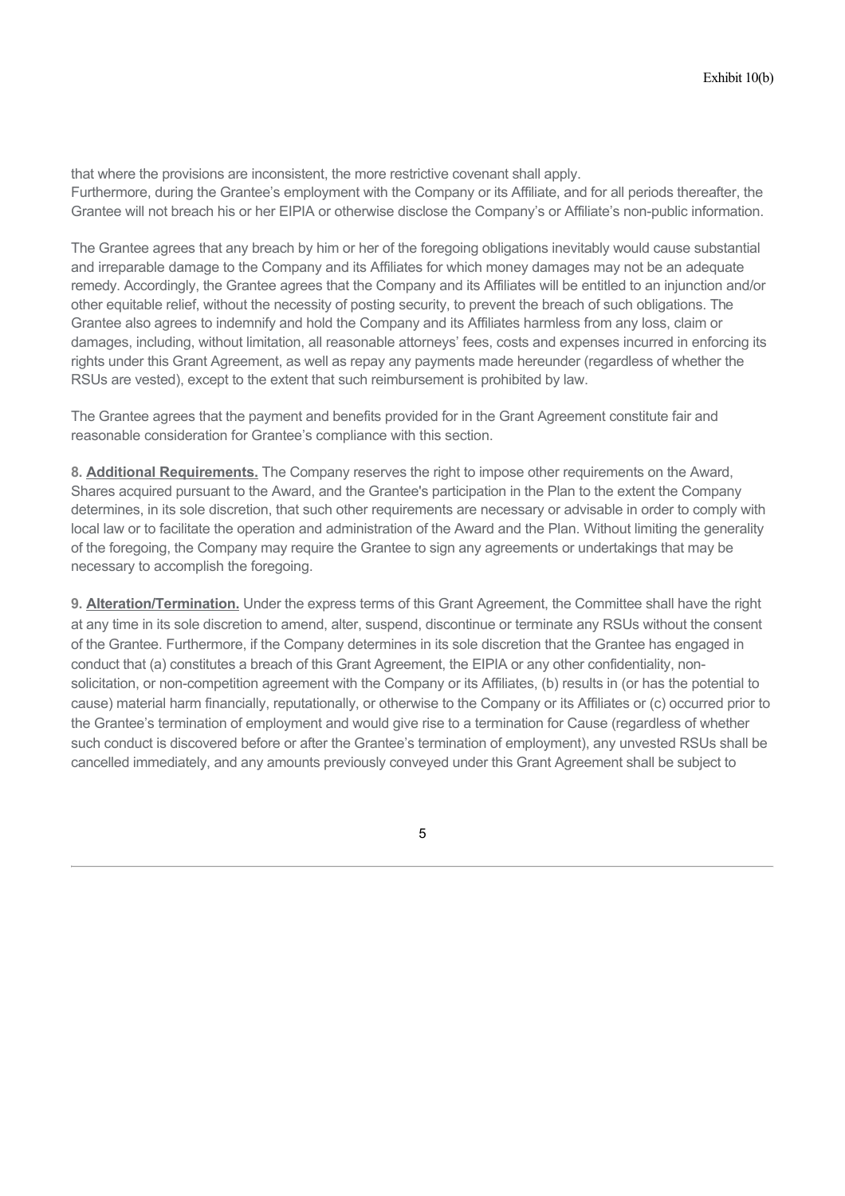that where the provisions are inconsistent, the more restrictive covenant shall apply.
Furthermore, during the Grantee's employment with the Company or its Affiliate, and for all periods thereafter, the Grantee will not breach his or her EIPIA or otherwise disclose the Company's or Affiliate's non-public information.

The Grantee agrees that any breach by him or her of the foregoing obligations inevitably would cause substantial and irreparable damage to the Company and its Affiliates for which money damages may not be an adequate remedy. Accordingly, the Grantee agrees that the Company and its Affiliates will be entitled to an injunction and/or other equitable relief, without the necessity of posting security, to prevent the breach of such obligations. The Grantee also agrees to indemnify and hold the Company and its Affiliates harmless from any loss, claim or damages, including, without limitation, all reasonable attorneys' fees, costs and expenses incurred in enforcing its rights under this Grant Agreement, as well as repay any payments made hereunder (regardless of whether the RSUs are vested), except to the extent that such reimbursement is prohibited by law.

The Grantee agrees that the payment and benefits provided for in the Grant Agreement constitute fair and reasonable consideration for Grantee's compliance with this section.

**8. <u>Additional Requirements.</u>** The Company reserves the right to impose other requirements on the Award, Shares acquired pursuant to the Award, and the Grantee's participation in the Plan to the extent the Company determines, in its sole discretion, that such other requirements are necessary or advisable in order to comply with local law or to facilitate the operation and administration of the Award and the Plan. Without limiting the generality of the foregoing, the Company may require the Grantee to sign any agreements or undertakings that may be necessary to accomplish the foregoing.

**9. <u>Alteration/Termination.</u>** Under the express terms of this Grant Agreement, the Committee shall have the right at any time in its sole discretion to amend, alter, suspend, discontinue or terminate any RSUs without the consent of the Grantee. Furthermore, if the Company determines in its sole discretion that the Grantee has engaged in conduct that (a) constitutes a breach of this Grant Agreement, the EIPIA or any other confidentiality, non-solicitation, or non-competition agreement with the Company or its Affiliates, (b) results in (or has the potential to cause) material harm financially, reputationally, or otherwise to the Company or its Affiliates or (c) occurred prior to the Grantee's termination of employment and would give rise to a termination for Cause (regardless of whether such conduct is discovered before or after the Grantee's termination of employment), any unvested RSUs shall be cancelled immediately, and any amounts previously conveyed under this Grant Agreement shall be subject to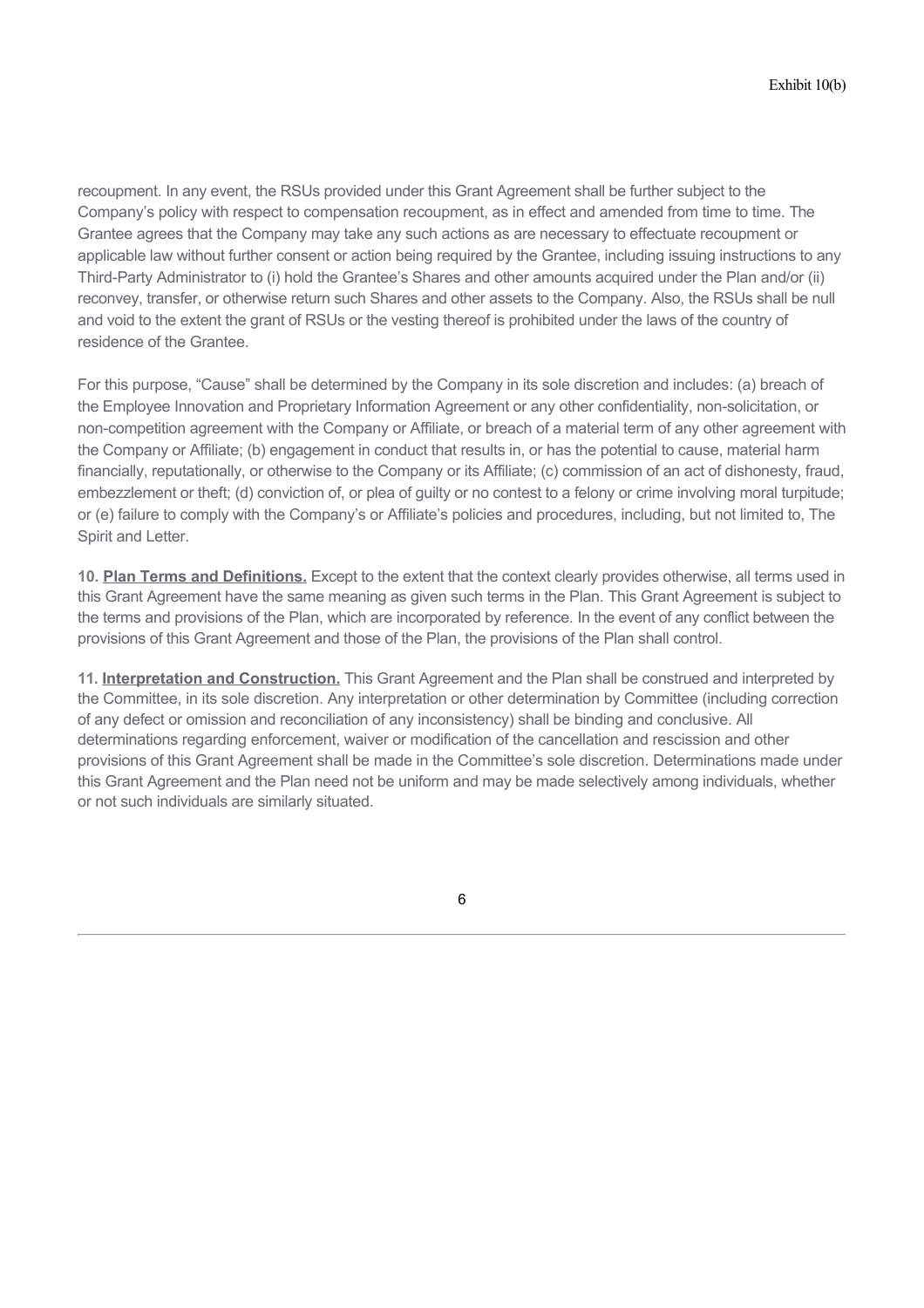recoupment. In any event, the RSUs provided under this Grant Agreement shall be further subject to the Company's policy with respect to compensation recoupment, as in effect and amended from time to time. The Grantee agrees that the Company may take any such actions as are necessary to effectuate recoupment or applicable law without further consent or action being required by the Grantee, including issuing instructions to any Third-Party Administrator to (i) hold the Grantee's Shares and other amounts acquired under the Plan and/or (ii) reconvey, transfer, or otherwise return such Shares and other assets to the Company. Also, the RSUs shall be null and void to the extent the grant of RSUs or the vesting thereof is prohibited under the laws of the country of residence of the Grantee.

For this purpose, "Cause" shall be determined by the Company in its sole discretion and includes: (a) breach of the Employee Innovation and Proprietary Information Agreement or any other confidentiality, non-solicitation, or non-competition agreement with the Company or Affiliate, or breach of a material term of any other agreement with the Company or Affiliate; (b) engagement in conduct that results in, or has the potential to cause, material harm financially, reputationally, or otherwise to the Company or its Affiliate; (c) commission of an act of dishonesty, fraud, embezzlement or theft; (d) conviction of, or plea of guilty or no contest to a felony or crime involving moral turpitude; or (e) failure to comply with the Company's or Affiliate's policies and procedures, including, but not limited to, The Spirit and Letter.

**10. Plan Terms and Definitions.** Except to the extent that the context clearly provides otherwise, all terms used in this Grant Agreement have the same meaning as given such terms in the Plan. This Grant Agreement is subject to the terms and provisions of the Plan, which are incorporated by reference. In the event of any conflict between the provisions of this Grant Agreement and those of the Plan, the provisions of the Plan shall control.

**11. Interpretation and Construction.** This Grant Agreement and the Plan shall be construed and interpreted by the Committee, in its sole discretion. Any interpretation or other determination by Committee (including correction of any defect or omission and reconciliation of any inconsistency) shall be binding and conclusive. All determinations regarding enforcement, waiver or modification of the cancellation and rescission and other provisions of this Grant Agreement shall be made in the Committee's sole discretion. Determinations made under this Grant Agreement and the Plan need not be uniform and may be made selectively among individuals, whether or not such individuals are similarly situated.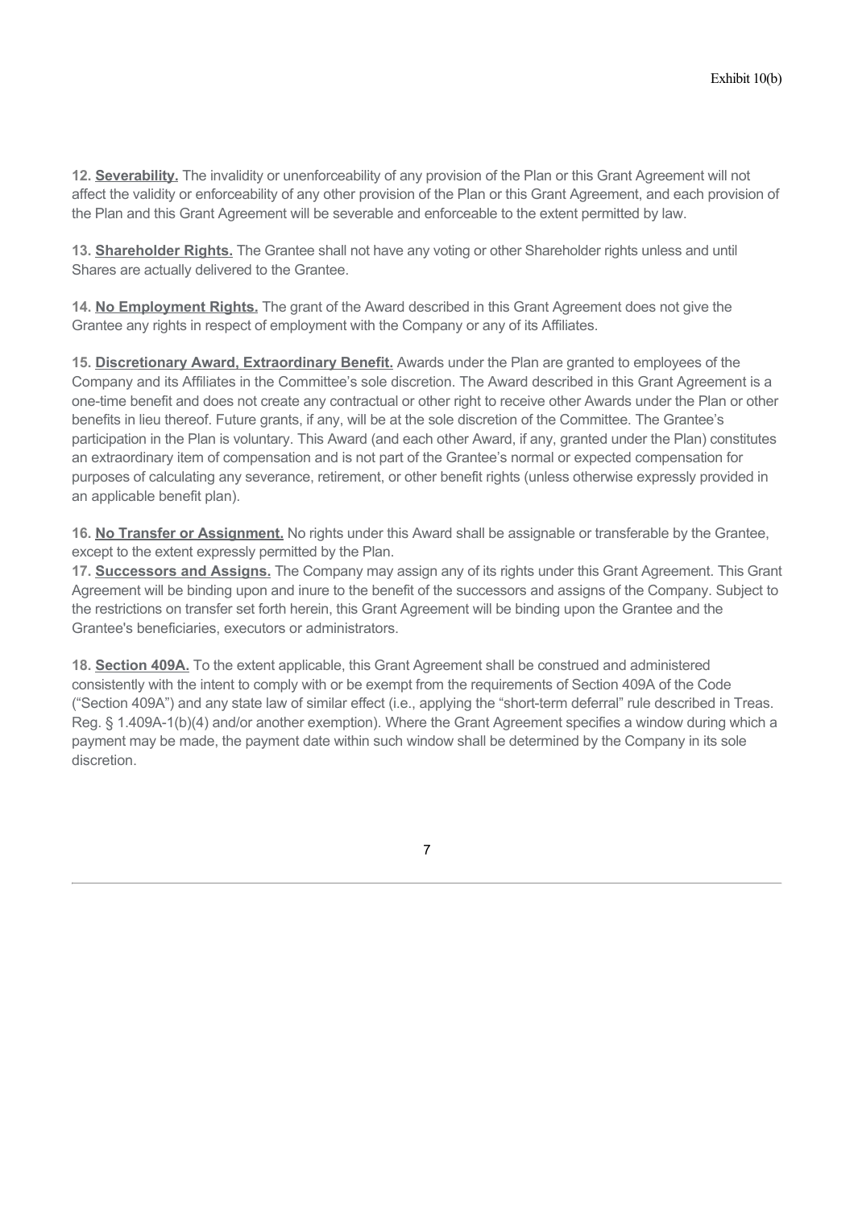**12. Severability.** The invalidity or unenforceability of any provision of the Plan or this Grant Agreement will not affect the validity or enforceability of any other provision of the Plan or this Grant Agreement, and each provision of the Plan and this Grant Agreement will be severable and enforceable to the extent permitted by law.

**13. Shareholder Rights.** The Grantee shall not have any voting or other Shareholder rights unless and until Shares are actually delivered to the Grantee.

**14. No Employment Rights.** The grant of the Award described in this Grant Agreement does not give the Grantee any rights in respect of employment with the Company or any of its Affiliates.

**15. Discretionary Award, Extraordinary Benefit.** Awards under the Plan are granted to employees of the Company and its Affiliates in the Committee's sole discretion. The Award described in this Grant Agreement is a one-time benefit and does not create any contractual or other right to receive other Awards under the Plan or other benefits in lieu thereof. Future grants, if any, will be at the sole discretion of the Committee. The Grantee's participation in the Plan is voluntary. This Award (and each other Award, if any, granted under the Plan) constitutes an extraordinary item of compensation and is not part of the Grantee's normal or expected compensation for purposes of calculating any severance, retirement, or other benefit rights (unless otherwise expressly provided in an applicable benefit plan).

**16. No Transfer or Assignment.** No rights under this Award shall be assignable or transferable by the Grantee, except to the extent expressly permitted by the Plan.

**17. Successors and Assigns.** The Company may assign any of its rights under this Grant Agreement. This Grant Agreement will be binding upon and inure to the benefit of the successors and assigns of the Company. Subject to the restrictions on transfer set forth herein, this Grant Agreement will be binding upon the Grantee and the Grantee's beneficiaries, executors or administrators.

**18. Section 409A.** To the extent applicable, this Grant Agreement shall be construed and administered consistently with the intent to comply with or be exempt from the requirements of Section 409A of the Code ("Section 409A") and any state law of similar effect (i.e., applying the "short-term deferral" rule described in Treas. Reg. § 1.409A-1(b)(4) and/or another exemption). Where the Grant Agreement specifies a window during which a payment may be made, the payment date within such window shall be determined by the Company in its sole discretion.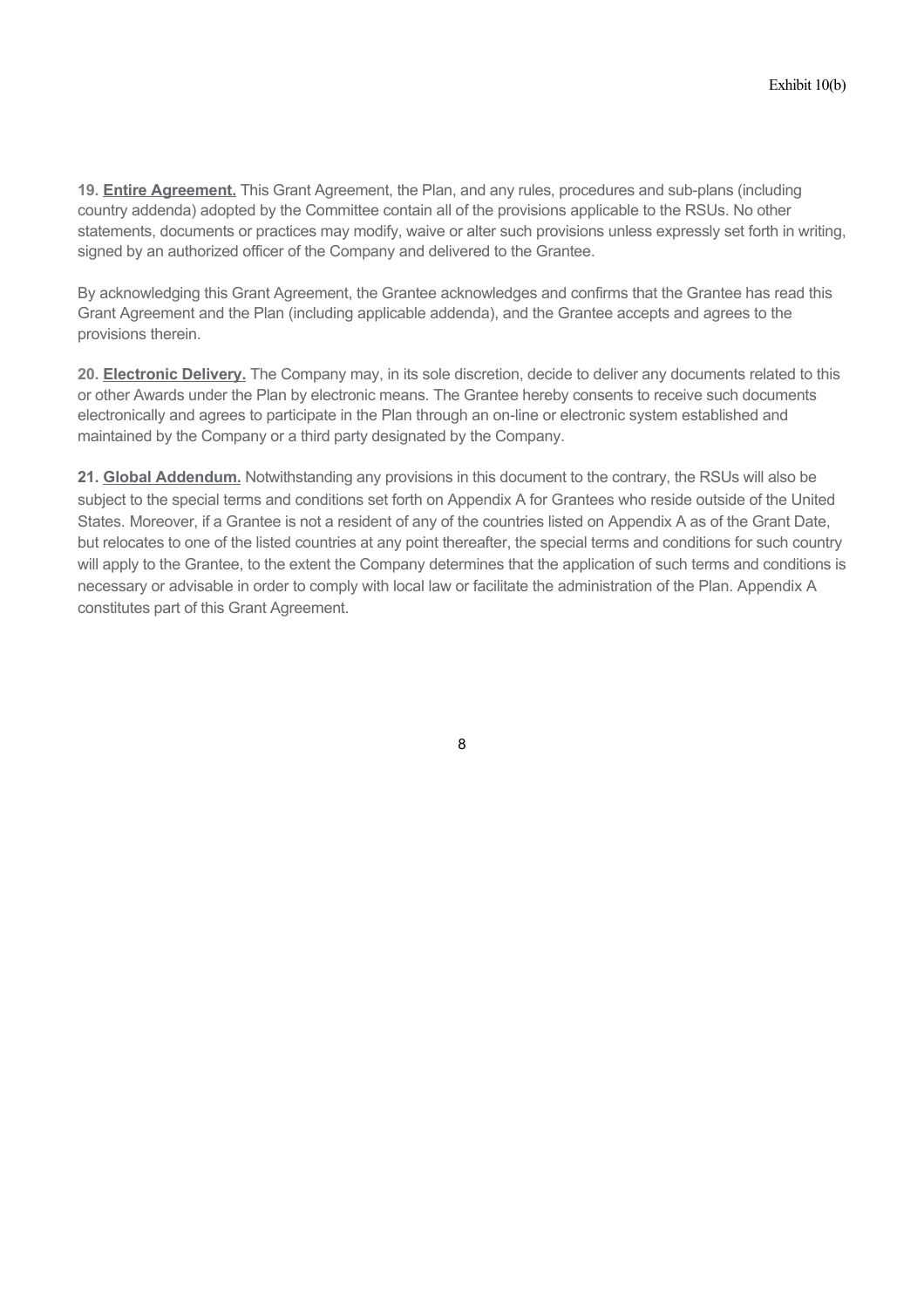**19. Entire Agreement.** This Grant Agreement, the Plan, and any rules, procedures and sub-plans (including country addenda) adopted by the Committee contain all of the provisions applicable to the RSUs. No other statements, documents or practices may modify, waive or alter such provisions unless expressly set forth in writing, signed by an authorized officer of the Company and delivered to the Grantee.

By acknowledging this Grant Agreement, the Grantee acknowledges and confirms that the Grantee has read this Grant Agreement and the Plan (including applicable addenda), and the Grantee accepts and agrees to the provisions therein.

**20. Electronic Delivery.** The Company may, in its sole discretion, decide to deliver any documents related to this or other Awards under the Plan by electronic means. The Grantee hereby consents to receive such documents electronically and agrees to participate in the Plan through an on-line or electronic system established and maintained by the Company or a third party designated by the Company.

**21. Global Addendum.** Notwithstanding any provisions in this document to the contrary, the RSUs will also be subject to the special terms and conditions set forth on Appendix A for Grantees who reside outside of the United States. Moreover, if a Grantee is not a resident of any of the countries listed on Appendix A as of the Grant Date, but relocates to one of the listed countries at any point thereafter, the special terms and conditions for such country will apply to the Grantee, to the extent the Company determines that the application of such terms and conditions is necessary or advisable in order to comply with local law or facilitate the administration of the Plan. Appendix A constitutes part of this Grant Agreement.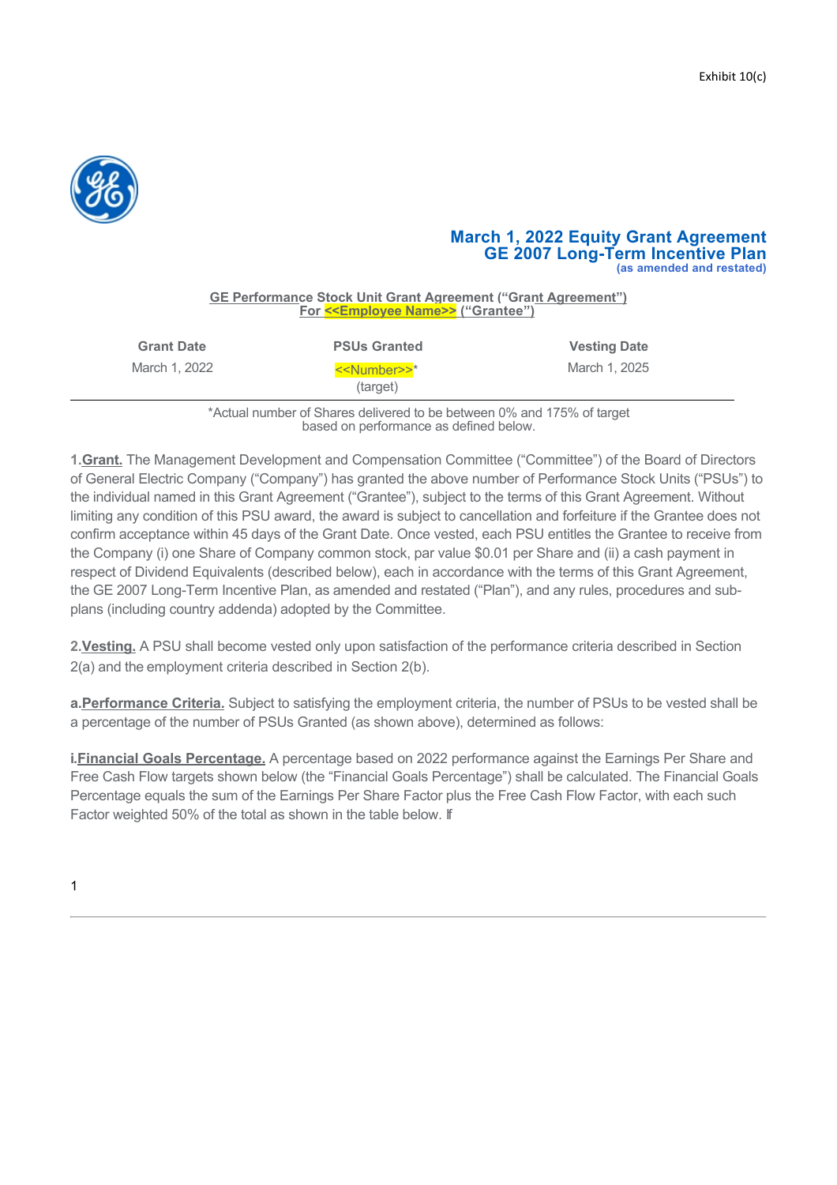Exhibit 10(c)

# March 1, 2022 Equity Grant Agreement
# GE 2007 Long-Term Incentive Plan
**(as amended and restated)**

**GE Performance Stock Unit Grant Agreement ("Grant Agreement")**
**For <<Employee Name>> ("Grantee")**

| Grant Date | PSUs Granted | Vesting Date |
|---|---|---|
| March 1, 2022 | <<Number>>* (target) | March 1, 2025 |

*Actual number of Shares delivered to be between 0% and 175% of target based on performance as defined below.

**1. Grant.** The Management Development and Compensation Committee ("Committee") of the Board of Directors of General Electric Company ("Company") has granted the above number of Performance Stock Units ("PSUs") to the individual named in this Grant Agreement ("Grantee"), subject to the terms of this Grant Agreement. Without limiting any condition of this PSU award, the award is subject to cancellation and forfeiture if the Grantee does not confirm acceptance within 45 days of the Grant Date. Once vested, each PSU entitles the Grantee to receive from the Company (i) one Share of Company common stock, par value $0.01 per Share and (ii) a cash payment in respect of Dividend Equivalents (described below), each in accordance with the terms of this Grant Agreement, the GE 2007 Long-Term Incentive Plan, as amended and restated ("Plan"), and any rules, procedures and sub-plans (including country addenda) adopted by the Committee.

**2. Vesting.** A PSU shall become vested only upon satisfaction of the performance criteria described in Section 2(a) and the employment criteria described in Section 2(b).

**a. Performance Criteria.** Subject to satisfying the employment criteria, the number of PSUs to be vested shall be a percentage of the number of PSUs Granted (as shown above), determined as follows:

**i. Financial Goals Percentage.** A percentage based on 2022 performance against the Earnings Per Share and Free Cash Flow targets shown below (the "Financial Goals Percentage") shall be calculated. The Financial Goals Percentage equals the sum of the Earnings Per Share Factor plus the Free Cash Flow Factor, with each such Factor weighted 50% of the total as shown in the table below. If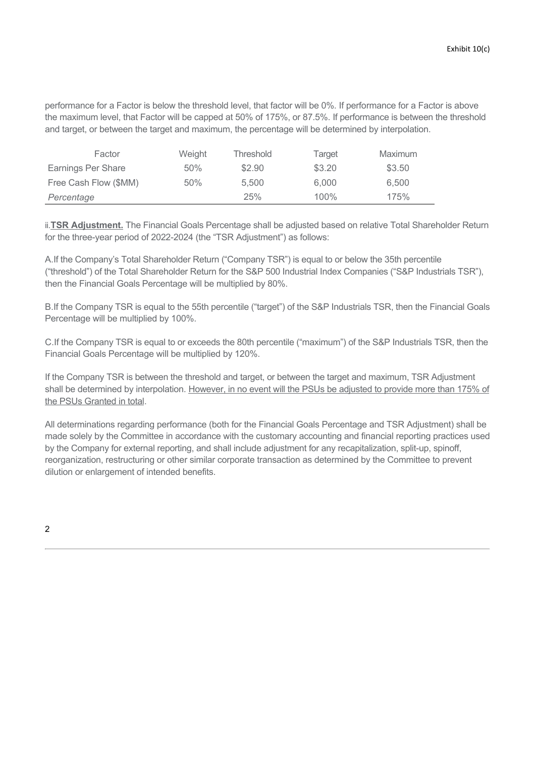performance for a Factor is below the threshold level, that factor will be 0%. If performance for a Factor is above the maximum level, that Factor will be capped at 50% of 175%, or 87.5%. If performance is between the threshold and target, or between the target and maximum, the percentage will be determined by interpolation.

| Factor | Weight | Threshold | Target | Maximum |
|---|---|---|---|---|
| Earnings Per Share | 50% | $2.90 | $3.20 | $3.50 |
| Free Cash Flow ($MM) | 50% | 5,500 | 6,000 | 6,500 |
| *Percentage* | | 25% | 100% | 175% |

ii. **TSR Adjustment.** The Financial Goals Percentage shall be adjusted based on relative Total Shareholder Return for the three-year period of 2022-2024 (the "TSR Adjustment") as follows:

A. If the Company's Total Shareholder Return ("Company TSR") is equal to or below the 35th percentile ("threshold") of the Total Shareholder Return for the S&P 500 Industrial Index Companies ("S&P Industrials TSR"), then the Financial Goals Percentage will be multiplied by 80%.

B. If the Company TSR is equal to the 55th percentile ("target") of the S&P Industrials TSR, then the Financial Goals Percentage will be multiplied by 100%.

C. If the Company TSR is equal to or exceeds the 80th percentile ("maximum") of the S&P Industrials TSR, then the Financial Goals Percentage will be multiplied by 120%.

If the Company TSR is between the threshold and target, or between the target and maximum, TSR Adjustment shall be determined by interpolation. However, in no event will the PSUs be adjusted to provide more than 175% of the PSUs Granted in total.

All determinations regarding performance (both for the Financial Goals Percentage and TSR Adjustment) shall be made solely by the Committee in accordance with the customary accounting and financial reporting practices used by the Company for external reporting, and shall include adjustment for any recapitalization, split-up, spinoff, reorganization, restructuring or other similar corporate transaction as determined by the Committee to prevent dilution or enlargement of intended benefits.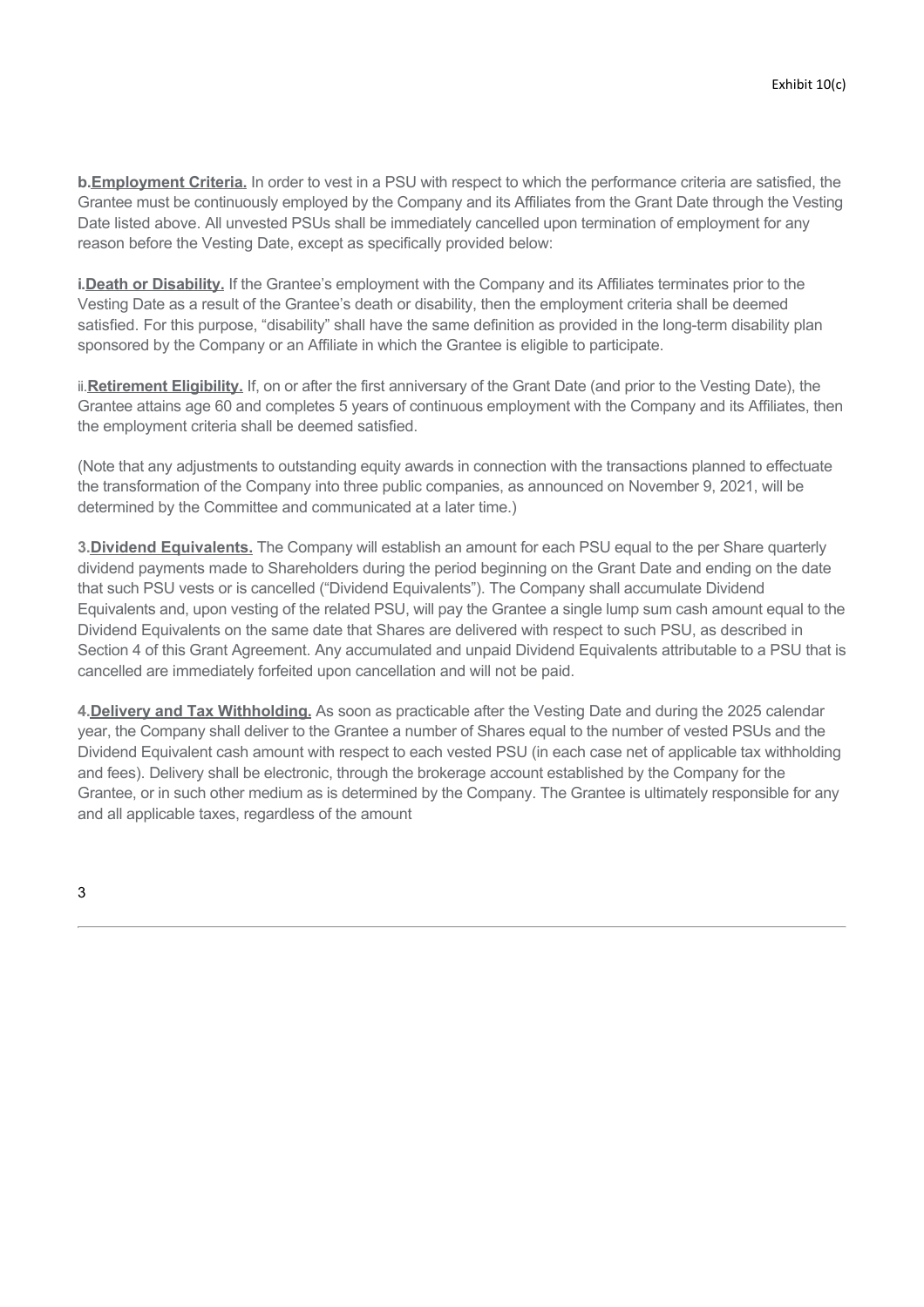**b.Employment Criteria.** In order to vest in a PSU with respect to which the performance criteria are satisfied, the Grantee must be continuously employed by the Company and its Affiliates from the Grant Date through the Vesting Date listed above. All unvested PSUs shall be immediately cancelled upon termination of employment for any reason before the Vesting Date, except as specifically provided below:

**i.Death or Disability.** If the Grantee's employment with the Company and its Affiliates terminates prior to the Vesting Date as a result of the Grantee's death or disability, then the employment criteria shall be deemed satisfied. For this purpose, "disability" shall have the same definition as provided in the long-term disability plan sponsored by the Company or an Affiliate in which the Grantee is eligible to participate.

ii.**Retirement Eligibility.** If, on or after the first anniversary of the Grant Date (and prior to the Vesting Date), the Grantee attains age 60 and completes 5 years of continuous employment with the Company and its Affiliates, then the employment criteria shall be deemed satisfied.

(Note that any adjustments to outstanding equity awards in connection with the transactions planned to effectuate the transformation of the Company into three public companies, as announced on November 9, 2021, will be determined by the Committee and communicated at a later time.)

**3.Dividend Equivalents.** The Company will establish an amount for each PSU equal to the per Share quarterly dividend payments made to Shareholders during the period beginning on the Grant Date and ending on the date that such PSU vests or is cancelled ("Dividend Equivalents"). The Company shall accumulate Dividend Equivalents and, upon vesting of the related PSU, will pay the Grantee a single lump sum cash amount equal to the Dividend Equivalents on the same date that Shares are delivered with respect to such PSU, as described in Section 4 of this Grant Agreement. Any accumulated and unpaid Dividend Equivalents attributable to a PSU that is cancelled are immediately forfeited upon cancellation and will not be paid.

**4.Delivery and Tax Withholding.** As soon as practicable after the Vesting Date and during the 2025 calendar year, the Company shall deliver to the Grantee a number of Shares equal to the number of vested PSUs and the Dividend Equivalent cash amount with respect to each vested PSU (in each case net of applicable tax withholding and fees). Delivery shall be electronic, through the brokerage account established by the Company for the Grantee, or in such other medium as is determined by the Company. The Grantee is ultimately responsible for any and all applicable taxes, regardless of the amount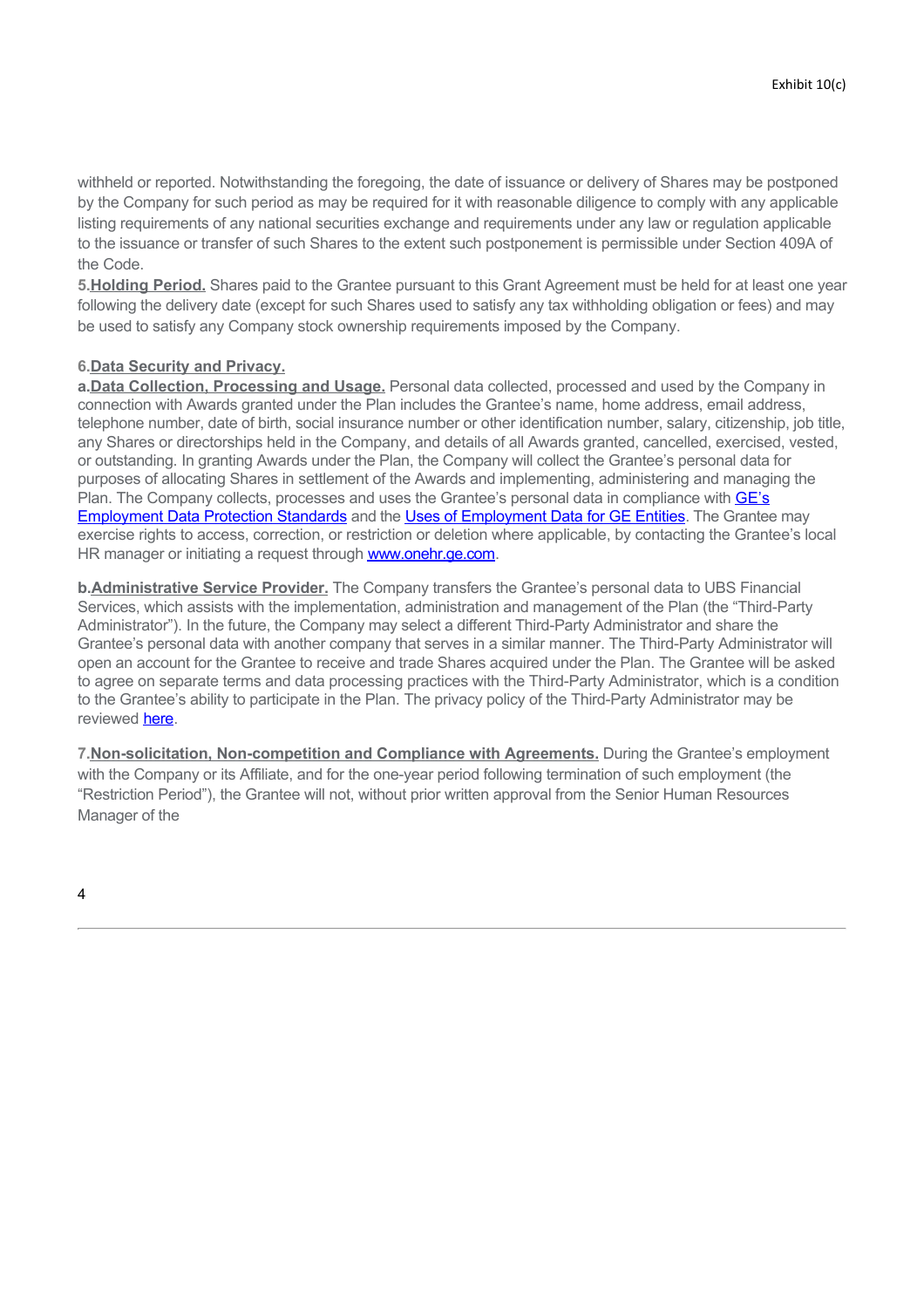withheld or reported. Notwithstanding the foregoing, the date of issuance or delivery of Shares may be postponed by the Company for such period as may be required for it with reasonable diligence to comply with any applicable listing requirements of any national securities exchange and requirements under any law or regulation applicable to the issuance or transfer of such Shares to the extent such postponement is permissible under Section 409A of the Code.

**5.Holding Period.** Shares paid to the Grantee pursuant to this Grant Agreement must be held for at least one year following the delivery date (except for such Shares used to satisfy any tax withholding obligation or fees) and may be used to satisfy any Company stock ownership requirements imposed by the Company.

**6.Data Security and Privacy.**

**a.Data Collection, Processing and Usage.** Personal data collected, processed and used by the Company in connection with Awards granted under the Plan includes the Grantee's name, home address, email address, telephone number, date of birth, social insurance number or other identification number, salary, citizenship, job title, any Shares or directorships held in the Company, and details of all Awards granted, cancelled, exercised, vested, or outstanding. In granting Awards under the Plan, the Company will collect the Grantee's personal data for purposes of allocating Shares in settlement of the Awards and implementing, administering and managing the Plan. The Company collects, processes and uses the Grantee's personal data in compliance with GE's Employment Data Protection Standards and the Uses of Employment Data for GE Entities. The Grantee may exercise rights to access, correction, or restriction or deletion where applicable, by contacting the Grantee's local HR manager or initiating a request through www.onehr.ge.com.

**b.Administrative Service Provider.** The Company transfers the Grantee's personal data to UBS Financial Services, which assists with the implementation, administration and management of the Plan (the "Third-Party Administrator"). In the future, the Company may select a different Third-Party Administrator and share the Grantee's personal data with another company that serves in a similar manner. The Third-Party Administrator will open an account for the Grantee to receive and trade Shares acquired under the Plan. The Grantee will be asked to agree on separate terms and data processing practices with the Third-Party Administrator, which is a condition to the Grantee's ability to participate in the Plan. The privacy policy of the Third-Party Administrator may be reviewed here.

**7.Non-solicitation, Non-competition and Compliance with Agreements.** During the Grantee's employment with the Company or its Affiliate, and for the one-year period following termination of such employment (the "Restriction Period"), the Grantee will not, without prior written approval from the Senior Human Resources Manager of the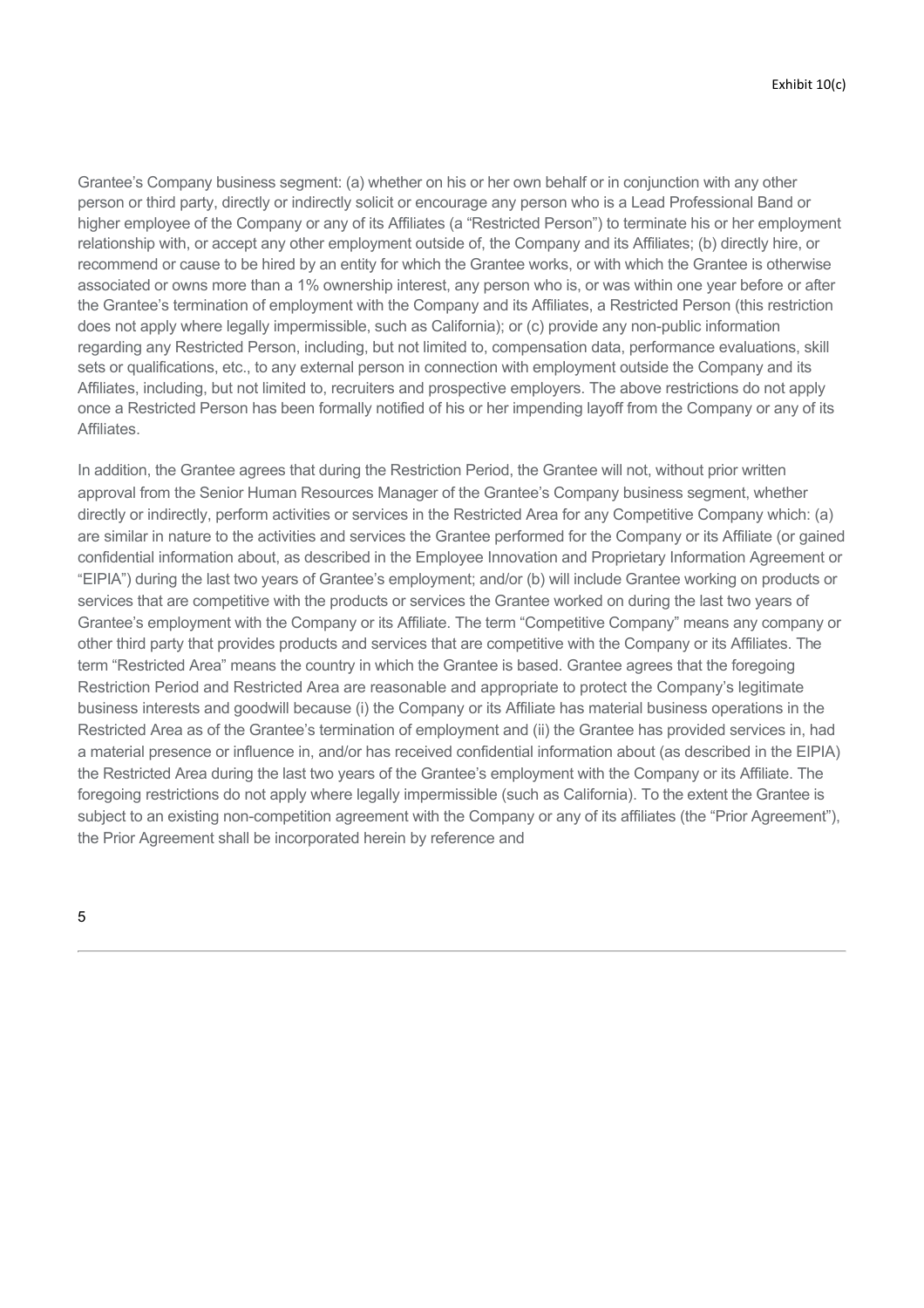Grantee's Company business segment: (a) whether on his or her own behalf or in conjunction with any other person or third party, directly or indirectly solicit or encourage any person who is a Lead Professional Band or higher employee of the Company or any of its Affiliates (a "Restricted Person") to terminate his or her employment relationship with, or accept any other employment outside of, the Company and its Affiliates; (b) directly hire, or recommend or cause to be hired by an entity for which the Grantee works, or with which the Grantee is otherwise associated or owns more than a 1% ownership interest, any person who is, or was within one year before or after the Grantee's termination of employment with the Company and its Affiliates, a Restricted Person (this restriction does not apply where legally impermissible, such as California); or (c) provide any non-public information regarding any Restricted Person, including, but not limited to, compensation data, performance evaluations, skill sets or qualifications, etc., to any external person in connection with employment outside the Company and its Affiliates, including, but not limited to, recruiters and prospective employers. The above restrictions do not apply once a Restricted Person has been formally notified of his or her impending layoff from the Company or any of its Affiliates.

In addition, the Grantee agrees that during the Restriction Period, the Grantee will not, without prior written approval from the Senior Human Resources Manager of the Grantee's Company business segment, whether directly or indirectly, perform activities or services in the Restricted Area for any Competitive Company which: (a) are similar in nature to the activities and services the Grantee performed for the Company or its Affiliate (or gained confidential information about, as described in the Employee Innovation and Proprietary Information Agreement or "EIPIA") during the last two years of Grantee's employment; and/or (b) will include Grantee working on products or services that are competitive with the products or services the Grantee worked on during the last two years of Grantee's employment with the Company or its Affiliate. The term "Competitive Company" means any company or other third party that provides products and services that are competitive with the Company or its Affiliates. The term "Restricted Area" means the country in which the Grantee is based. Grantee agrees that the foregoing Restriction Period and Restricted Area are reasonable and appropriate to protect the Company's legitimate business interests and goodwill because (i) the Company or its Affiliate has material business operations in the Restricted Area as of the Grantee's termination of employment and (ii) the Grantee has provided services in, had a material presence or influence in, and/or has received confidential information about (as described in the EIPIA) the Restricted Area during the last two years of the Grantee's employment with the Company or its Affiliate. The foregoing restrictions do not apply where legally impermissible (such as California). To the extent the Grantee is subject to an existing non-competition agreement with the Company or any of its affiliates (the "Prior Agreement"), the Prior Agreement shall be incorporated herein by reference and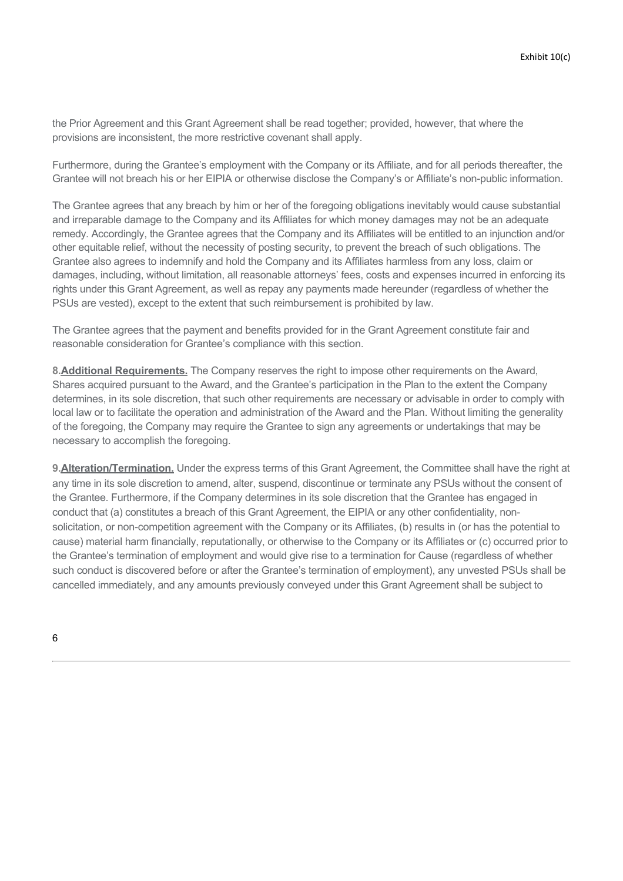the Prior Agreement and this Grant Agreement shall be read together; provided, however, that where the provisions are inconsistent, the more restrictive covenant shall apply.

Furthermore, during the Grantee's employment with the Company or its Affiliate, and for all periods thereafter, the Grantee will not breach his or her EIPIA or otherwise disclose the Company's or Affiliate's non-public information.

The Grantee agrees that any breach by him or her of the foregoing obligations inevitably would cause substantial and irreparable damage to the Company and its Affiliates for which money damages may not be an adequate remedy. Accordingly, the Grantee agrees that the Company and its Affiliates will be entitled to an injunction and/or other equitable relief, without the necessity of posting security, to prevent the breach of such obligations. The Grantee also agrees to indemnify and hold the Company and its Affiliates harmless from any loss, claim or damages, including, without limitation, all reasonable attorneys' fees, costs and expenses incurred in enforcing its rights under this Grant Agreement, as well as repay any payments made hereunder (regardless of whether the PSUs are vested), except to the extent that such reimbursement is prohibited by law.

The Grantee agrees that the payment and benefits provided for in the Grant Agreement constitute fair and reasonable consideration for Grantee's compliance with this section.

**8.** **Additional Requirements.** The Company reserves the right to impose other requirements on the Award, Shares acquired pursuant to the Award, and the Grantee's participation in the Plan to the extent the Company determines, in its sole discretion, that such other requirements are necessary or advisable in order to comply with local law or to facilitate the operation and administration of the Award and the Plan. Without limiting the generality of the foregoing, the Company may require the Grantee to sign any agreements or undertakings that may be necessary to accomplish the foregoing.

**9.** **Alteration/Termination.** Under the express terms of this Grant Agreement, the Committee shall have the right at any time in its sole discretion to amend, alter, suspend, discontinue or terminate any PSUs without the consent of the Grantee. Furthermore, if the Company determines in its sole discretion that the Grantee has engaged in conduct that (a) constitutes a breach of this Grant Agreement, the EIPIA or any other confidentiality, non-solicitation, or non-competition agreement with the Company or its Affiliates, (b) results in (or has the potential to cause) material harm financially, reputationally, or otherwise to the Company or its Affiliates or (c) occurred prior to the Grantee's termination of employment and would give rise to a termination for Cause (regardless of whether such conduct is discovered before or after the Grantee's termination of employment), any unvested PSUs shall be cancelled immediately, and any amounts previously conveyed under this Grant Agreement shall be subject to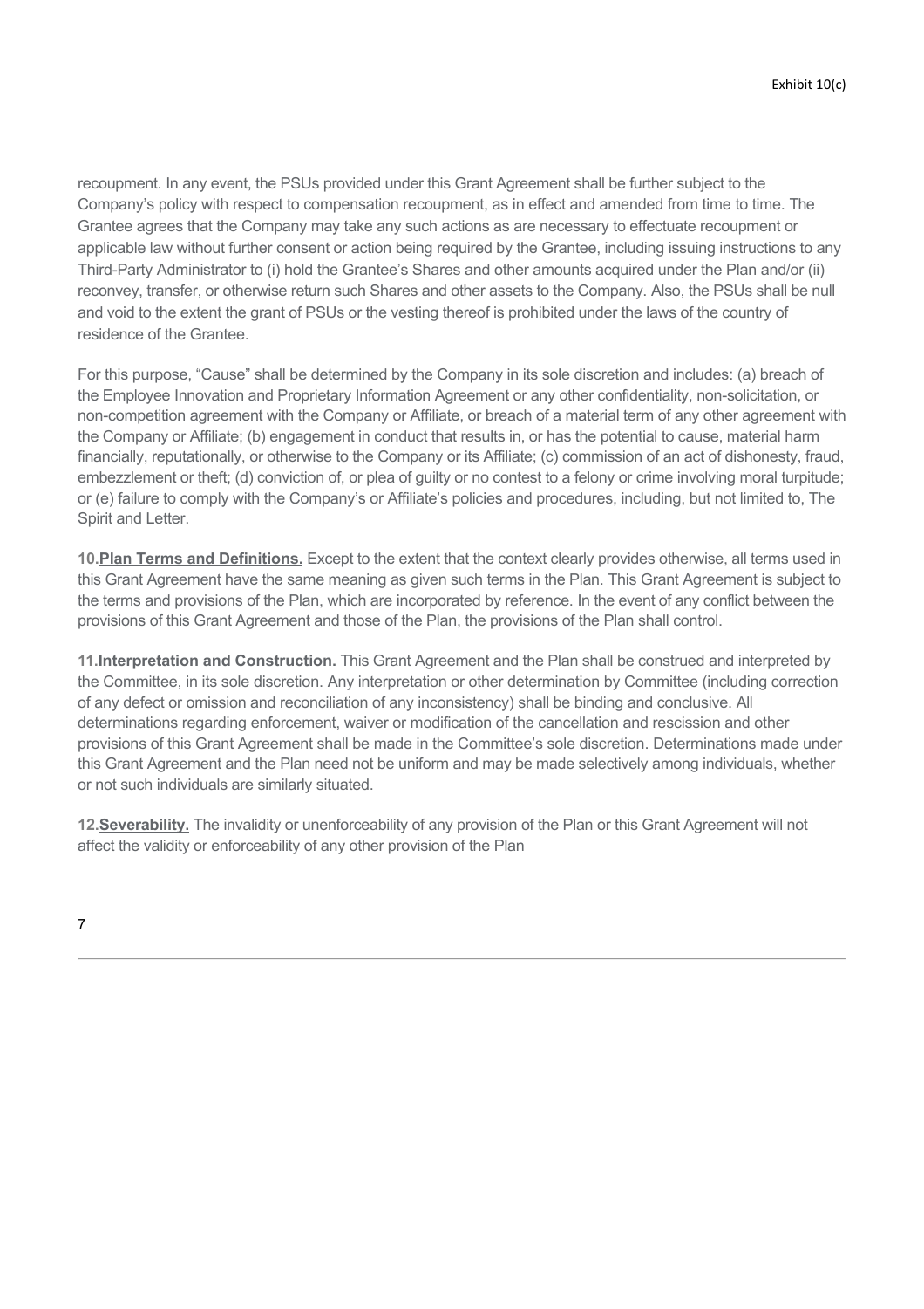recoupment. In any event, the PSUs provided under this Grant Agreement shall be further subject to the Company's policy with respect to compensation recoupment, as in effect and amended from time to time. The Grantee agrees that the Company may take any such actions as are necessary to effectuate recoupment or applicable law without further consent or action being required by the Grantee, including issuing instructions to any Third-Party Administrator to (i) hold the Grantee's Shares and other amounts acquired under the Plan and/or (ii) reconvey, transfer, or otherwise return such Shares and other assets to the Company. Also, the PSUs shall be null and void to the extent the grant of PSUs or the vesting thereof is prohibited under the laws of the country of residence of the Grantee.

For this purpose, "Cause" shall be determined by the Company in its sole discretion and includes: (a) breach of the Employee Innovation and Proprietary Information Agreement or any other confidentiality, non-solicitation, or non-competition agreement with the Company or Affiliate, or breach of a material term of any other agreement with the Company or Affiliate; (b) engagement in conduct that results in, or has the potential to cause, material harm financially, reputationally, or otherwise to the Company or its Affiliate; (c) commission of an act of dishonesty, fraud, embezzlement or theft; (d) conviction of, or plea of guilty or no contest to a felony or crime involving moral turpitude; or (e) failure to comply with the Company's or Affiliate's policies and procedures, including, but not limited to, The Spirit and Letter.

**10.Plan Terms and Definitions.** Except to the extent that the context clearly provides otherwise, all terms used in this Grant Agreement have the same meaning as given such terms in the Plan. This Grant Agreement is subject to the terms and provisions of the Plan, which are incorporated by reference. In the event of any conflict between the provisions of this Grant Agreement and those of the Plan, the provisions of the Plan shall control.

**11.Interpretation and Construction.** This Grant Agreement and the Plan shall be construed and interpreted by the Committee, in its sole discretion. Any interpretation or other determination by Committee (including correction of any defect or omission and reconciliation of any inconsistency) shall be binding and conclusive. All determinations regarding enforcement, waiver or modification of the cancellation and rescission and other provisions of this Grant Agreement shall be made in the Committee's sole discretion. Determinations made under this Grant Agreement and the Plan need not be uniform and may be made selectively among individuals, whether or not such individuals are similarly situated.

**12.Severability.** The invalidity or unenforceability of any provision of the Plan or this Grant Agreement will not affect the validity or enforceability of any other provision of the Plan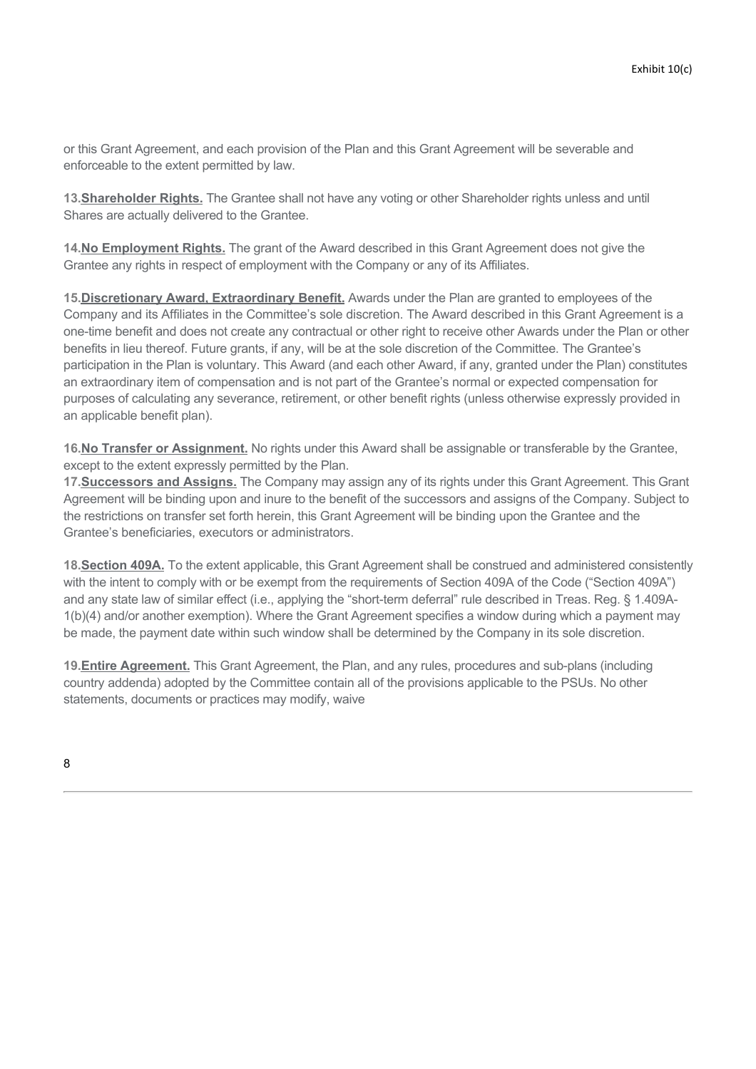or this Grant Agreement, and each provision of the Plan and this Grant Agreement will be severable and enforceable to the extent permitted by law.

**13.Shareholder Rights.** The Grantee shall not have any voting or other Shareholder rights unless and until Shares are actually delivered to the Grantee.

**14.No Employment Rights.** The grant of the Award described in this Grant Agreement does not give the Grantee any rights in respect of employment with the Company or any of its Affiliates.

**15.Discretionary Award, Extraordinary Benefit.** Awards under the Plan are granted to employees of the Company and its Affiliates in the Committee's sole discretion. The Award described in this Grant Agreement is a one-time benefit and does not create any contractual or other right to receive other Awards under the Plan or other benefits in lieu thereof. Future grants, if any, will be at the sole discretion of the Committee. The Grantee's participation in the Plan is voluntary. This Award (and each other Award, if any, granted under the Plan) constitutes an extraordinary item of compensation and is not part of the Grantee's normal or expected compensation for purposes of calculating any severance, retirement, or other benefit rights (unless otherwise expressly provided in an applicable benefit plan).

**16.No Transfer or Assignment.** No rights under this Award shall be assignable or transferable by the Grantee, except to the extent expressly permitted by the Plan.

**17.Successors and Assigns.** The Company may assign any of its rights under this Grant Agreement. This Grant Agreement will be binding upon and inure to the benefit of the successors and assigns of the Company. Subject to the restrictions on transfer set forth herein, this Grant Agreement will be binding upon the Grantee and the Grantee's beneficiaries, executors or administrators.

**18.Section 409A.** To the extent applicable, this Grant Agreement shall be construed and administered consistently with the intent to comply with or be exempt from the requirements of Section 409A of the Code ("Section 409A") and any state law of similar effect (i.e., applying the "short-term deferral" rule described in Treas. Reg. § 1.409A-1(b)(4) and/or another exemption). Where the Grant Agreement specifies a window during which a payment may be made, the payment date within such window shall be determined by the Company in its sole discretion.

**19.Entire Agreement.** This Grant Agreement, the Plan, and any rules, procedures and sub-plans (including country addenda) adopted by the Committee contain all of the provisions applicable to the PSUs. No other statements, documents or practices may modify, waive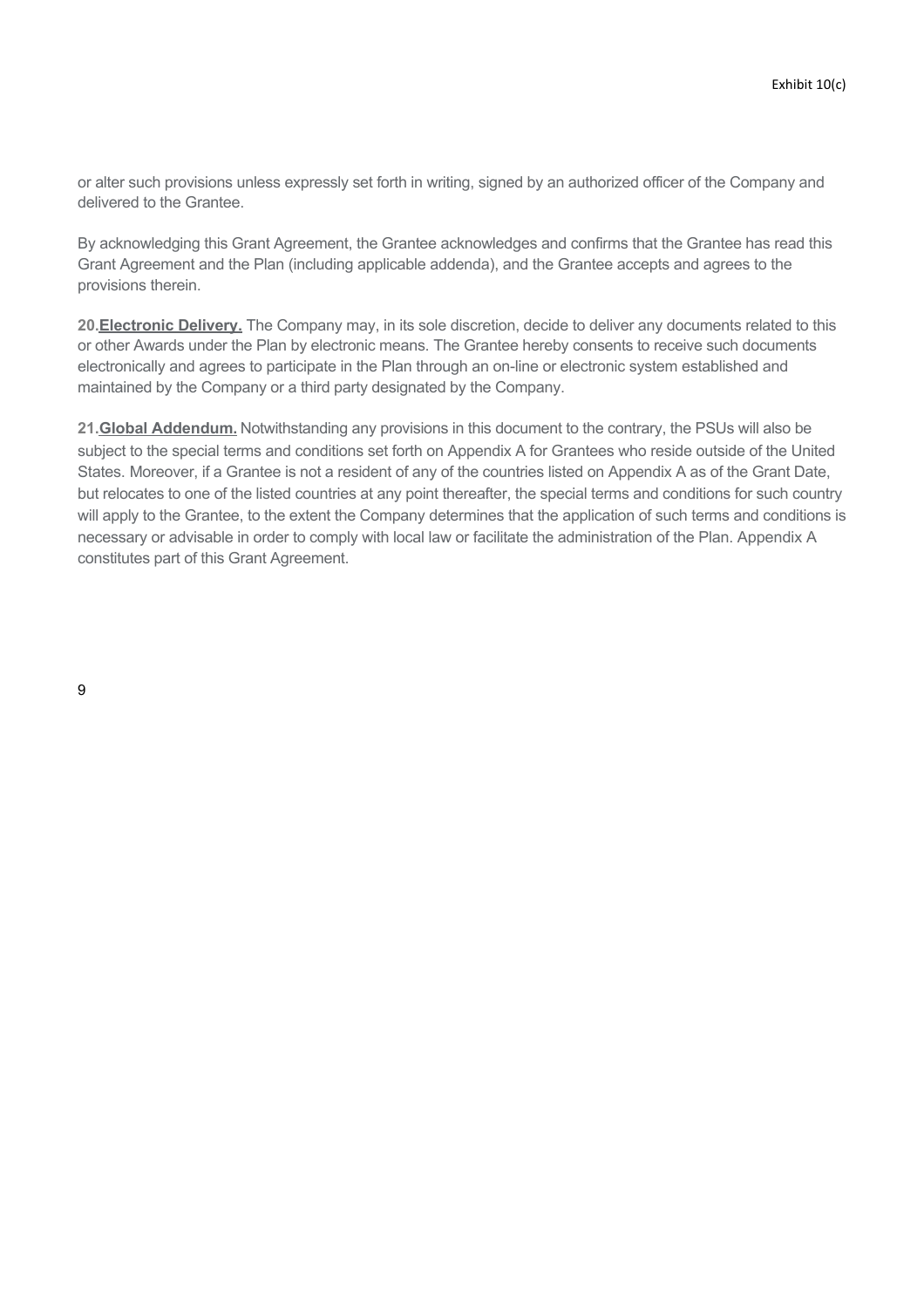or alter such provisions unless expressly set forth in writing, signed by an authorized officer of the Company and delivered to the Grantee.

By acknowledging this Grant Agreement, the Grantee acknowledges and confirms that the Grantee has read this Grant Agreement and the Plan (including applicable addenda), and the Grantee accepts and agrees to the provisions therein.

**20.Electronic Delivery.** The Company may, in its sole discretion, decide to deliver any documents related to this or other Awards under the Plan by electronic means. The Grantee hereby consents to receive such documents electronically and agrees to participate in the Plan through an on-line or electronic system established and maintained by the Company or a third party designated by the Company.

**21.Global Addendum.** Notwithstanding any provisions in this document to the contrary, the PSUs will also be subject to the special terms and conditions set forth on Appendix A for Grantees who reside outside of the United States. Moreover, if a Grantee is not a resident of any of the countries listed on Appendix A as of the Grant Date, but relocates to one of the listed countries at any point thereafter, the special terms and conditions for such country will apply to the Grantee, to the extent the Company determines that the application of such terms and conditions is necessary or advisable in order to comply with local law or facilitate the administration of the Plan. Appendix A constitutes part of this Grant Agreement.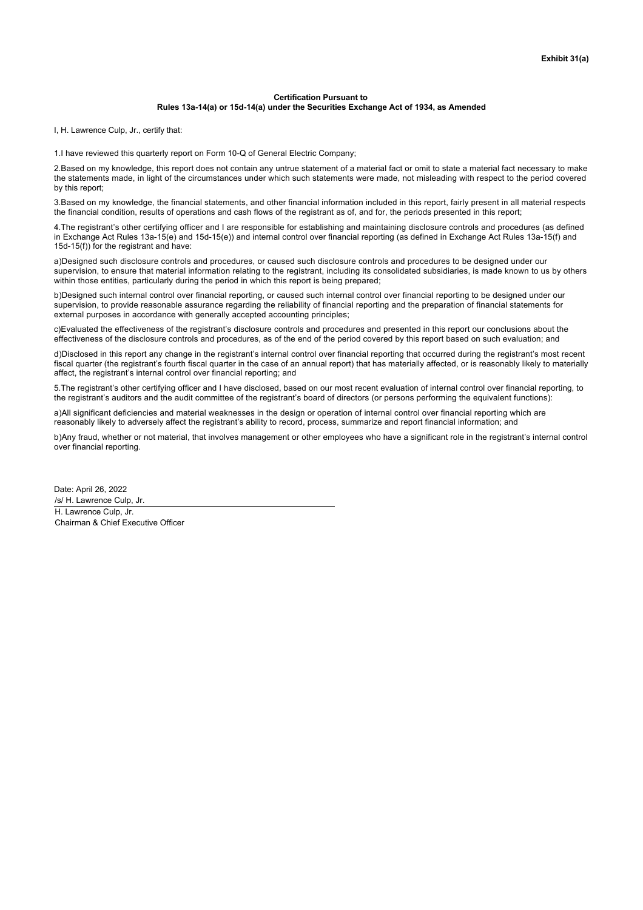**Exhibit 31(a)**

**Certification Pursuant to**
**Rules 13a-14(a) or 15d-14(a) under the Securities Exchange Act of 1934, as Amended**

I, H. Lawrence Culp, Jr., certify that:

1.I have reviewed this quarterly report on Form 10-Q of General Electric Company;

2.Based on my knowledge, this report does not contain any untrue statement of a material fact or omit to state a material fact necessary to make the statements made, in light of the circumstances under which such statements were made, not misleading with respect to the period covered by this report;

3.Based on my knowledge, the financial statements, and other financial information included in this report, fairly present in all material respects the financial condition, results of operations and cash flows of the registrant as of, and for, the periods presented in this report;

4.The registrant's other certifying officer and I are responsible for establishing and maintaining disclosure controls and procedures (as defined in Exchange Act Rules 13a-15(e) and 15d-15(e)) and internal control over financial reporting (as defined in Exchange Act Rules 13a-15(f) and 15d-15(f)) for the registrant and have:

a)Designed such disclosure controls and procedures, or caused such disclosure controls and procedures to be designed under our supervision, to ensure that material information relating to the registrant, including its consolidated subsidiaries, is made known to us by others within those entities, particularly during the period in which this report is being prepared;

b)Designed such internal control over financial reporting, or caused such internal control over financial reporting to be designed under our supervision, to provide reasonable assurance regarding the reliability of financial reporting and the preparation of financial statements for external purposes in accordance with generally accepted accounting principles;

c)Evaluated the effectiveness of the registrant's disclosure controls and procedures and presented in this report our conclusions about the effectiveness of the disclosure controls and procedures, as of the end of the period covered by this report based on such evaluation; and

d)Disclosed in this report any change in the registrant's internal control over financial reporting that occurred during the registrant's most recent fiscal quarter (the registrant's fourth fiscal quarter in the case of an annual report) that has materially affected, or is reasonably likely to materially affect, the registrant's internal control over financial reporting; and

5.The registrant's other certifying officer and I have disclosed, based on our most recent evaluation of internal control over financial reporting, to the registrant's auditors and the audit committee of the registrant's board of directors (or persons performing the equivalent functions):

a)All significant deficiencies and material weaknesses in the design or operation of internal control over financial reporting which are reasonably likely to adversely affect the registrant's ability to record, process, summarize and report financial information; and

b)Any fraud, whether or not material, that involves management or other employees who have a significant role in the registrant's internal control over financial reporting.

Date: April 26, 2022

/s/ H. Lawrence Culp, Jr.

H. Lawrence Culp, Jr.
Chairman & Chief Executive Officer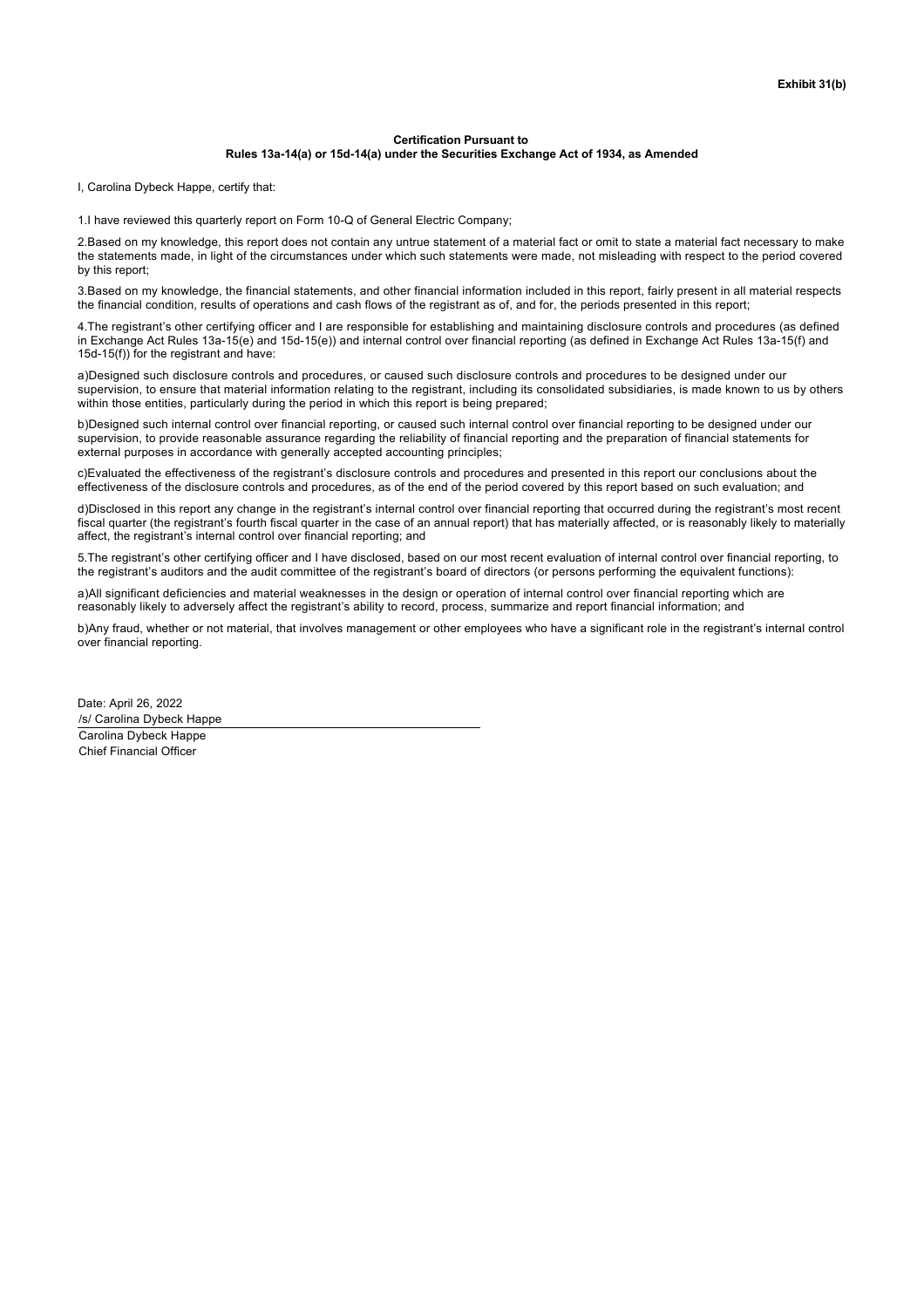**Exhibit 31(b)**

**Certification Pursuant to**
**Rules 13a-14(a) or 15d-14(a) under the Securities Exchange Act of 1934, as Amended**

I, Carolina Dybeck Happe, certify that:

1.I have reviewed this quarterly report on Form 10-Q of General Electric Company;

2.Based on my knowledge, this report does not contain any untrue statement of a material fact or omit to state a material fact necessary to make the statements made, in light of the circumstances under which such statements were made, not misleading with respect to the period covered by this report;

3.Based on my knowledge, the financial statements, and other financial information included in this report, fairly present in all material respects the financial condition, results of operations and cash flows of the registrant as of, and for, the periods presented in this report;

4.The registrant's other certifying officer and I are responsible for establishing and maintaining disclosure controls and procedures (as defined in Exchange Act Rules 13a-15(e) and 15d-15(e)) and internal control over financial reporting (as defined in Exchange Act Rules 13a-15(f) and 15d-15(f)) for the registrant and have:

a)Designed such disclosure controls and procedures, or caused such disclosure controls and procedures to be designed under our supervision, to ensure that material information relating to the registrant, including its consolidated subsidiaries, is made known to us by others within those entities, particularly during the period in which this report is being prepared;

b)Designed such internal control over financial reporting, or caused such internal control over financial reporting to be designed under our supervision, to provide reasonable assurance regarding the reliability of financial reporting and the preparation of financial statements for external purposes in accordance with generally accepted accounting principles;

c)Evaluated the effectiveness of the registrant's disclosure controls and procedures and presented in this report our conclusions about the effectiveness of the disclosure controls and procedures, as of the end of the period covered by this report based on such evaluation; and

d)Disclosed in this report any change in the registrant's internal control over financial reporting that occurred during the registrant's most recent fiscal quarter (the registrant's fourth fiscal quarter in the case of an annual report) that has materially affected, or is reasonably likely to materially affect, the registrant's internal control over financial reporting; and

5.The registrant's other certifying officer and I have disclosed, based on our most recent evaluation of internal control over financial reporting, to the registrant's auditors and the audit committee of the registrant's board of directors (or persons performing the equivalent functions):

a)All significant deficiencies and material weaknesses in the design or operation of internal control over financial reporting which are reasonably likely to adversely affect the registrant's ability to record, process, summarize and report financial information; and

b)Any fraud, whether or not material, that involves management or other employees who have a significant role in the registrant's internal control over financial reporting.

Date: April 26, 2022
/s/ Carolina Dybeck Happe
Carolina Dybeck Happe
Chief Financial Officer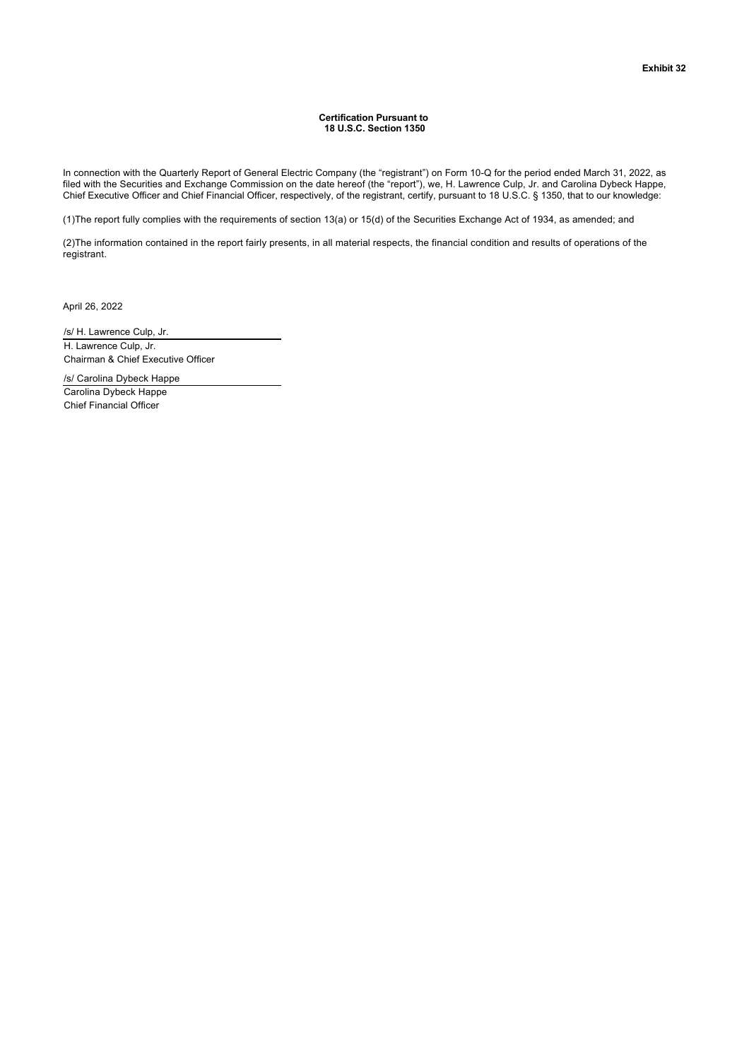**Exhibit 32**

**Certification Pursuant to**
**18 U.S.C. Section 1350**

In connection with the Quarterly Report of General Electric Company (the “registrant”) on Form 10-Q for the period ended March 31, 2022, as filed with the Securities and Exchange Commission on the date hereof (the “report”), we, H. Lawrence Culp, Jr. and Carolina Dybeck Happe, Chief Executive Officer and Chief Financial Officer, respectively, of the registrant, certify, pursuant to 18 U.S.C. § 1350, that to our knowledge:

(1)The report fully complies with the requirements of section 13(a) or 15(d) of the Securities Exchange Act of 1934, as amended; and

(2)The information contained in the report fairly presents, in all material respects, the financial condition and results of operations of the registrant.

April 26, 2022

/s/ H. Lawrence Culp, Jr.

H. Lawrence Culp, Jr.
Chairman & Chief Executive Officer

/s/ Carolina Dybeck Happe

Carolina Dybeck Happe
Chief Financial Officer